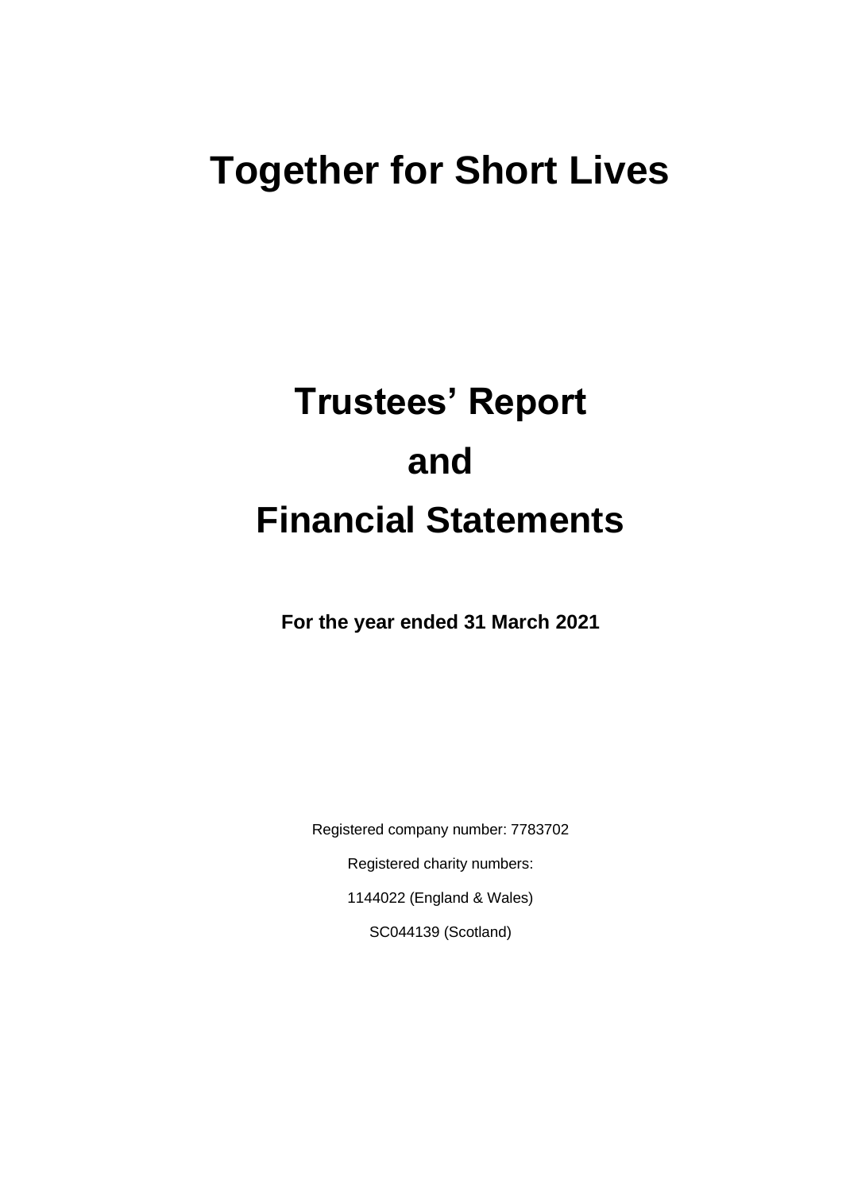# Together for Short Lives

# Trustees' Report

# and

# Financial Statements

**For the year ended 31 March 2021**

Registered company number: 7783702

Registered charity numbers:

1144022 (England & Wales)

SC044139 (Scotland)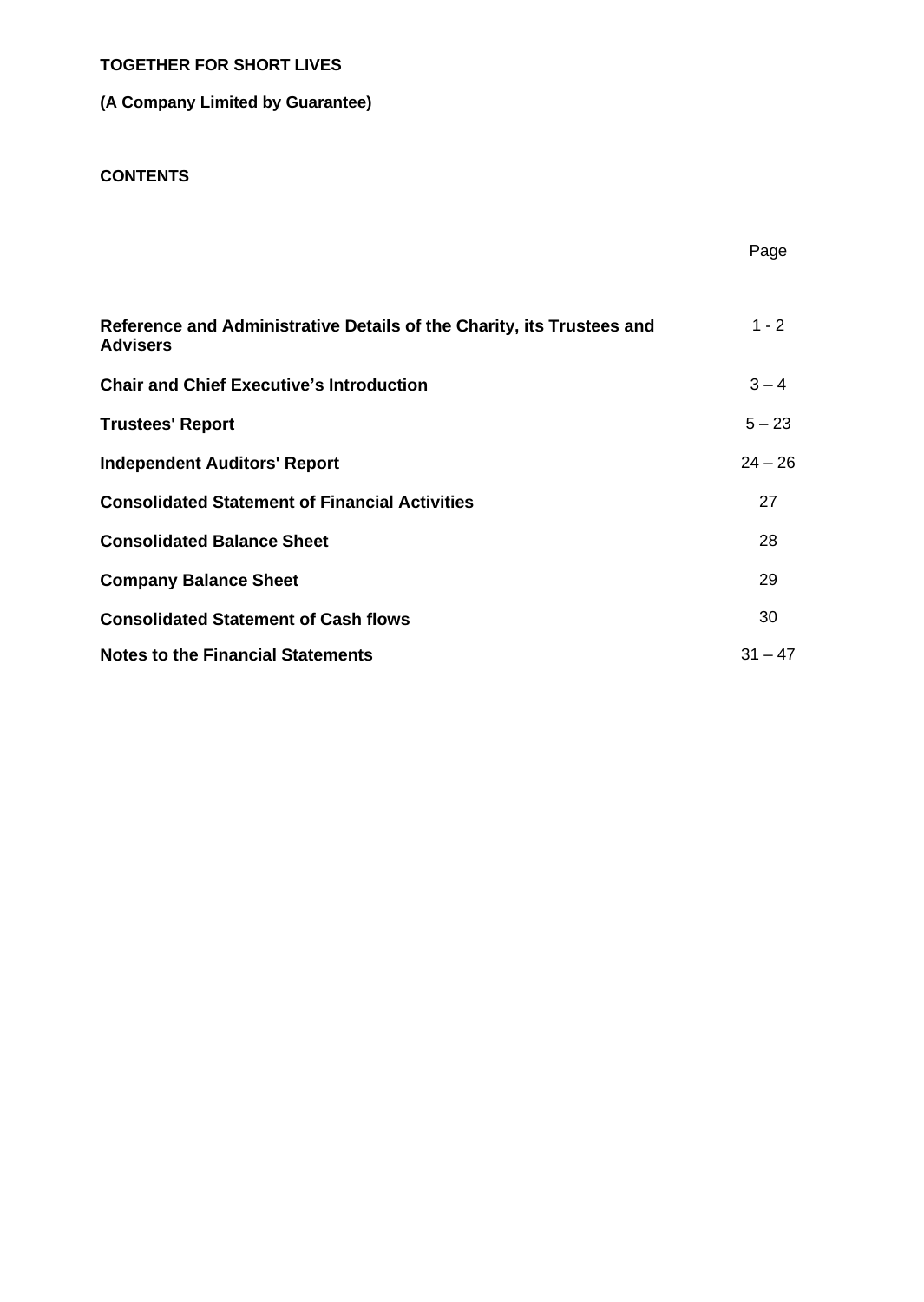**TOGETHER FOR SHORT LIVES**

**(A Company Limited by Guarantee)**

## CONTENTS

| | Page |
|---|---|
| **Reference and Administrative Details of the Charity, its Trustees and Advisers** | 1 - 2 |
| **Chair and Chief Executive's Introduction** | 3 – 4 |
| **Trustees' Report** | 5 – 23 |
| **Independent Auditors' Report** | 24 – 26 |
| **Consolidated Statement of Financial Activities** | 27 |
| **Consolidated Balance Sheet** | 28 |
| **Company Balance Sheet** | 29 |
| **Consolidated Statement of Cash flows** | 30 |
| **Notes to the Financial Statements** | 31 – 47 |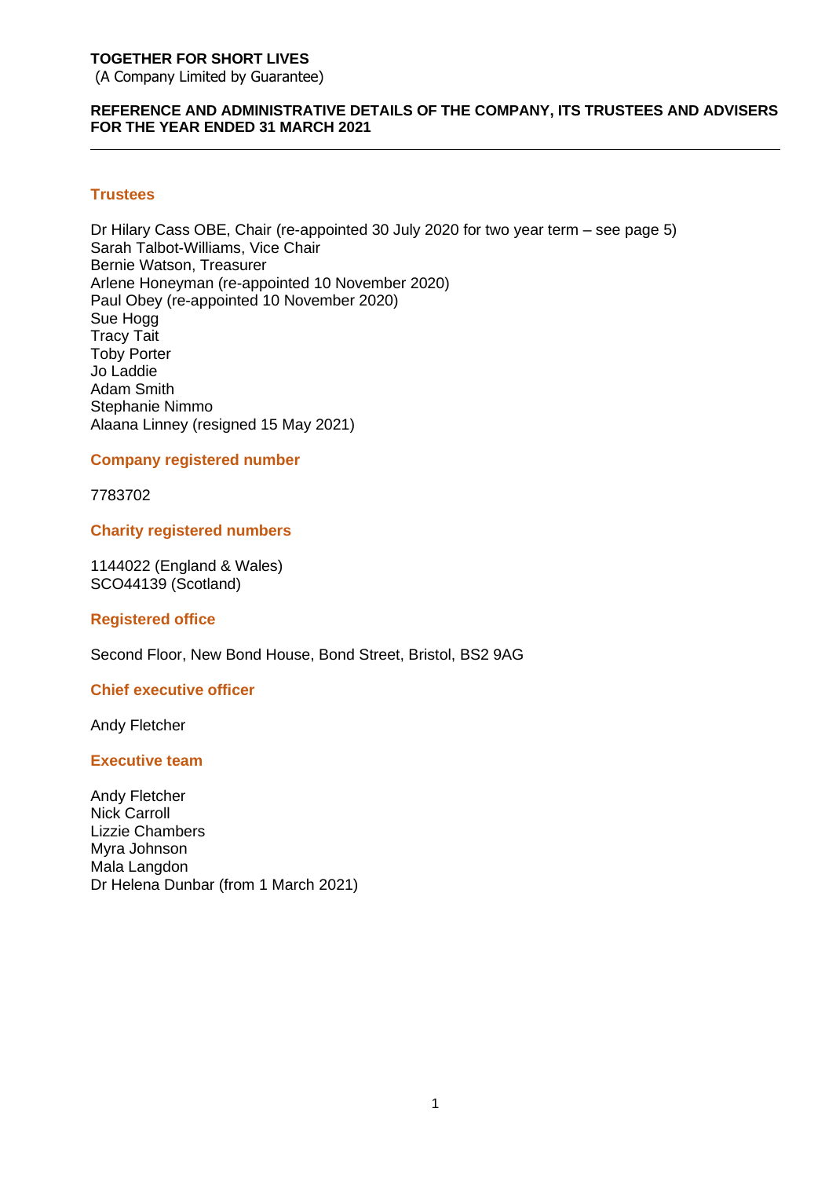**TOGETHER FOR SHORT LIVES**
(A Company Limited by Guarantee)

**REFERENCE AND ADMINISTRATIVE DETAILS OF THE COMPANY, ITS TRUSTEES AND ADVISERS FOR THE YEAR ENDED 31 MARCH 2021**

---

## Trustees

Dr Hilary Cass OBE, Chair (re-appointed 30 July 2020 for two year term – see page 5)
Sarah Talbot-Williams, Vice Chair
Bernie Watson, Treasurer
Arlene Honeyman (re-appointed 10 November 2020)
Paul Obey (re-appointed 10 November 2020)
Sue Hogg
Tracy Tait
Toby Porter
Jo Laddie
Adam Smith
Stephanie Nimmo
Alaana Linney (resigned 15 May 2021)

## Company registered number

7783702

## Charity registered numbers

1144022 (England & Wales)
SCO44139 (Scotland)

## Registered office

Second Floor, New Bond House, Bond Street, Bristol, BS2 9AG

## Chief executive officer

Andy Fletcher

## Executive team

Andy Fletcher
Nick Carroll
Lizzie Chambers
Myra Johnson
Mala Langdon
Dr Helena Dunbar (from 1 March 2021)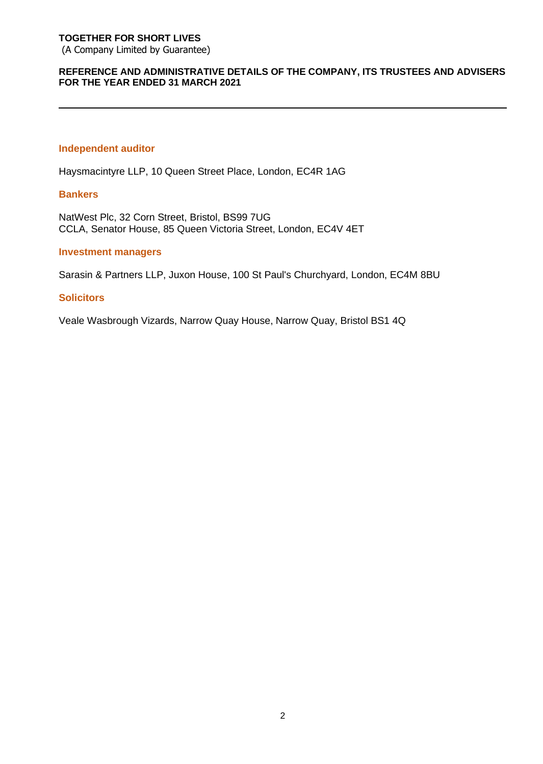**TOGETHER FOR SHORT LIVES**
(A Company Limited by Guarantee)

**REFERENCE AND ADMINISTRATIVE DETAILS OF THE COMPANY, ITS TRUSTEES AND ADVISERS FOR THE YEAR ENDED 31 MARCH 2021**

---

### Independent auditor

Haysmacintyre LLP, 10 Queen Street Place, London, EC4R 1AG

### Bankers

NatWest Plc, 32 Corn Street, Bristol, BS99 7UG
CCLA, Senator House, 85 Queen Victoria Street, London, EC4V 4ET

### Investment managers

Sarasin & Partners LLP, Juxon House, 100 St Paul's Churchyard, London, EC4M 8BU

### Solicitors

Veale Wasbrough Vizards, Narrow Quay House, Narrow Quay, Bristol BS1 4Q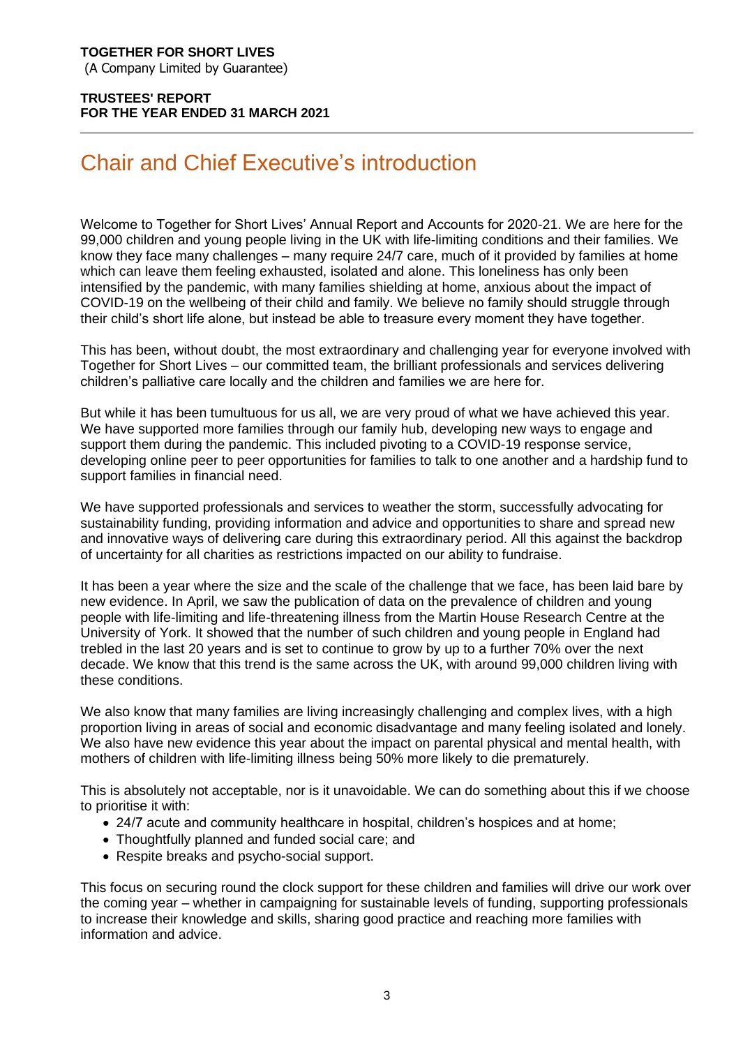# Chair and Chief Executive's introduction

Welcome to Together for Short Lives' Annual Report and Accounts for 2020-21. We are here for the 99,000 children and young people living in the UK with life-limiting conditions and their families. We know they face many challenges – many require 24/7 care, much of it provided by families at home which can leave them feeling exhausted, isolated and alone. This loneliness has only been intensified by the pandemic, with many families shielding at home, anxious about the impact of COVID-19 on the wellbeing of their child and family. We believe no family should struggle through their child's short life alone, but instead be able to treasure every moment they have together.

This has been, without doubt, the most extraordinary and challenging year for everyone involved with Together for Short Lives – our committed team, the brilliant professionals and services delivering children's palliative care locally and the children and families we are here for.

But while it has been tumultuous for us all, we are very proud of what we have achieved this year. We have supported more families through our family hub, developing new ways to engage and support them during the pandemic. This included pivoting to a COVID-19 response service, developing online peer to peer opportunities for families to talk to one another and a hardship fund to support families in financial need.

We have supported professionals and services to weather the storm, successfully advocating for sustainability funding, providing information and advice and opportunities to share and spread new and innovative ways of delivering care during this extraordinary period. All this against the backdrop of uncertainty for all charities as restrictions impacted on our ability to fundraise.

It has been a year where the size and the scale of the challenge that we face, has been laid bare by new evidence. In April, we saw the publication of data on the prevalence of children and young people with life-limiting and life-threatening illness from the Martin House Research Centre at the University of York. It showed that the number of such children and young people in England had trebled in the last 20 years and is set to continue to grow by up to a further 70% over the next decade. We know that this trend is the same across the UK, with around 99,000 children living with these conditions.

We also know that many families are living increasingly challenging and complex lives, with a high proportion living in areas of social and economic disadvantage and many feeling isolated and lonely. We also have new evidence this year about the impact on parental physical and mental health, with mothers of children with life-limiting illness being 50% more likely to die prematurely.

This is absolutely not acceptable, nor is it unavoidable. We can do something about this if we choose to prioritise it with:

- 24/7 acute and community healthcare in hospital, children's hospices and at home;
- Thoughtfully planned and funded social care; and
- Respite breaks and psycho-social support.

This focus on securing round the clock support for these children and families will drive our work over the coming year – whether in campaigning for sustainable levels of funding, supporting professionals to increase their knowledge and skills, sharing good practice and reaching more families with information and advice.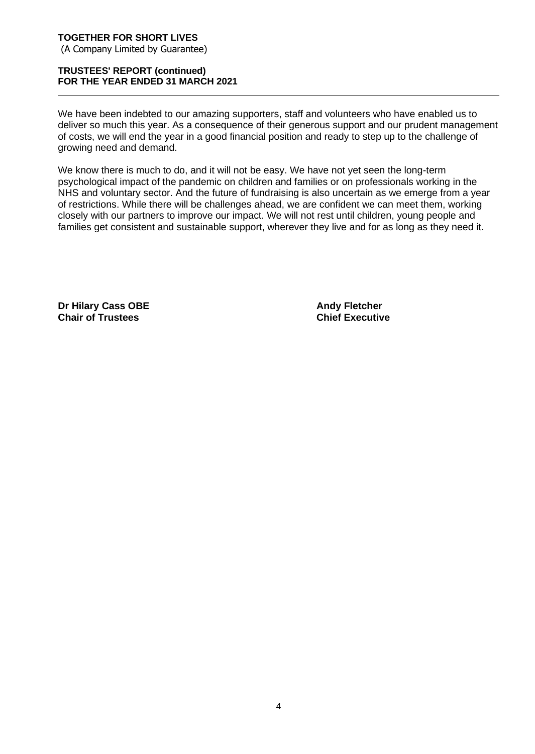We have been indebted to our amazing supporters, staff and volunteers who have enabled us to deliver so much this year. As a consequence of their generous support and our prudent management of costs, we will end the year in a good financial position and ready to step up to the challenge of growing need and demand.

We know there is much to do, and it will not be easy. We have not yet seen the long-term psychological impact of the pandemic on children and families or on professionals working in the NHS and voluntary sector. And the future of fundraising is also uncertain as we emerge from a year of restrictions. While there will be challenges ahead, we are confident we can meet them, working closely with our partners to improve our impact. We will not rest until children, young people and families get consistent and sustainable support, wherever they live and for as long as they need it.

**Dr Hilary Cass OBE**
**Chair of Trustees**

**Andy Fletcher**
**Chief Executive**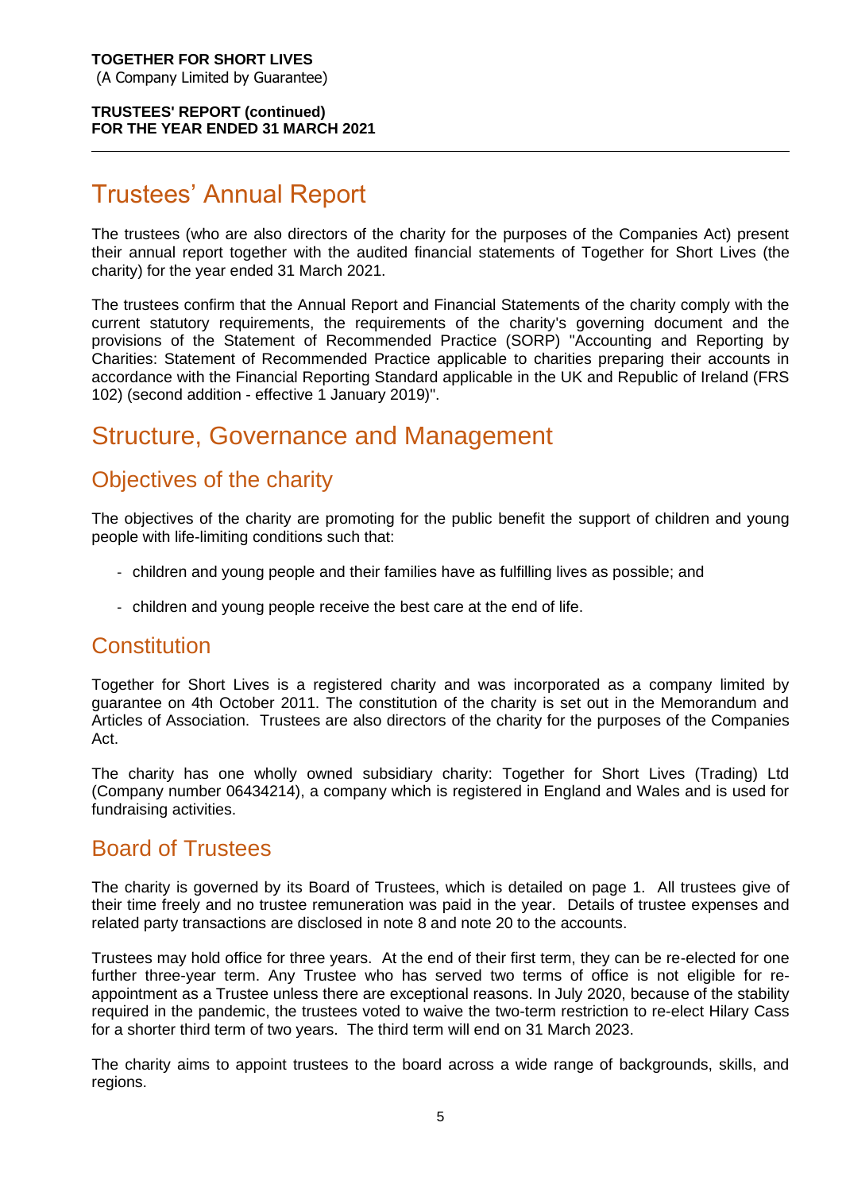# Trustees' Annual Report

The trustees (who are also directors of the charity for the purposes of the Companies Act) present their annual report together with the audited financial statements of Together for Short Lives (the charity) for the year ended 31 March 2021.

The trustees confirm that the Annual Report and Financial Statements of the charity comply with the current statutory requirements, the requirements of the charity's governing document and the provisions of the Statement of Recommended Practice (SORP) "Accounting and Reporting by Charities: Statement of Recommended Practice applicable to charities preparing their accounts in accordance with the Financial Reporting Standard applicable in the UK and Republic of Ireland (FRS 102) (second addition - effective 1 January 2019)".

# Structure, Governance and Management

## Objectives of the charity

The objectives of the charity are promoting for the public benefit the support of children and young people with life-limiting conditions such that:

- children and young people and their families have as fulfilling lives as possible; and
- children and young people receive the best care at the end of life.

## Constitution

Together for Short Lives is a registered charity and was incorporated as a company limited by guarantee on 4th October 2011. The constitution of the charity is set out in the Memorandum and Articles of Association. Trustees are also directors of the charity for the purposes of the Companies Act.

The charity has one wholly owned subsidiary charity: Together for Short Lives (Trading) Ltd (Company number 06434214), a company which is registered in England and Wales and is used for fundraising activities.

## Board of Trustees

The charity is governed by its Board of Trustees, which is detailed on page 1. All trustees give of their time freely and no trustee remuneration was paid in the year. Details of trustee expenses and related party transactions are disclosed in note 8 and note 20 to the accounts.

Trustees may hold office for three years. At the end of their first term, they can be re-elected for one further three-year term. Any Trustee who has served two terms of office is not eligible for re-appointment as a Trustee unless there are exceptional reasons. In July 2020, because of the stability required in the pandemic, the trustees voted to waive the two-term restriction to re-elect Hilary Cass for a shorter third term of two years. The third term will end on 31 March 2023.

The charity aims to appoint trustees to the board across a wide range of backgrounds, skills, and regions.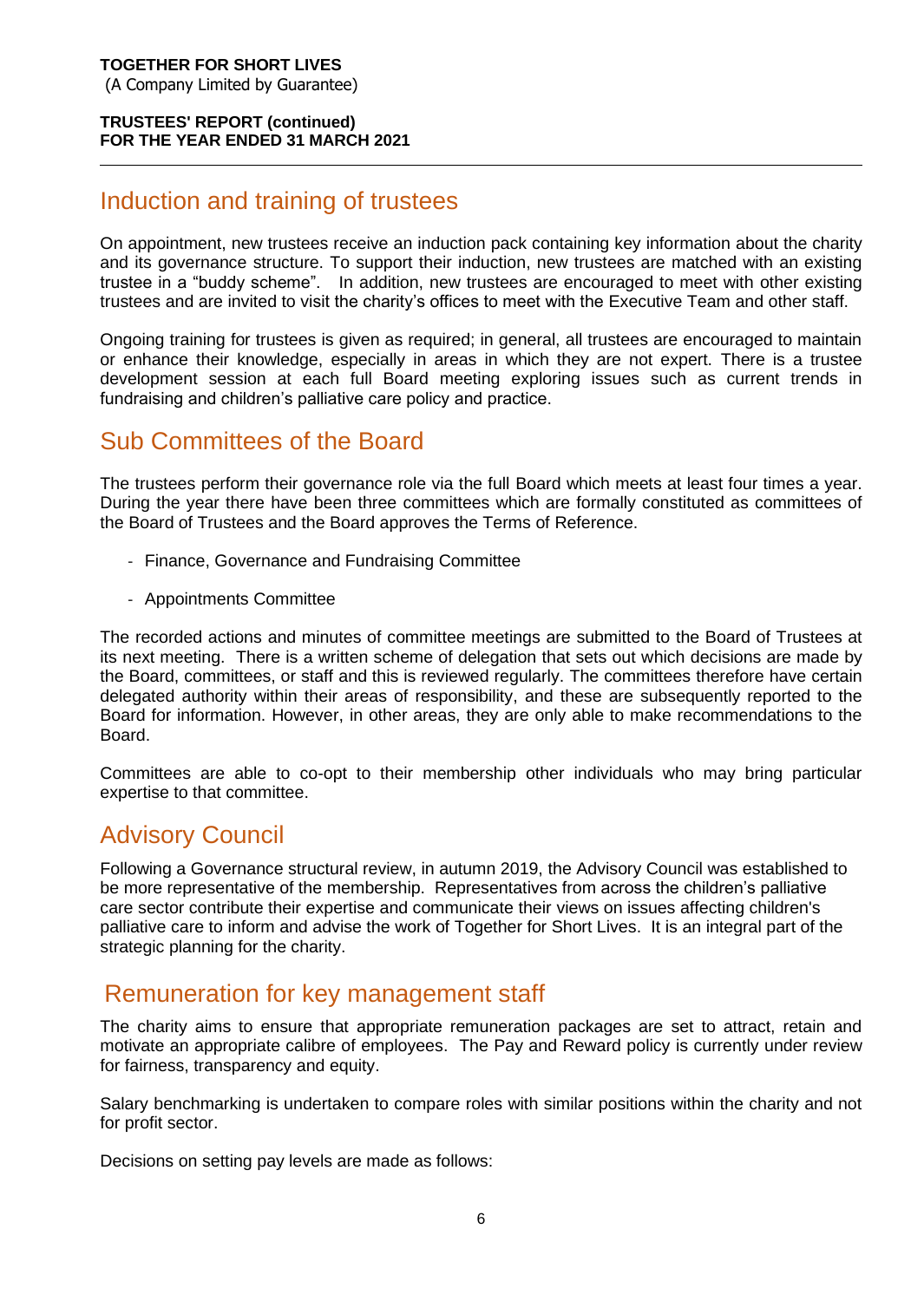## Induction and training of trustees

On appointment, new trustees receive an induction pack containing key information about the charity and its governance structure. To support their induction, new trustees are matched with an existing trustee in a "buddy scheme". In addition, new trustees are encouraged to meet with other existing trustees and are invited to visit the charity's offices to meet with the Executive Team and other staff.

Ongoing training for trustees is given as required; in general, all trustees are encouraged to maintain or enhance their knowledge, especially in areas in which they are not expert. There is a trustee development session at each full Board meeting exploring issues such as current trends in fundraising and children's palliative care policy and practice.

## Sub Committees of the Board

The trustees perform their governance role via the full Board which meets at least four times a year. During the year there have been three committees which are formally constituted as committees of the Board of Trustees and the Board approves the Terms of Reference.

- Finance, Governance and Fundraising Committee
- Appointments Committee

The recorded actions and minutes of committee meetings are submitted to the Board of Trustees at its next meeting. There is a written scheme of delegation that sets out which decisions are made by the Board, committees, or staff and this is reviewed regularly. The committees therefore have certain delegated authority within their areas of responsibility, and these are subsequently reported to the Board for information. However, in other areas, they are only able to make recommendations to the Board.

Committees are able to co-opt to their membership other individuals who may bring particular expertise to that committee.

## Advisory Council

Following a Governance structural review, in autumn 2019, the Advisory Council was established to be more representative of the membership. Representatives from across the children's palliative care sector contribute their expertise and communicate their views on issues affecting children's palliative care to inform and advise the work of Together for Short Lives. It is an integral part of the strategic planning for the charity.

## Remuneration for key management staff

The charity aims to ensure that appropriate remuneration packages are set to attract, retain and motivate an appropriate calibre of employees. The Pay and Reward policy is currently under review for fairness, transparency and equity.

Salary benchmarking is undertaken to compare roles with similar positions within the charity and not for profit sector.

Decisions on setting pay levels are made as follows: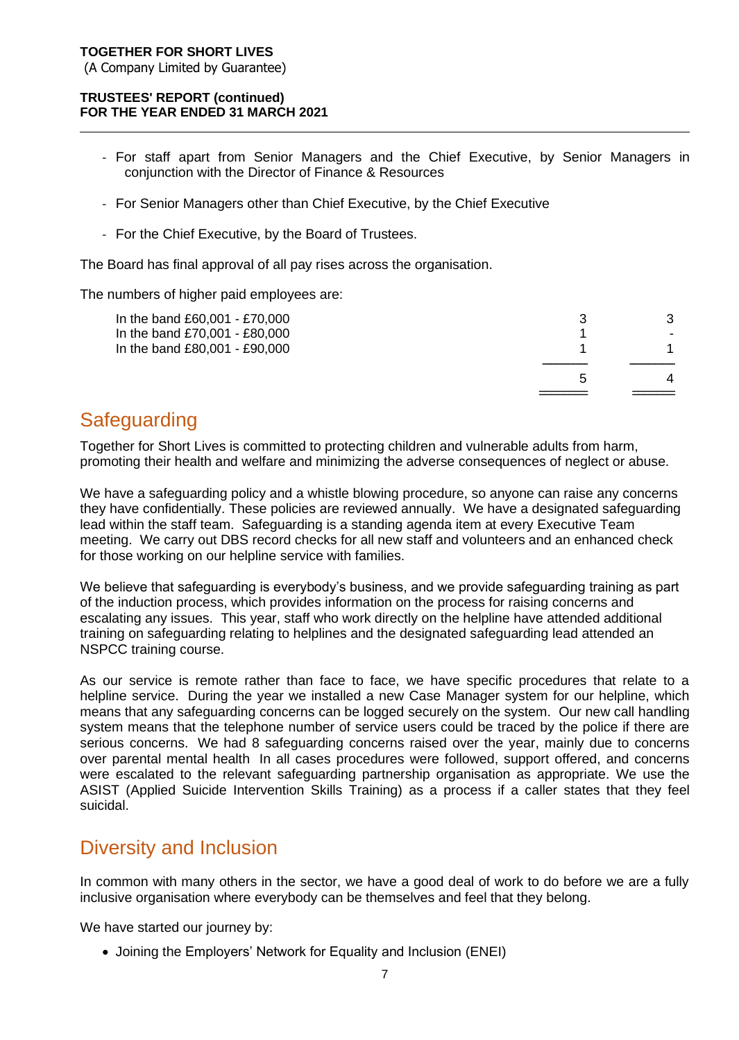- For staff apart from Senior Managers and the Chief Executive, by Senior Managers in conjunction with the Director of Finance & Resources
- For Senior Managers other than Chief Executive, by the Chief Executive
- For the Chief Executive, by the Board of Trustees.

The Board has final approval of all pay rises across the organisation.

The numbers of higher paid employees are:

| | | |
|---|---|---|
| In the band £60,001 - £70,000 | 3 | 3 |
| In the band £70,001 - £80,000 | 1 | - |
| In the band £80,001 - £90,000 | 1 | 1 |
| | 5 | 4 |

## Safeguarding

Together for Short Lives is committed to protecting children and vulnerable adults from harm, promoting their health and welfare and minimizing the adverse consequences of neglect or abuse.

We have a safeguarding policy and a whistle blowing procedure, so anyone can raise any concerns they have confidentially. These policies are reviewed annually. We have a designated safeguarding lead within the staff team. Safeguarding is a standing agenda item at every Executive Team meeting. We carry out DBS record checks for all new staff and volunteers and an enhanced check for those working on our helpline service with families.

We believe that safeguarding is everybody's business, and we provide safeguarding training as part of the induction process, which provides information on the process for raising concerns and escalating any issues. This year, staff who work directly on the helpline have attended additional training on safeguarding relating to helplines and the designated safeguarding lead attended an NSPCC training course.

As our service is remote rather than face to face, we have specific procedures that relate to a helpline service. During the year we installed a new Case Manager system for our helpline, which means that any safeguarding concerns can be logged securely on the system. Our new call handling system means that the telephone number of service users could be traced by the police if there are serious concerns. We had 8 safeguarding concerns raised over the year, mainly due to concerns over parental mental health In all cases procedures were followed, support offered, and concerns were escalated to the relevant safeguarding partnership organisation as appropriate. We use the ASIST (Applied Suicide Intervention Skills Training) as a process if a caller states that they feel suicidal.

## Diversity and Inclusion

In common with many others in the sector, we have a good deal of work to do before we are a fully inclusive organisation where everybody can be themselves and feel that they belong.

We have started our journey by:

- Joining the Employers' Network for Equality and Inclusion (ENEI)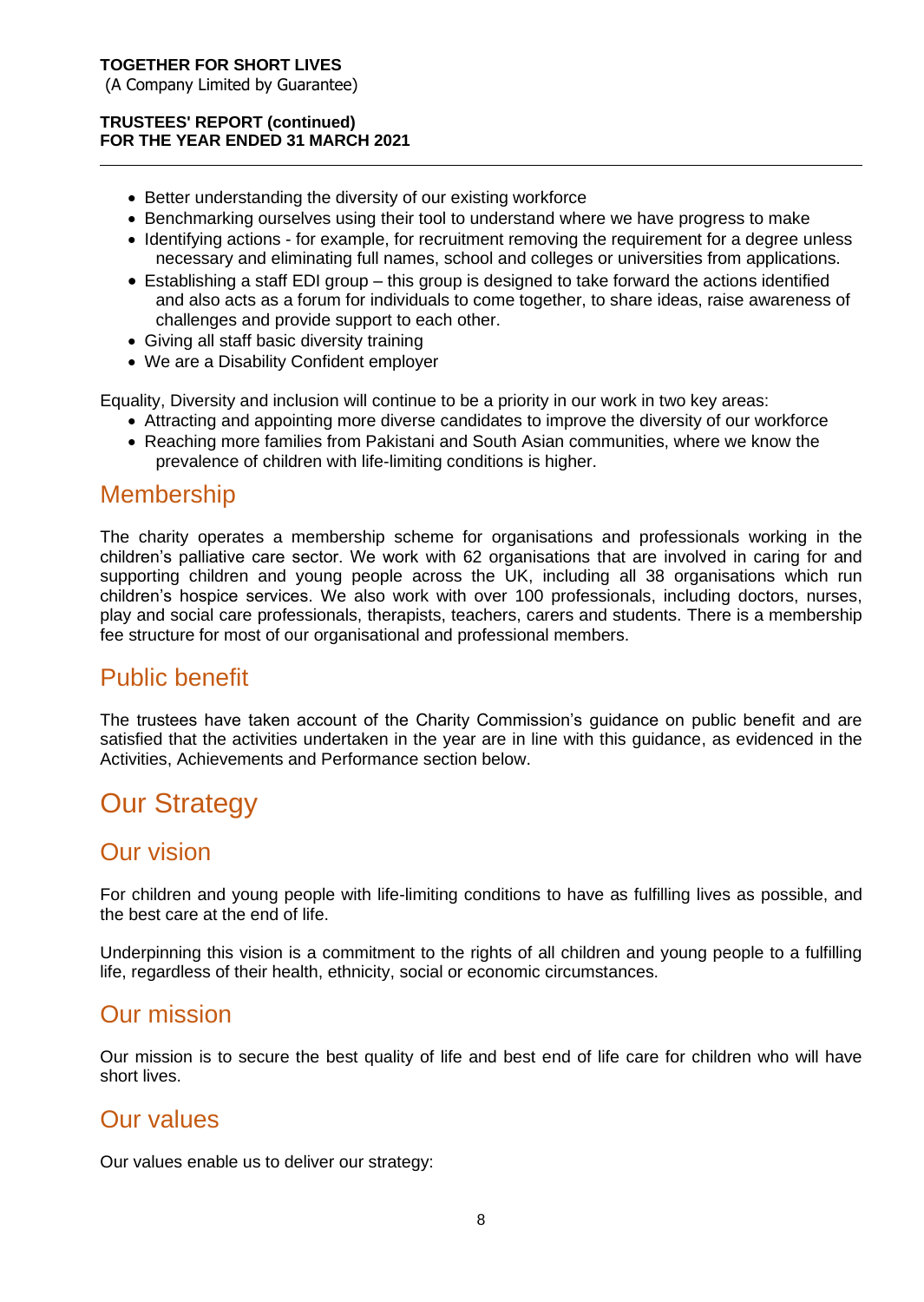- Better understanding the diversity of our existing workforce
- Benchmarking ourselves using their tool to understand where we have progress to make
- Identifying actions - for example, for recruitment removing the requirement for a degree unless necessary and eliminating full names, school and colleges or universities from applications.
- Establishing a staff EDI group – this group is designed to take forward the actions identified and also acts as a forum for individuals to come together, to share ideas, raise awareness of challenges and provide support to each other.
- Giving all staff basic diversity training
- We are a Disability Confident employer

Equality, Diversity and inclusion will continue to be a priority in our work in two key areas:

- Attracting and appointing more diverse candidates to improve the diversity of our workforce
- Reaching more families from Pakistani and South Asian communities, where we know the prevalence of children with life-limiting conditions is higher.

## Membership

The charity operates a membership scheme for organisations and professionals working in the children's palliative care sector. We work with 62 organisations that are involved in caring for and supporting children and young people across the UK, including all 38 organisations which run children's hospice services. We also work with over 100 professionals, including doctors, nurses, play and social care professionals, therapists, teachers, carers and students. There is a membership fee structure for most of our organisational and professional members.

## Public benefit

The trustees have taken account of the Charity Commission's guidance on public benefit and are satisfied that the activities undertaken in the year are in line with this guidance, as evidenced in the Activities, Achievements and Performance section below.

# Our Strategy

## Our vision

For children and young people with life-limiting conditions to have as fulfilling lives as possible, and the best care at the end of life.

Underpinning this vision is a commitment to the rights of all children and young people to a fulfilling life, regardless of their health, ethnicity, social or economic circumstances.

## Our mission

Our mission is to secure the best quality of life and best end of life care for children who will have short lives.

## Our values

Our values enable us to deliver our strategy: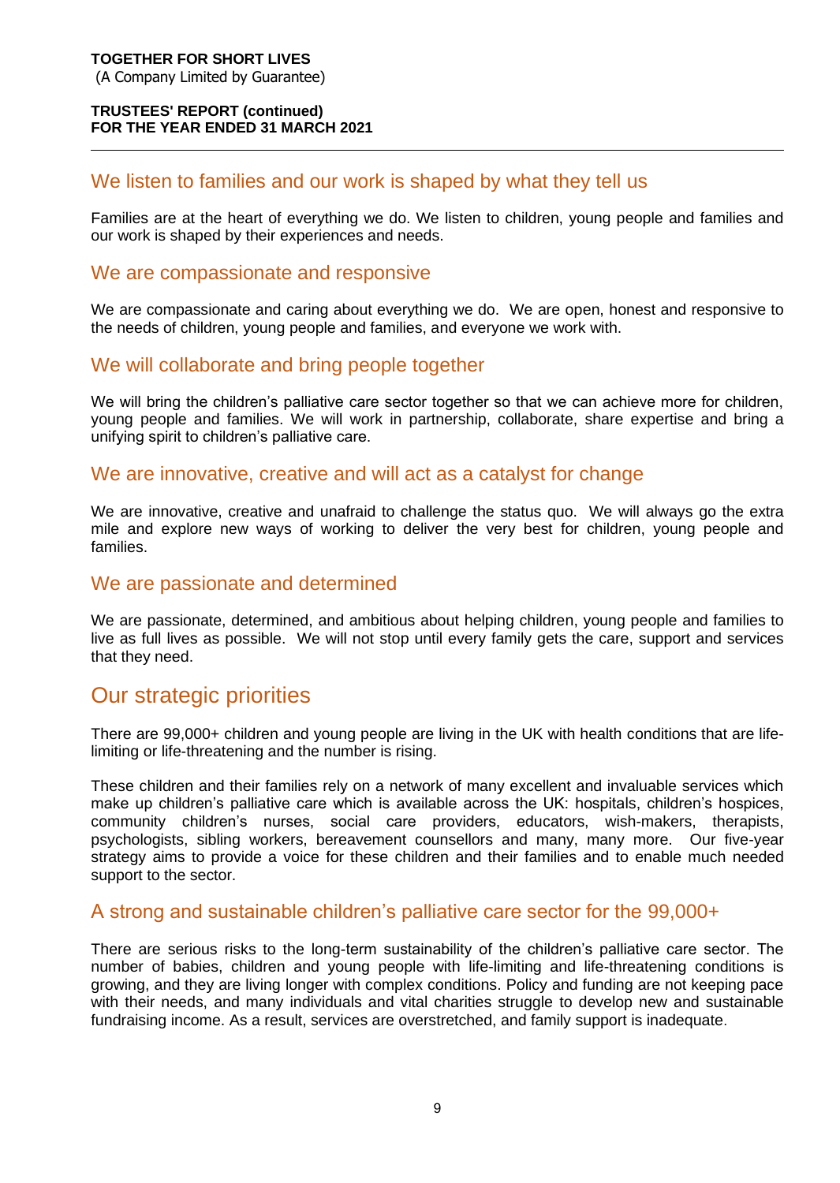## We listen to families and our work is shaped by what they tell us

Families are at the heart of everything we do. We listen to children, young people and families and our work is shaped by their experiences and needs.

## We are compassionate and responsive

We are compassionate and caring about everything we do. We are open, honest and responsive to the needs of children, young people and families, and everyone we work with.

## We will collaborate and bring people together

We will bring the children's palliative care sector together so that we can achieve more for children, young people and families. We will work in partnership, collaborate, share expertise and bring a unifying spirit to children's palliative care.

## We are innovative, creative and will act as a catalyst for change

We are innovative, creative and unafraid to challenge the status quo. We will always go the extra mile and explore new ways of working to deliver the very best for children, young people and families.

## We are passionate and determined

We are passionate, determined, and ambitious about helping children, young people and families to live as full lives as possible. We will not stop until every family gets the care, support and services that they need.

# Our strategic priorities

There are 99,000+ children and young people are living in the UK with health conditions that are life-limiting or life-threatening and the number is rising.

These children and their families rely on a network of many excellent and invaluable services which make up children's palliative care which is available across the UK: hospitals, children's hospices, community children's nurses, social care providers, educators, wish-makers, therapists, psychologists, sibling workers, bereavement counsellors and many, many more. Our five-year strategy aims to provide a voice for these children and their families and to enable much needed support to the sector.

## A strong and sustainable children's palliative care sector for the 99,000+

There are serious risks to the long-term sustainability of the children's palliative care sector. The number of babies, children and young people with life-limiting and life-threatening conditions is growing, and they are living longer with complex conditions. Policy and funding are not keeping pace with their needs, and many individuals and vital charities struggle to develop new and sustainable fundraising income. As a result, services are overstretched, and family support is inadequate.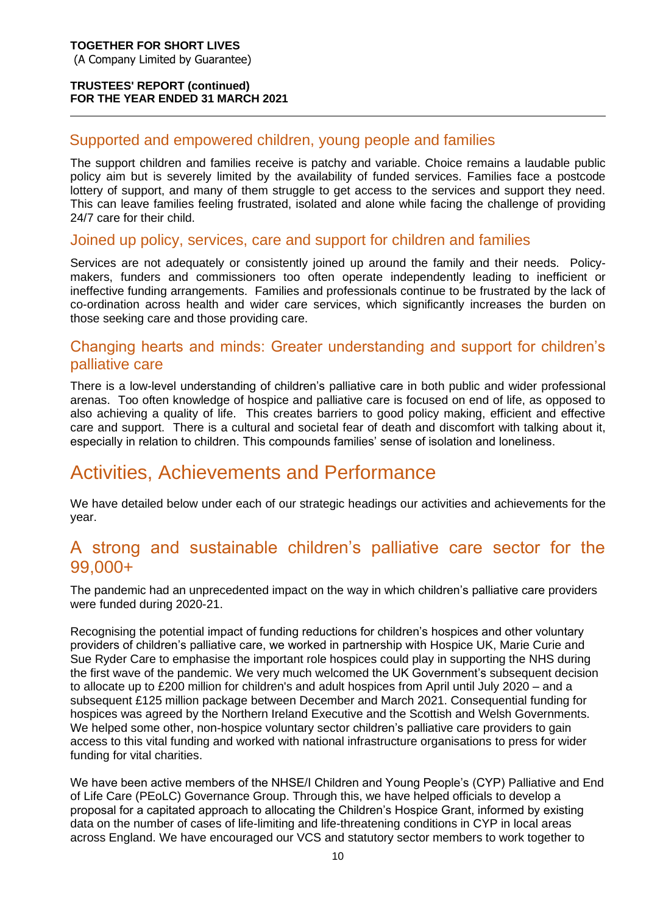## Supported and empowered children, young people and families

The support children and families receive is patchy and variable. Choice remains a laudable public policy aim but is severely limited by the availability of funded services. Families face a postcode lottery of support, and many of them struggle to get access to the services and support they need. This can leave families feeling frustrated, isolated and alone while facing the challenge of providing 24/7 care for their child.

## Joined up policy, services, care and support for children and families

Services are not adequately or consistently joined up around the family and their needs. Policy-makers, funders and commissioners too often operate independently leading to inefficient or ineffective funding arrangements. Families and professionals continue to be frustrated by the lack of co-ordination across health and wider care services, which significantly increases the burden on those seeking care and those providing care.

## Changing hearts and minds: Greater understanding and support for children's palliative care

There is a low-level understanding of children's palliative care in both public and wider professional arenas. Too often knowledge of hospice and palliative care is focused on end of life, as opposed to also achieving a quality of life. This creates barriers to good policy making, efficient and effective care and support. There is a cultural and societal fear of death and discomfort with talking about it, especially in relation to children. This compounds families' sense of isolation and loneliness.

# Activities, Achievements and Performance

We have detailed below under each of our strategic headings our activities and achievements for the year.

## A strong and sustainable children's palliative care sector for the 99,000+

The pandemic had an unprecedented impact on the way in which children's palliative care providers were funded during 2020-21.

Recognising the potential impact of funding reductions for children's hospices and other voluntary providers of children's palliative care, we worked in partnership with Hospice UK, Marie Curie and Sue Ryder Care to emphasise the important role hospices could play in supporting the NHS during the first wave of the pandemic. We very much welcomed the UK Government's subsequent decision to allocate up to £200 million for children's and adult hospices from April until July 2020 – and a subsequent £125 million package between December and March 2021. Consequential funding for hospices was agreed by the Northern Ireland Executive and the Scottish and Welsh Governments. We helped some other, non-hospice voluntary sector children's palliative care providers to gain access to this vital funding and worked with national infrastructure organisations to press for wider funding for vital charities.

We have been active members of the NHSE/I Children and Young People's (CYP) Palliative and End of Life Care (PEoLC) Governance Group. Through this, we have helped officials to develop a proposal for a capitated approach to allocating the Children's Hospice Grant, informed by existing data on the number of cases of life-limiting and life-threatening conditions in CYP in local areas across England. We have encouraged our VCS and statutory sector members to work together to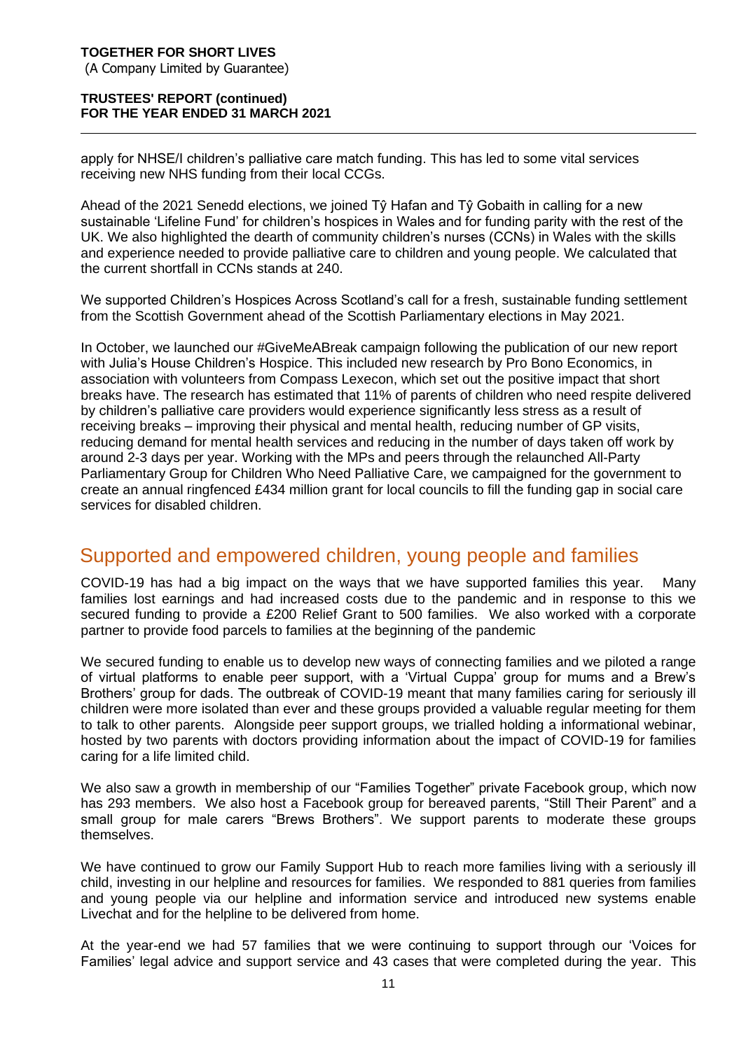apply for NHSE/I children's palliative care match funding. This has led to some vital services receiving new NHS funding from their local CCGs.

Ahead of the 2021 Senedd elections, we joined Tŷ Hafan and Tŷ Gobaith in calling for a new sustainable 'Lifeline Fund' for children's hospices in Wales and for funding parity with the rest of the UK. We also highlighted the dearth of community children's nurses (CCNs) in Wales with the skills and experience needed to provide palliative care to children and young people. We calculated that the current shortfall in CCNs stands at 240.

We supported Children's Hospices Across Scotland's call for a fresh, sustainable funding settlement from the Scottish Government ahead of the Scottish Parliamentary elections in May 2021.

In October, we launched our #GiveMeABreak campaign following the publication of our new report with Julia's House Children's Hospice. This included new research by Pro Bono Economics, in association with volunteers from Compass Lexecon, which set out the positive impact that short breaks have. The research has estimated that 11% of parents of children who need respite delivered by children's palliative care providers would experience significantly less stress as a result of receiving breaks – improving their physical and mental health, reducing number of GP visits, reducing demand for mental health services and reducing in the number of days taken off work by around 2-3 days per year. Working with the MPs and peers through the relaunched All-Party Parliamentary Group for Children Who Need Palliative Care, we campaigned for the government to create an annual ringfenced £434 million grant for local councils to fill the funding gap in social care services for disabled children.

## Supported and empowered children, young people and families

COVID-19 has had a big impact on the ways that we have supported families this year. Many families lost earnings and had increased costs due to the pandemic and in response to this we secured funding to provide a £200 Relief Grant to 500 families. We also worked with a corporate partner to provide food parcels to families at the beginning of the pandemic

We secured funding to enable us to develop new ways of connecting families and we piloted a range of virtual platforms to enable peer support, with a 'Virtual Cuppa' group for mums and a Brew's Brothers' group for dads. The outbreak of COVID-19 meant that many families caring for seriously ill children were more isolated than ever and these groups provided a valuable regular meeting for them to talk to other parents. Alongside peer support groups, we trialled holding a informational webinar, hosted by two parents with doctors providing information about the impact of COVID-19 for families caring for a life limited child.

We also saw a growth in membership of our "Families Together" private Facebook group, which now has 293 members. We also host a Facebook group for bereaved parents, "Still Their Parent" and a small group for male carers "Brews Brothers". We support parents to moderate these groups themselves.

We have continued to grow our Family Support Hub to reach more families living with a seriously ill child, investing in our helpline and resources for families. We responded to 881 queries from families and young people via our helpline and information service and introduced new systems enable Livechat and for the helpline to be delivered from home.

At the year-end we had 57 families that we were continuing to support through our 'Voices for Families' legal advice and support service and 43 cases that were completed during the year. This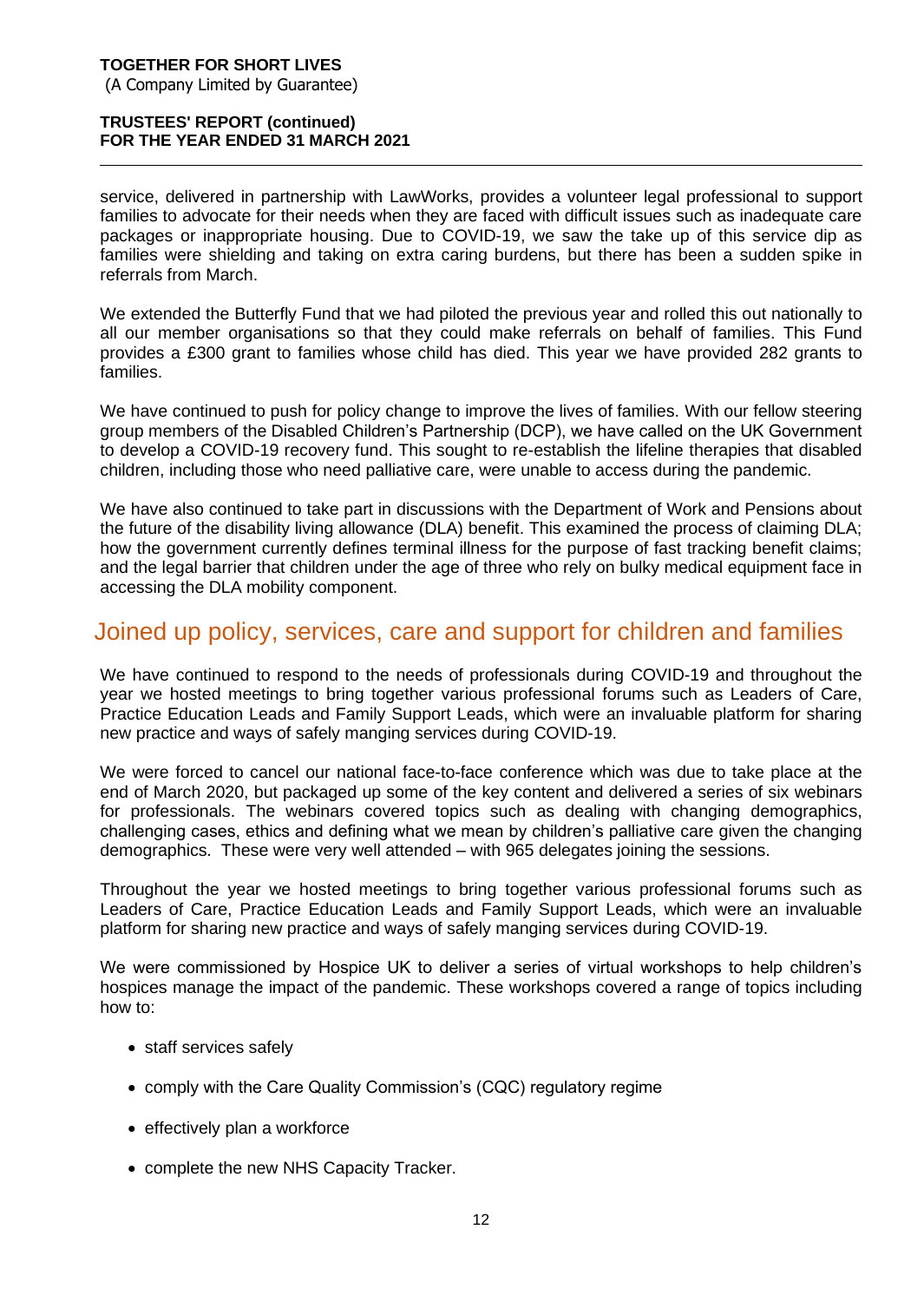service, delivered in partnership with LawWorks, provides a volunteer legal professional to support families to advocate for their needs when they are faced with difficult issues such as inadequate care packages or inappropriate housing. Due to COVID-19, we saw the take up of this service dip as families were shielding and taking on extra caring burdens, but there has been a sudden spike in referrals from March.

We extended the Butterfly Fund that we had piloted the previous year and rolled this out nationally to all our member organisations so that they could make referrals on behalf of families. This Fund provides a £300 grant to families whose child has died. This year we have provided 282 grants to families.

We have continued to push for policy change to improve the lives of families. With our fellow steering group members of the Disabled Children's Partnership (DCP), we have called on the UK Government to develop a COVID-19 recovery fund. This sought to re-establish the lifeline therapies that disabled children, including those who need palliative care, were unable to access during the pandemic.

We have also continued to take part in discussions with the Department of Work and Pensions about the future of the disability living allowance (DLA) benefit. This examined the process of claiming DLA; how the government currently defines terminal illness for the purpose of fast tracking benefit claims; and the legal barrier that children under the age of three who rely on bulky medical equipment face in accessing the DLA mobility component.

## Joined up policy, services, care and support for children and families

We have continued to respond to the needs of professionals during COVID-19 and throughout the year we hosted meetings to bring together various professional forums such as Leaders of Care, Practice Education Leads and Family Support Leads, which were an invaluable platform for sharing new practice and ways of safely manging services during COVID-19.

We were forced to cancel our national face-to-face conference which was due to take place at the end of March 2020, but packaged up some of the key content and delivered a series of six webinars for professionals. The webinars covered topics such as dealing with changing demographics, challenging cases, ethics and defining what we mean by children's palliative care given the changing demographics. These were very well attended – with 965 delegates joining the sessions.

Throughout the year we hosted meetings to bring together various professional forums such as Leaders of Care, Practice Education Leads and Family Support Leads, which were an invaluable platform for sharing new practice and ways of safely manging services during COVID-19.

We were commissioned by Hospice UK to deliver a series of virtual workshops to help children's hospices manage the impact of the pandemic. These workshops covered a range of topics including how to:

- staff services safely
- comply with the Care Quality Commission's (CQC) regulatory regime
- effectively plan a workforce
- complete the new NHS Capacity Tracker.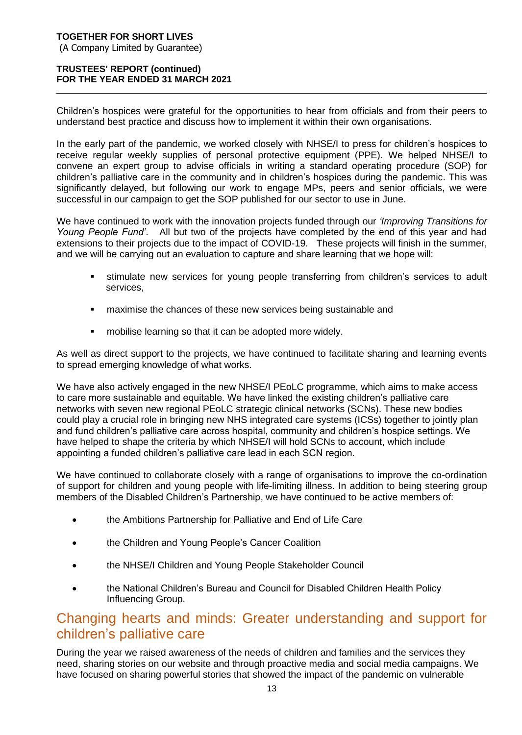Children's hospices were grateful for the opportunities to hear from officials and from their peers to understand best practice and discuss how to implement it within their own organisations.

In the early part of the pandemic, we worked closely with NHSE/I to press for children's hospices to receive regular weekly supplies of personal protective equipment (PPE). We helped NHSE/I to convene an expert group to advise officials in writing a standard operating procedure (SOP) for children's palliative care in the community and in children's hospices during the pandemic. This was significantly delayed, but following our work to engage MPs, peers and senior officials, we were successful in our campaign to get the SOP published for our sector to use in June.

We have continued to work with the innovation projects funded through our *'Improving Transitions for Young People Fund'*. All but two of the projects have completed by the end of this year and had extensions to their projects due to the impact of COVID-19. These projects will finish in the summer, and we will be carrying out an evaluation to capture and share learning that we hope will:

- stimulate new services for young people transferring from children's services to adult services,
- maximise the chances of these new services being sustainable and
- mobilise learning so that it can be adopted more widely.

As well as direct support to the projects, we have continued to facilitate sharing and learning events to spread emerging knowledge of what works.

We have also actively engaged in the new NHSE/I PEoLC programme, which aims to make access to care more sustainable and equitable. We have linked the existing children's palliative care networks with seven new regional PEoLC strategic clinical networks (SCNs). These new bodies could play a crucial role in bringing new NHS integrated care systems (ICSs) together to jointly plan and fund children's palliative care across hospital, community and children's hospice settings. We have helped to shape the criteria by which NHSE/I will hold SCNs to account, which include appointing a funded children's palliative care lead in each SCN region.

We have continued to collaborate closely with a range of organisations to improve the co-ordination of support for children and young people with life-limiting illness. In addition to being steering group members of the Disabled Children's Partnership, we have continued to be active members of:

- the Ambitions Partnership for Palliative and End of Life Care
- the Children and Young People's Cancer Coalition
- the NHSE/I Children and Young People Stakeholder Council
- the National Children's Bureau and Council for Disabled Children Health Policy Influencing Group.

## Changing hearts and minds: Greater understanding and support for children's palliative care

During the year we raised awareness of the needs of children and families and the services they need, sharing stories on our website and through proactive media and social media campaigns. We have focused on sharing powerful stories that showed the impact of the pandemic on vulnerable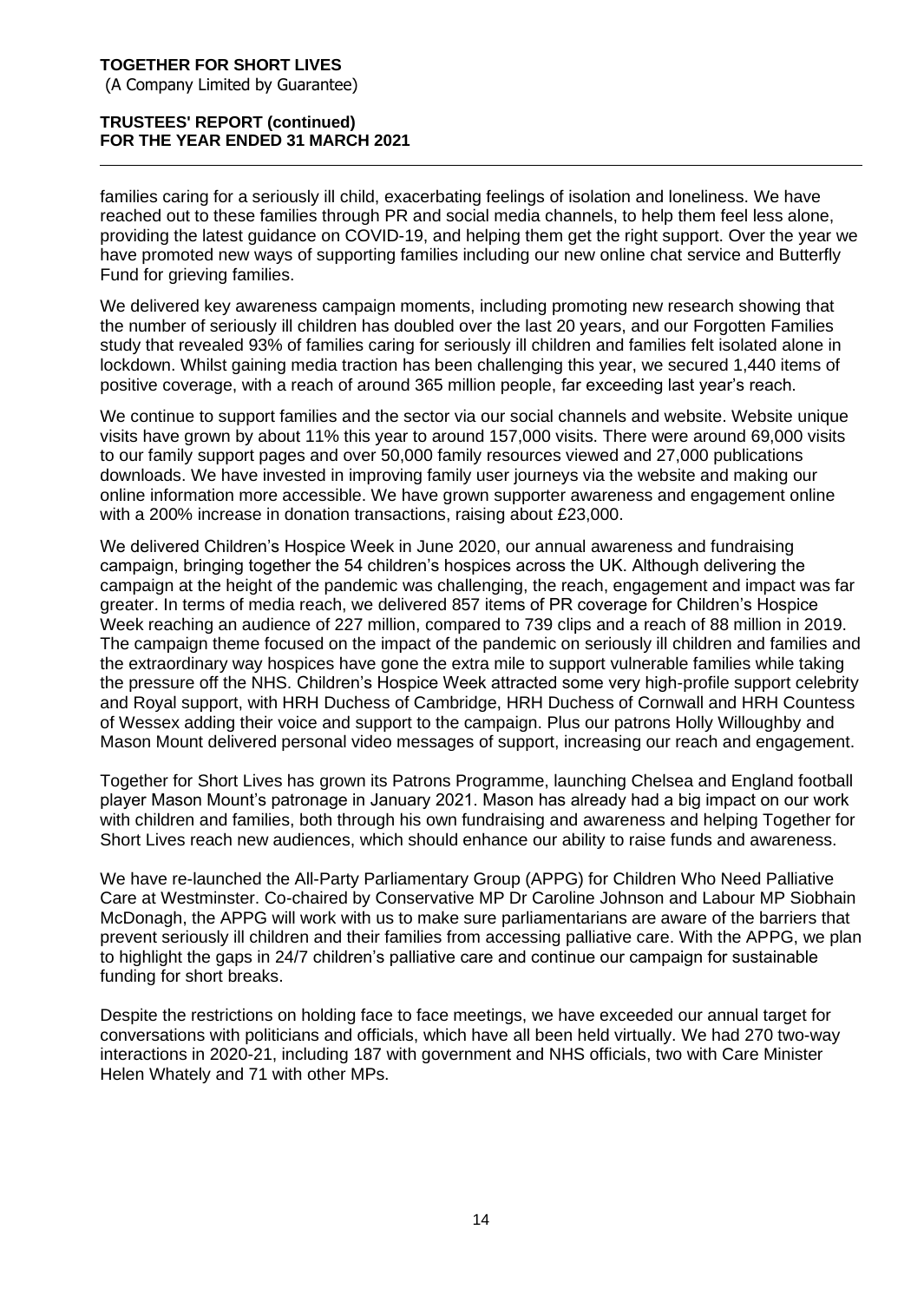families caring for a seriously ill child, exacerbating feelings of isolation and loneliness. We have reached out to these families through PR and social media channels, to help them feel less alone, providing the latest guidance on COVID-19, and helping them get the right support. Over the year we have promoted new ways of supporting families including our new online chat service and Butterfly Fund for grieving families.

We delivered key awareness campaign moments, including promoting new research showing that the number of seriously ill children has doubled over the last 20 years, and our Forgotten Families study that revealed 93% of families caring for seriously ill children and families felt isolated alone in lockdown. Whilst gaining media traction has been challenging this year, we secured 1,440 items of positive coverage, with a reach of around 365 million people, far exceeding last year's reach.

We continue to support families and the sector via our social channels and website. Website unique visits have grown by about 11% this year to around 157,000 visits. There were around 69,000 visits to our family support pages and over 50,000 family resources viewed and 27,000 publications downloads. We have invested in improving family user journeys via the website and making our online information more accessible. We have grown supporter awareness and engagement online with a 200% increase in donation transactions, raising about £23,000.

We delivered Children's Hospice Week in June 2020, our annual awareness and fundraising campaign, bringing together the 54 children's hospices across the UK. Although delivering the campaign at the height of the pandemic was challenging, the reach, engagement and impact was far greater. In terms of media reach, we delivered 857 items of PR coverage for Children's Hospice Week reaching an audience of 227 million, compared to 739 clips and a reach of 88 million in 2019. The campaign theme focused on the impact of the pandemic on seriously ill children and families and the extraordinary way hospices have gone the extra mile to support vulnerable families while taking the pressure off the NHS. Children's Hospice Week attracted some very high-profile support celebrity and Royal support, with HRH Duchess of Cambridge, HRH Duchess of Cornwall and HRH Countess of Wessex adding their voice and support to the campaign. Plus our patrons Holly Willoughby and Mason Mount delivered personal video messages of support, increasing our reach and engagement.

Together for Short Lives has grown its Patrons Programme, launching Chelsea and England football player Mason Mount's patronage in January 2021. Mason has already had a big impact on our work with children and families, both through his own fundraising and awareness and helping Together for Short Lives reach new audiences, which should enhance our ability to raise funds and awareness.

We have re-launched the All-Party Parliamentary Group (APPG) for Children Who Need Palliative Care at Westminster. Co-chaired by Conservative MP Dr Caroline Johnson and Labour MP Siobhain McDonagh, the APPG will work with us to make sure parliamentarians are aware of the barriers that prevent seriously ill children and their families from accessing palliative care. With the APPG, we plan to highlight the gaps in 24/7 children's palliative care and continue our campaign for sustainable funding for short breaks.

Despite the restrictions on holding face to face meetings, we have exceeded our annual target for conversations with politicians and officials, which have all been held virtually. We had 270 two-way interactions in 2020-21, including 187 with government and NHS officials, two with Care Minister Helen Whately and 71 with other MPs.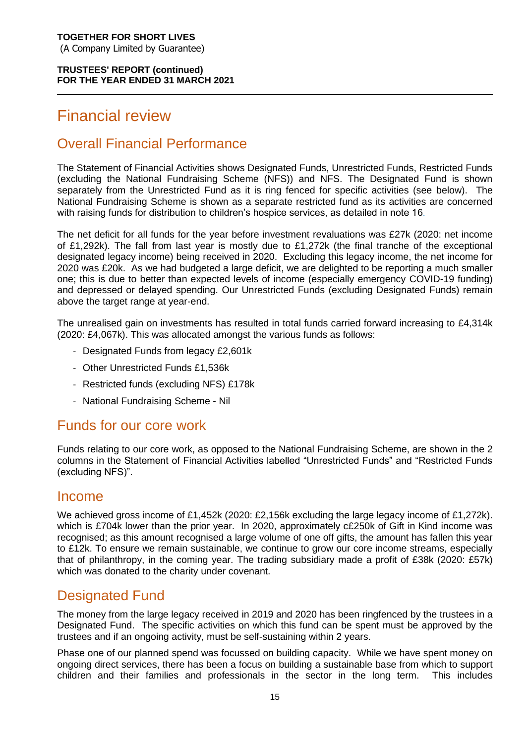# Financial review

## Overall Financial Performance

The Statement of Financial Activities shows Designated Funds, Unrestricted Funds, Restricted Funds (excluding the National Fundraising Scheme (NFS)) and NFS. The Designated Fund is shown separately from the Unrestricted Fund as it is ring fenced for specific activities (see below). The National Fundraising Scheme is shown as a separate restricted fund as its activities are concerned with raising funds for distribution to children's hospice services, as detailed in note 16.

The net deficit for all funds for the year before investment revaluations was £27k (2020: net income of £1,292k). The fall from last year is mostly due to £1,272k (the final tranche of the exceptional designated legacy income) being received in 2020. Excluding this legacy income, the net income for 2020 was £20k. As we had budgeted a large deficit, we are delighted to be reporting a much smaller one; this is due to better than expected levels of income (especially emergency COVID-19 funding) and depressed or delayed spending. Our Unrestricted Funds (excluding Designated Funds) remain above the target range at year-end.

The unrealised gain on investments has resulted in total funds carried forward increasing to £4,314k (2020: £4,067k). This was allocated amongst the various funds as follows:

- Designated Funds from legacy £2,601k
- Other Unrestricted Funds £1,536k
- Restricted funds (excluding NFS) £178k
- National Fundraising Scheme - Nil

## Funds for our core work

Funds relating to our core work, as opposed to the National Fundraising Scheme, are shown in the 2 columns in the Statement of Financial Activities labelled "Unrestricted Funds" and "Restricted Funds (excluding NFS)".

## Income

We achieved gross income of £1,452k (2020: £2,156k excluding the large legacy income of £1,272k). which is £704k lower than the prior year. In 2020, approximately c£250k of Gift in Kind income was recognised; as this amount recognised a large volume of one off gifts, the amount has fallen this year to £12k. To ensure we remain sustainable, we continue to grow our core income streams, especially that of philanthropy, in the coming year. The trading subsidiary made a profit of £38k (2020: £57k) which was donated to the charity under covenant.

## Designated Fund

The money from the large legacy received in 2019 and 2020 has been ringfenced by the trustees in a Designated Fund. The specific activities on which this fund can be spent must be approved by the trustees and if an ongoing activity, must be self-sustaining within 2 years.

Phase one of our planned spend was focussed on building capacity. While we have spent money on ongoing direct services, there has been a focus on building a sustainable base from which to support children and their families and professionals in the sector in the long term. This includes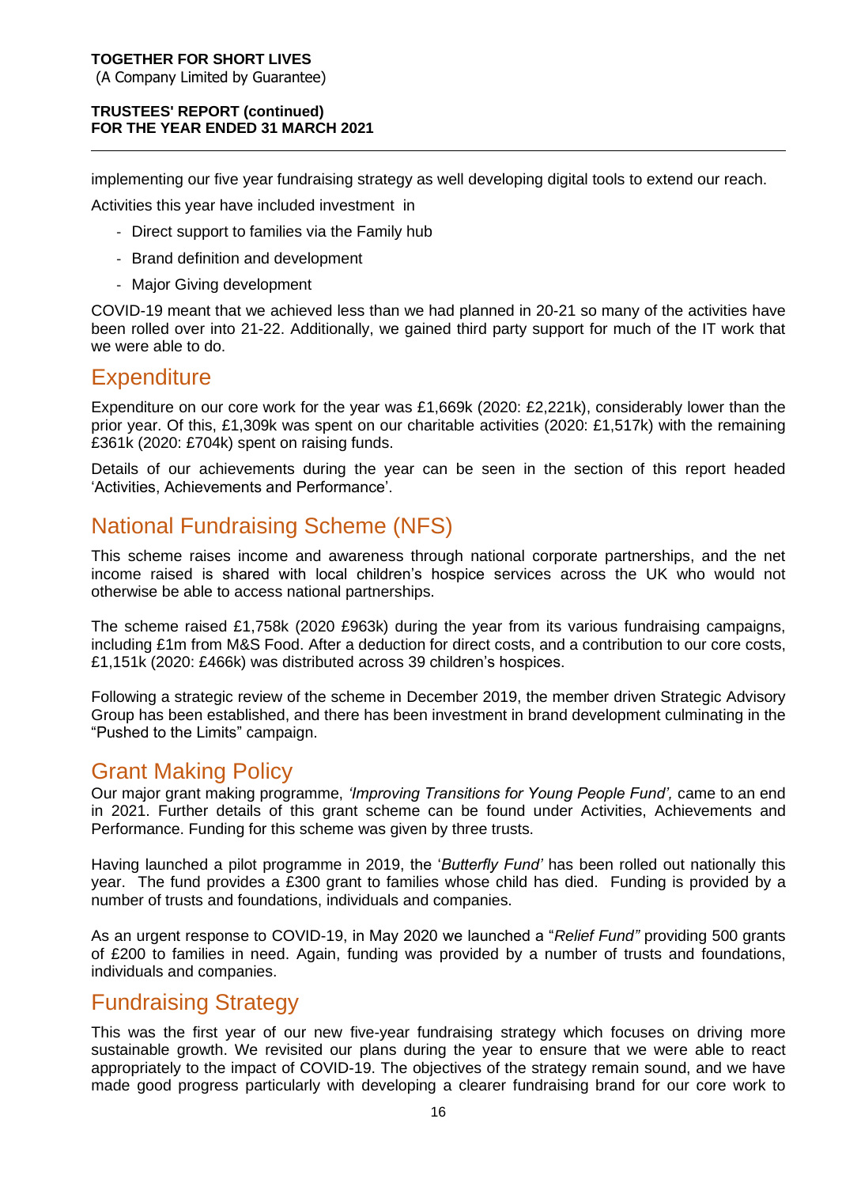implementing our five year fundraising strategy as well developing digital tools to extend our reach.

Activities this year have included investment in

- Direct support to families via the Family hub
- Brand definition and development
- Major Giving development

COVID-19 meant that we achieved less than we had planned in 20-21 so many of the activities have been rolled over into 21-22. Additionally, we gained third party support for much of the IT work that we were able to do.

## Expenditure

Expenditure on our core work for the year was £1,669k (2020: £2,221k), considerably lower than the prior year. Of this, £1,309k was spent on our charitable activities (2020: £1,517k) with the remaining £361k (2020: £704k) spent on raising funds.

Details of our achievements during the year can be seen in the section of this report headed 'Activities, Achievements and Performance'.

## National Fundraising Scheme (NFS)

This scheme raises income and awareness through national corporate partnerships, and the net income raised is shared with local children's hospice services across the UK who would not otherwise be able to access national partnerships.

The scheme raised £1,758k (2020 £963k) during the year from its various fundraising campaigns, including £1m from M&S Food. After a deduction for direct costs, and a contribution to our core costs, £1,151k (2020: £466k) was distributed across 39 children's hospices.

Following a strategic review of the scheme in December 2019, the member driven Strategic Advisory Group has been established, and there has been investment in brand development culminating in the "Pushed to the Limits" campaign.

## Grant Making Policy

Our major grant making programme, *'Improving Transitions for Young People Fund',* came to an end in 2021. Further details of this grant scheme can be found under Activities, Achievements and Performance. Funding for this scheme was given by three trusts.

Having launched a pilot programme in 2019, the '*Butterfly Fund'* has been rolled out nationally this year. The fund provides a £300 grant to families whose child has died. Funding is provided by a number of trusts and foundations, individuals and companies.

As an urgent response to COVID-19, in May 2020 we launched a "*Relief Fund"* providing 500 grants of £200 to families in need. Again, funding was provided by a number of trusts and foundations, individuals and companies.

## Fundraising Strategy

This was the first year of our new five-year fundraising strategy which focuses on driving more sustainable growth. We revisited our plans during the year to ensure that we were able to react appropriately to the impact of COVID-19. The objectives of the strategy remain sound, and we have made good progress particularly with developing a clearer fundraising brand for our core work to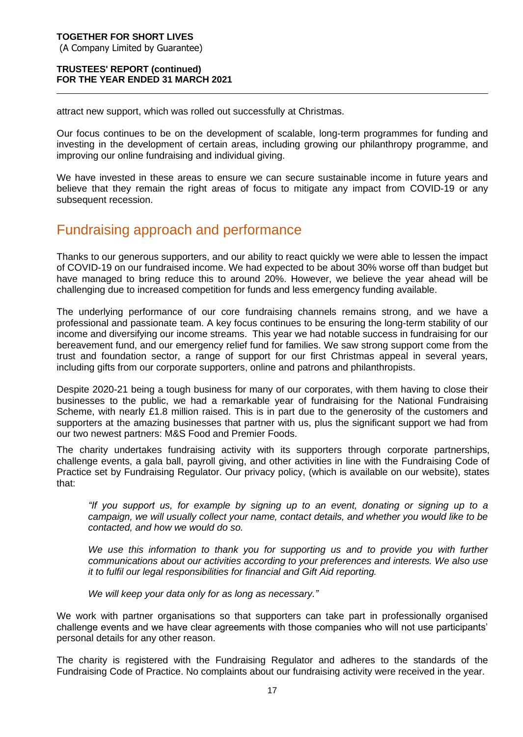attract new support, which was rolled out successfully at Christmas.

Our focus continues to be on the development of scalable, long-term programmes for funding and investing in the development of certain areas, including growing our philanthropy programme, and improving our online fundraising and individual giving.

We have invested in these areas to ensure we can secure sustainable income in future years and believe that they remain the right areas of focus to mitigate any impact from COVID-19 or any subsequent recession.

## Fundraising approach and performance

Thanks to our generous supporters, and our ability to react quickly we were able to lessen the impact of COVID-19 on our fundraised income. We had expected to be about 30% worse off than budget but have managed to bring reduce this to around 20%. However, we believe the year ahead will be challenging due to increased competition for funds and less emergency funding available.

The underlying performance of our core fundraising channels remains strong, and we have a professional and passionate team. A key focus continues to be ensuring the long-term stability of our income and diversifying our income streams. This year we had notable success in fundraising for our bereavement fund, and our emergency relief fund for families. We saw strong support come from the trust and foundation sector, a range of support for our first Christmas appeal in several years, including gifts from our corporate supporters, online and patrons and philanthropists.

Despite 2020-21 being a tough business for many of our corporates, with them having to close their businesses to the public, we had a remarkable year of fundraising for the National Fundraising Scheme, with nearly £1.8 million raised. This is in part due to the generosity of the customers and supporters at the amazing businesses that partner with us, plus the significant support we had from our two newest partners: M&S Food and Premier Foods.

The charity undertakes fundraising activity with its supporters through corporate partnerships, challenge events, a gala ball, payroll giving, and other activities in line with the Fundraising Code of Practice set by Fundraising Regulator. Our privacy policy, (which is available on our website), states that:

> *"If you support us, for example by signing up to an event, donating or signing up to a campaign, we will usually collect your name, contact details, and whether you would like to be contacted, and how we would do so.*
>
> *We use this information to thank you for supporting us and to provide you with further communications about our activities according to your preferences and interests. We also use it to fulfil our legal responsibilities for financial and Gift Aid reporting.*
>
> *We will keep your data only for as long as necessary."*

We work with partner organisations so that supporters can take part in professionally organised challenge events and we have clear agreements with those companies who will not use participants' personal details for any other reason.

The charity is registered with the Fundraising Regulator and adheres to the standards of the Fundraising Code of Practice. No complaints about our fundraising activity were received in the year.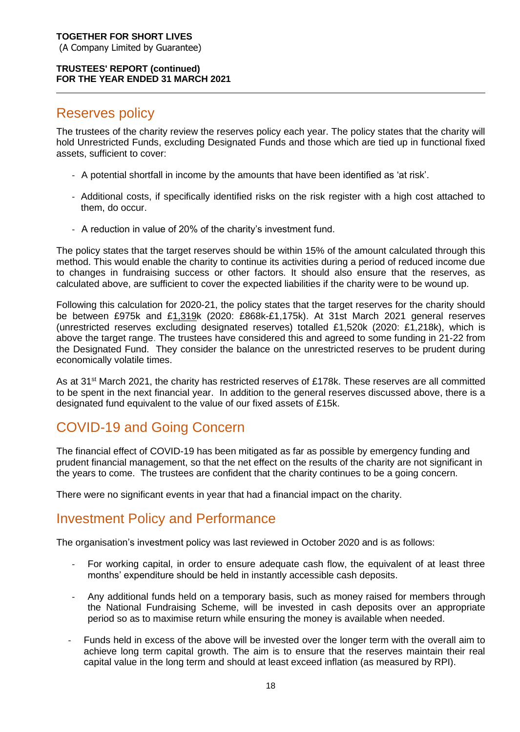## Reserves policy

The trustees of the charity review the reserves policy each year. The policy states that the charity will hold Unrestricted Funds, excluding Designated Funds and those which are tied up in functional fixed assets, sufficient to cover:

- A potential shortfall in income by the amounts that have been identified as 'at risk'.
- Additional costs, if specifically identified risks on the risk register with a high cost attached to them, do occur.
- A reduction in value of 20% of the charity's investment fund.

The policy states that the target reserves should be within 15% of the amount calculated through this method. This would enable the charity to continue its activities during a period of reduced income due to changes in fundraising success or other factors. It should also ensure that the reserves, as calculated above, are sufficient to cover the expected liabilities if the charity were to be wound up.

Following this calculation for 2020-21, the policy states that the target reserves for the charity should be between £975k and £1,319k (2020: £868k-£1,175k). At 31st March 2021 general reserves (unrestricted reserves excluding designated reserves) totalled £1,520k (2020: £1,218k), which is above the target range. The trustees have considered this and agreed to some funding in 21-22 from the Designated Fund. They consider the balance on the unrestricted reserves to be prudent during economically volatile times.

As at 31st March 2021, the charity has restricted reserves of £178k. These reserves are all committed to be spent in the next financial year. In addition to the general reserves discussed above, there is a designated fund equivalent to the value of our fixed assets of £15k.

## COVID-19 and Going Concern

The financial effect of COVID-19 has been mitigated as far as possible by emergency funding and prudent financial management, so that the net effect on the results of the charity are not significant in the years to come. The trustees are confident that the charity continues to be a going concern.

There were no significant events in year that had a financial impact on the charity.

## Investment Policy and Performance

The organisation's investment policy was last reviewed in October 2020 and is as follows:

- For working capital, in order to ensure adequate cash flow, the equivalent of at least three months' expenditure should be held in instantly accessible cash deposits.
- Any additional funds held on a temporary basis, such as money raised for members through the National Fundraising Scheme, will be invested in cash deposits over an appropriate period so as to maximise return while ensuring the money is available when needed.
- Funds held in excess of the above will be invested over the longer term with the overall aim to achieve long term capital growth. The aim is to ensure that the reserves maintain their real capital value in the long term and should at least exceed inflation (as measured by RPI).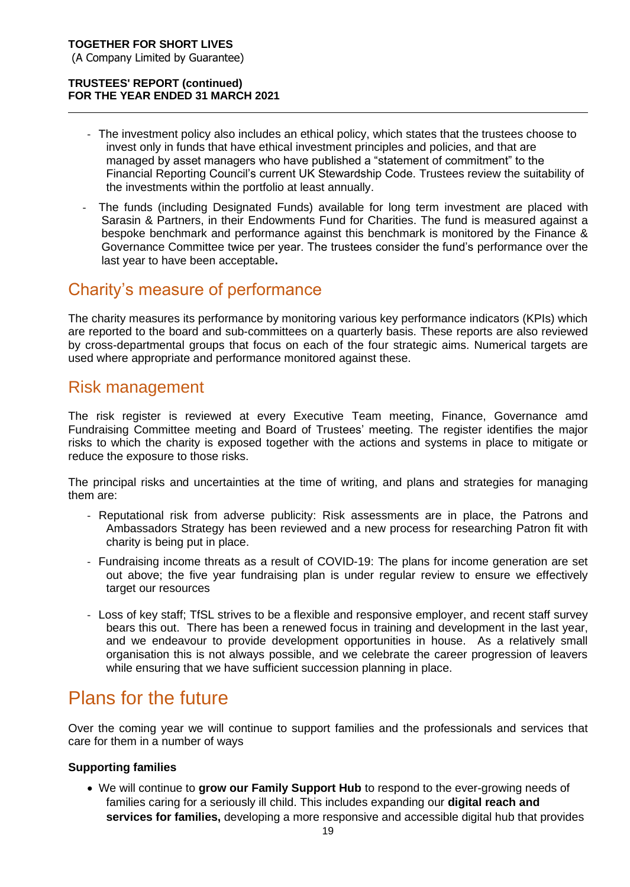- The investment policy also includes an ethical policy, which states that the trustees choose to invest only in funds that have ethical investment principles and policies, and that are managed by asset managers who have published a "statement of commitment" to the Financial Reporting Council's current UK Stewardship Code. Trustees review the suitability of the investments within the portfolio at least annually.
- The funds (including Designated Funds) available for long term investment are placed with Sarasin & Partners, in their Endowments Fund for Charities. The fund is measured against a bespoke benchmark and performance against this benchmark is monitored by the Finance & Governance Committee twice per year. The trustees consider the fund's performance over the last year to have been acceptable**.**

## Charity's measure of performance

The charity measures its performance by monitoring various key performance indicators (KPIs) which are reported to the board and sub-committees on a quarterly basis. These reports are also reviewed by cross-departmental groups that focus on each of the four strategic aims. Numerical targets are used where appropriate and performance monitored against these.

## Risk management

The risk register is reviewed at every Executive Team meeting, Finance, Governance amd Fundraising Committee meeting and Board of Trustees' meeting. The register identifies the major risks to which the charity is exposed together with the actions and systems in place to mitigate or reduce the exposure to those risks.

The principal risks and uncertainties at the time of writing, and plans and strategies for managing them are:

- Reputational risk from adverse publicity: Risk assessments are in place, the Patrons and Ambassadors Strategy has been reviewed and a new process for researching Patron fit with charity is being put in place.
- Fundraising income threats as a result of COVID-19: The plans for income generation are set out above; the five year fundraising plan is under regular review to ensure we effectively target our resources
- Loss of key staff; TfSL strives to be a flexible and responsive employer, and recent staff survey bears this out. There has been a renewed focus in training and development in the last year, and we endeavour to provide development opportunities in house. As a relatively small organisation this is not always possible, and we celebrate the career progression of leavers while ensuring that we have sufficient succession planning in place.

# Plans for the future

Over the coming year we will continue to support families and the professionals and services that care for them in a number of ways

**Supporting families**

- We will continue to **grow our Family Support Hub** to respond to the ever-growing needs of families caring for a seriously ill child. This includes expanding our **digital reach and services for families,** developing a more responsive and accessible digital hub that provides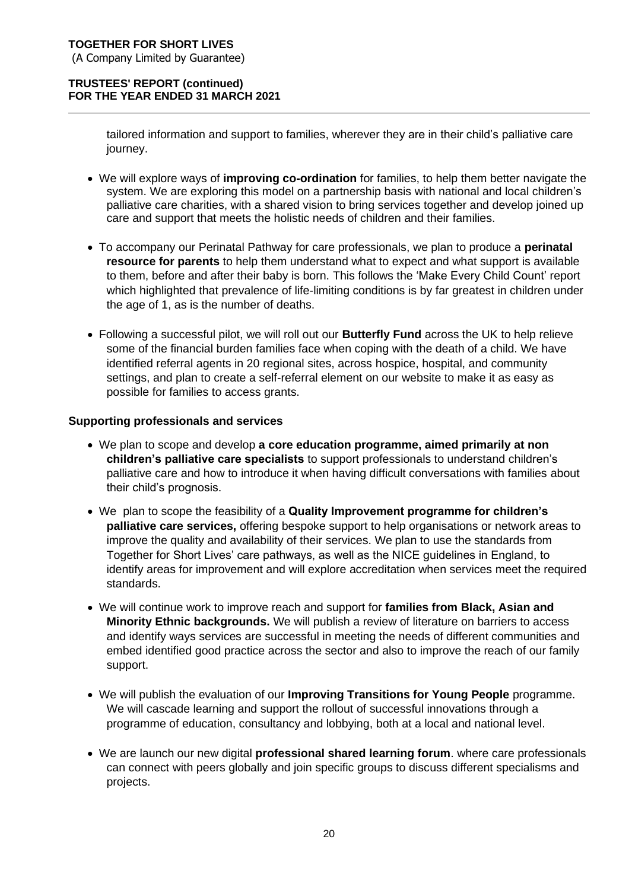tailored information and support to families, wherever they are in their child's palliative care journey.

- We will explore ways of **improving co-ordination** for families, to help them better navigate the system. We are exploring this model on a partnership basis with national and local children's palliative care charities, with a shared vision to bring services together and develop joined up care and support that meets the holistic needs of children and their families.

- To accompany our Perinatal Pathway for care professionals, we plan to produce a **perinatal resource for parents** to help them understand what to expect and what support is available to them, before and after their baby is born. This follows the 'Make Every Child Count' report which highlighted that prevalence of life-limiting conditions is by far greatest in children under the age of 1, as is the number of deaths.

- Following a successful pilot, we will roll out our **Butterfly Fund** across the UK to help relieve some of the financial burden families face when coping with the death of a child. We have identified referral agents in 20 regional sites, across hospice, hospital, and community settings, and plan to create a self-referral element on our website to make it as easy as possible for families to access grants.

**Supporting professionals and services**

- We plan to scope and develop **a core education programme, aimed primarily at non children's palliative care specialists** to support professionals to understand children's palliative care and how to introduce it when having difficult conversations with families about their child's prognosis.

- We plan to scope the feasibility of a **Quality Improvement programme for children's palliative care services,** offering bespoke support to help organisations or network areas to improve the quality and availability of their services. We plan to use the standards from Together for Short Lives' care pathways, as well as the NICE guidelines in England, to identify areas for improvement and will explore accreditation when services meet the required standards.

- We will continue work to improve reach and support for **families from Black, Asian and Minority Ethnic backgrounds.** We will publish a review of literature on barriers to access and identify ways services are successful in meeting the needs of different communities and embed identified good practice across the sector and also to improve the reach of our family support.

- We will publish the evaluation of our **Improving Transitions for Young People** programme. We will cascade learning and support the rollout of successful innovations through a programme of education, consultancy and lobbying, both at a local and national level.

- We are launch our new digital **professional shared learning forum**. where care professionals can connect with peers globally and join specific groups to discuss different specialisms and projects.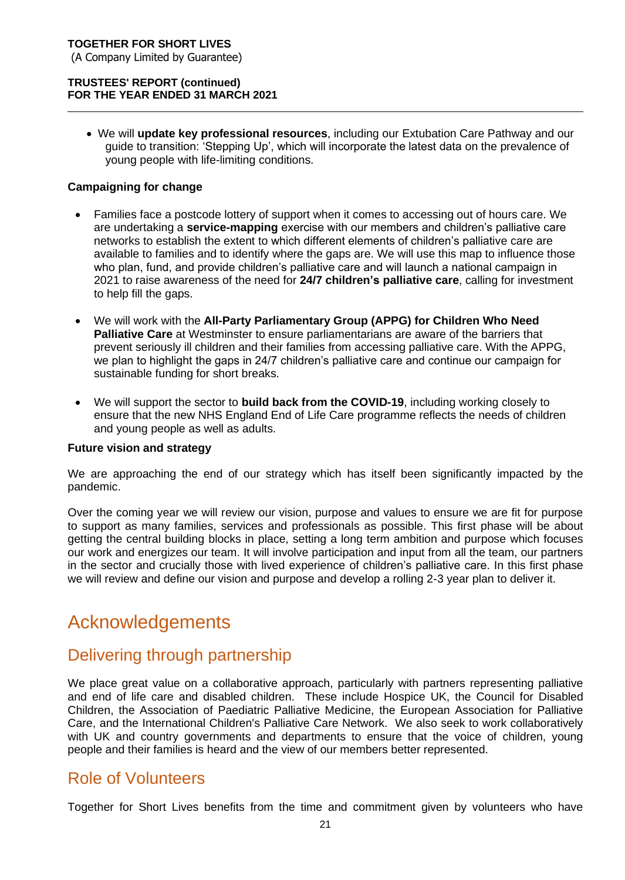- We will **update key professional resources**, including our Extubation Care Pathway and our guide to transition: 'Stepping Up', which will incorporate the latest data on the prevalence of young people with life-limiting conditions.

**Campaigning for change**

- Families face a postcode lottery of support when it comes to accessing out of hours care. We are undertaking a **service-mapping** exercise with our members and children's palliative care networks to establish the extent to which different elements of children's palliative care are available to families and to identify where the gaps are. We will use this map to influence those who plan, fund, and provide children's palliative care and will launch a national campaign in 2021 to raise awareness of the need for **24/7 children's palliative care**, calling for investment to help fill the gaps.

- We will work with the **All-Party Parliamentary Group (APPG) for Children Who Need Palliative Care** at Westminster to ensure parliamentarians are aware of the barriers that prevent seriously ill children and their families from accessing palliative care. With the APPG, we plan to highlight the gaps in 24/7 children's palliative care and continue our campaign for sustainable funding for short breaks.

- We will support the sector to **build back from the COVID-19**, including working closely to ensure that the new NHS England End of Life Care programme reflects the needs of children and young people as well as adults.

**Future vision and strategy**

We are approaching the end of our strategy which has itself been significantly impacted by the pandemic.

Over the coming year we will review our vision, purpose and values to ensure we are fit for purpose to support as many families, services and professionals as possible. This first phase will be about getting the central building blocks in place, setting a long term ambition and purpose which focuses our work and energizes our team. It will involve participation and input from all the team, our partners in the sector and crucially those with lived experience of children's palliative care. In this first phase we will review and define our vision and purpose and develop a rolling 2-3 year plan to deliver it.

# Acknowledgements

## Delivering through partnership

We place great value on a collaborative approach, particularly with partners representing palliative and end of life care and disabled children. These include Hospice UK, the Council for Disabled Children, the Association of Paediatric Palliative Medicine, the European Association for Palliative Care, and the International Children's Palliative Care Network. We also seek to work collaboratively with UK and country governments and departments to ensure that the voice of children, young people and their families is heard and the view of our members better represented.

## Role of Volunteers

Together for Short Lives benefits from the time and commitment given by volunteers who have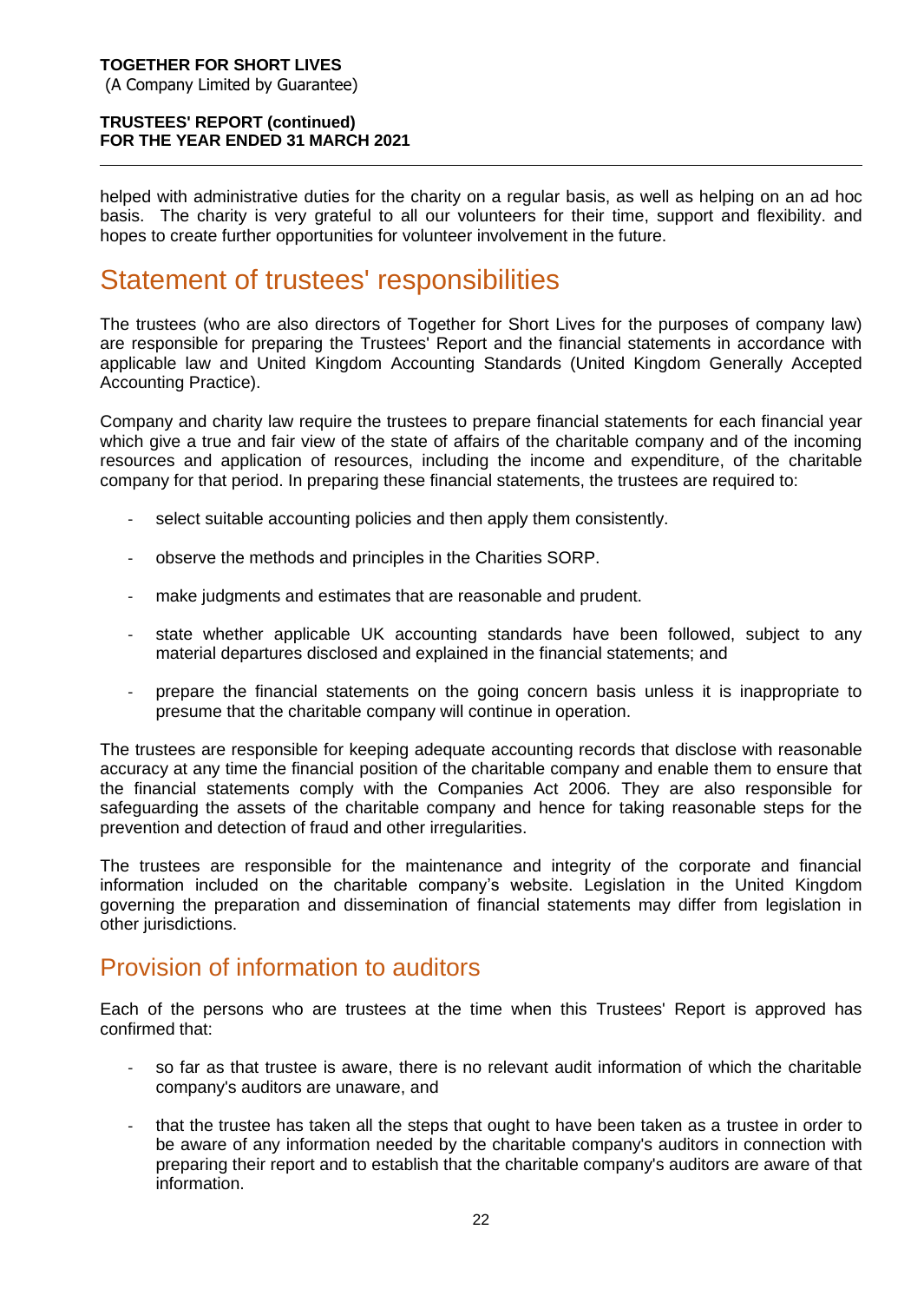helped with administrative duties for the charity on a regular basis, as well as helping on an ad hoc basis. The charity is very grateful to all our volunteers for their time, support and flexibility. and hopes to create further opportunities for volunteer involvement in the future.

# Statement of trustees' responsibilities

The trustees (who are also directors of Together for Short Lives for the purposes of company law) are responsible for preparing the Trustees' Report and the financial statements in accordance with applicable law and United Kingdom Accounting Standards (United Kingdom Generally Accepted Accounting Practice).

Company and charity law require the trustees to prepare financial statements for each financial year which give a true and fair view of the state of affairs of the charitable company and of the incoming resources and application of resources, including the income and expenditure, of the charitable company for that period. In preparing these financial statements, the trustees are required to:

- select suitable accounting policies and then apply them consistently.
- observe the methods and principles in the Charities SORP.
- make judgments and estimates that are reasonable and prudent.
- state whether applicable UK accounting standards have been followed, subject to any material departures disclosed and explained in the financial statements; and
- prepare the financial statements on the going concern basis unless it is inappropriate to presume that the charitable company will continue in operation.

The trustees are responsible for keeping adequate accounting records that disclose with reasonable accuracy at any time the financial position of the charitable company and enable them to ensure that the financial statements comply with the Companies Act 2006. They are also responsible for safeguarding the assets of the charitable company and hence for taking reasonable steps for the prevention and detection of fraud and other irregularities.

The trustees are responsible for the maintenance and integrity of the corporate and financial information included on the charitable company's website. Legislation in the United Kingdom governing the preparation and dissemination of financial statements may differ from legislation in other jurisdictions.

## Provision of information to auditors

Each of the persons who are trustees at the time when this Trustees' Report is approved has confirmed that:

- so far as that trustee is aware, there is no relevant audit information of which the charitable company's auditors are unaware, and
- that the trustee has taken all the steps that ought to have been taken as a trustee in order to be aware of any information needed by the charitable company's auditors in connection with preparing their report and to establish that the charitable company's auditors are aware of that information.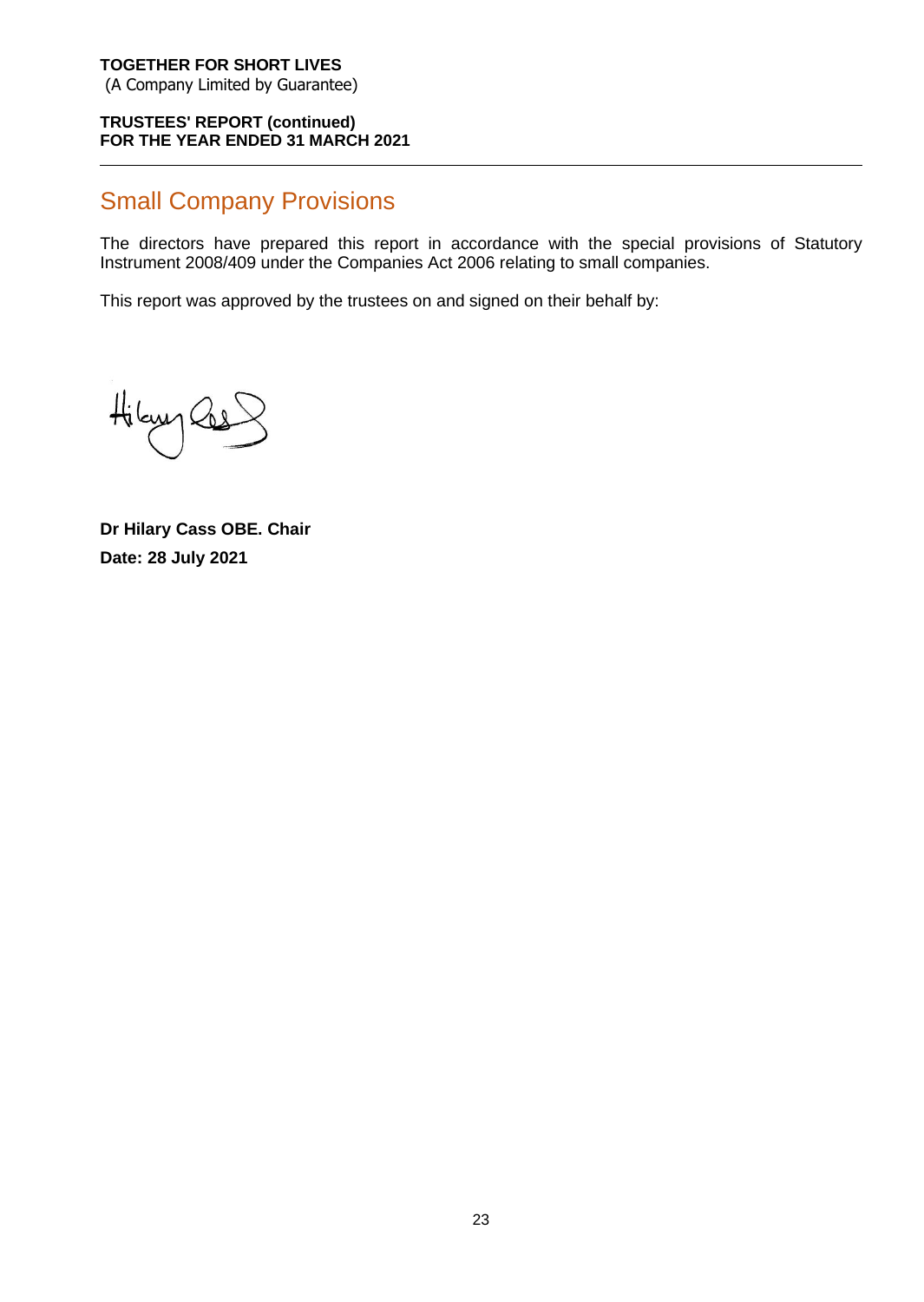## Small Company Provisions

The directors have prepared this report in accordance with the special provisions of Statutory Instrument 2008/409 under the Companies Act 2006 relating to small companies.

This report was approved by the trustees on and signed on their behalf by:

**Dr Hilary Cass OBE. Chair**

**Date: 28 July 2021**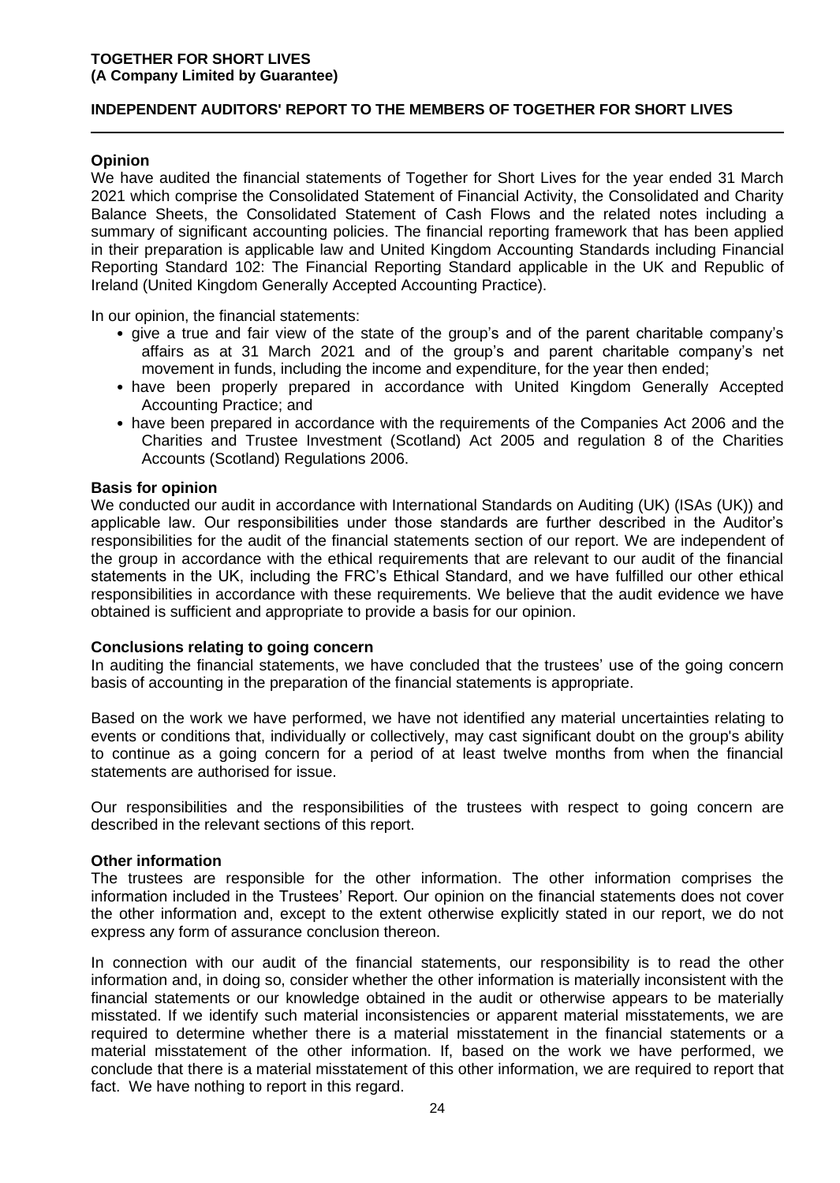**TOGETHER FOR SHORT LIVES**
**(A Company Limited by Guarantee)**

## INDEPENDENT AUDITORS' REPORT TO THE MEMBERS OF TOGETHER FOR SHORT LIVES

### Opinion

We have audited the financial statements of Together for Short Lives for the year ended 31 March 2021 which comprise the Consolidated Statement of Financial Activity, the Consolidated and Charity Balance Sheets, the Consolidated Statement of Cash Flows and the related notes including a summary of significant accounting policies. The financial reporting framework that has been applied in their preparation is applicable law and United Kingdom Accounting Standards including Financial Reporting Standard 102: The Financial Reporting Standard applicable in the UK and Republic of Ireland (United Kingdom Generally Accepted Accounting Practice).

In our opinion, the financial statements:

- give a true and fair view of the state of the group's and of the parent charitable company's affairs as at 31 March 2021 and of the group's and parent charitable company's net movement in funds, including the income and expenditure, for the year then ended;
- have been properly prepared in accordance with United Kingdom Generally Accepted Accounting Practice; and
- have been prepared in accordance with the requirements of the Companies Act 2006 and the Charities and Trustee Investment (Scotland) Act 2005 and regulation 8 of the Charities Accounts (Scotland) Regulations 2006.

### Basis for opinion

We conducted our audit in accordance with International Standards on Auditing (UK) (ISAs (UK)) and applicable law. Our responsibilities under those standards are further described in the Auditor's responsibilities for the audit of the financial statements section of our report. We are independent of the group in accordance with the ethical requirements that are relevant to our audit of the financial statements in the UK, including the FRC's Ethical Standard, and we have fulfilled our other ethical responsibilities in accordance with these requirements. We believe that the audit evidence we have obtained is sufficient and appropriate to provide a basis for our opinion.

### Conclusions relating to going concern

In auditing the financial statements, we have concluded that the trustees' use of the going concern basis of accounting in the preparation of the financial statements is appropriate.

Based on the work we have performed, we have not identified any material uncertainties relating to events or conditions that, individually or collectively, may cast significant doubt on the group's ability to continue as a going concern for a period of at least twelve months from when the financial statements are authorised for issue.

Our responsibilities and the responsibilities of the trustees with respect to going concern are described in the relevant sections of this report.

### Other information

The trustees are responsible for the other information. The other information comprises the information included in the Trustees' Report. Our opinion on the financial statements does not cover the other information and, except to the extent otherwise explicitly stated in our report, we do not express any form of assurance conclusion thereon.

In connection with our audit of the financial statements, our responsibility is to read the other information and, in doing so, consider whether the other information is materially inconsistent with the financial statements or our knowledge obtained in the audit or otherwise appears to be materially misstated. If we identify such material inconsistencies or apparent material misstatements, we are required to determine whether there is a material misstatement in the financial statements or a material misstatement of the other information. If, based on the work we have performed, we conclude that there is a material misstatement of this other information, we are required to report that fact. We have nothing to report in this regard.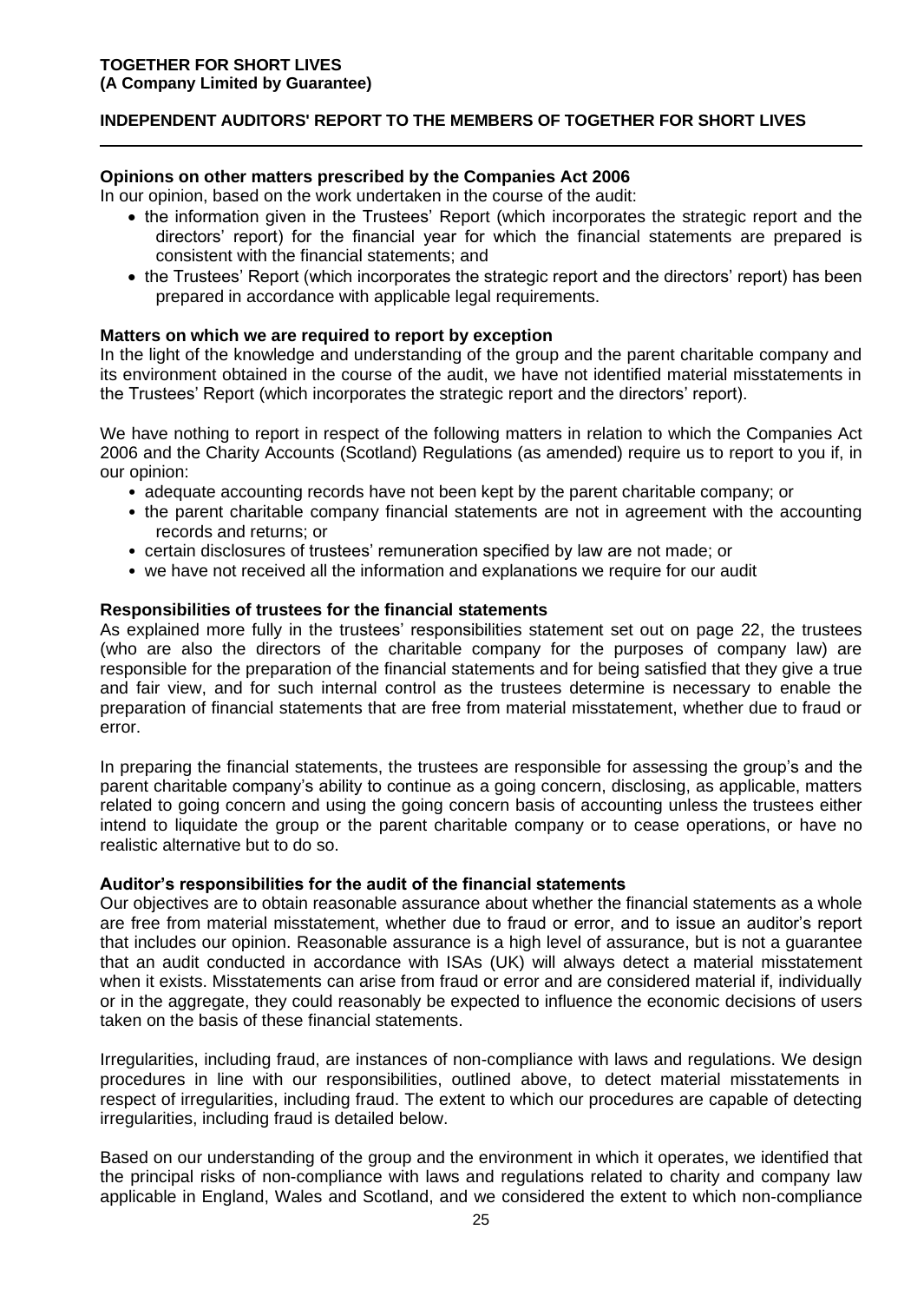**TOGETHER FOR SHORT LIVES**
**(A Company Limited by Guarantee)**

**INDEPENDENT AUDITORS' REPORT TO THE MEMBERS OF TOGETHER FOR SHORT LIVES**

**Opinions on other matters prescribed by the Companies Act 2006**

In our opinion, based on the work undertaken in the course of the audit:

- the information given in the Trustees' Report (which incorporates the strategic report and the directors' report) for the financial year for which the financial statements are prepared is consistent with the financial statements; and
- the Trustees' Report (which incorporates the strategic report and the directors' report) has been prepared in accordance with applicable legal requirements.

**Matters on which we are required to report by exception**

In the light of the knowledge and understanding of the group and the parent charitable company and its environment obtained in the course of the audit, we have not identified material misstatements in the Trustees' Report (which incorporates the strategic report and the directors' report).

We have nothing to report in respect of the following matters in relation to which the Companies Act 2006 and the Charity Accounts (Scotland) Regulations (as amended) require us to report to you if, in our opinion:

- adequate accounting records have not been kept by the parent charitable company; or
- the parent charitable company financial statements are not in agreement with the accounting records and returns; or
- certain disclosures of trustees' remuneration specified by law are not made; or
- we have not received all the information and explanations we require for our audit

**Responsibilities of trustees for the financial statements**

As explained more fully in the trustees' responsibilities statement set out on page 22, the trustees (who are also the directors of the charitable company for the purposes of company law) are responsible for the preparation of the financial statements and for being satisfied that they give a true and fair view, and for such internal control as the trustees determine is necessary to enable the preparation of financial statements that are free from material misstatement, whether due to fraud or error.

In preparing the financial statements, the trustees are responsible for assessing the group's and the parent charitable company's ability to continue as a going concern, disclosing, as applicable, matters related to going concern and using the going concern basis of accounting unless the trustees either intend to liquidate the group or the parent charitable company or to cease operations, or have no realistic alternative but to do so.

**Auditor's responsibilities for the audit of the financial statements**

Our objectives are to obtain reasonable assurance about whether the financial statements as a whole are free from material misstatement, whether due to fraud or error, and to issue an auditor's report that includes our opinion. Reasonable assurance is a high level of assurance, but is not a guarantee that an audit conducted in accordance with ISAs (UK) will always detect a material misstatement when it exists. Misstatements can arise from fraud or error and are considered material if, individually or in the aggregate, they could reasonably be expected to influence the economic decisions of users taken on the basis of these financial statements.

Irregularities, including fraud, are instances of non-compliance with laws and regulations. We design procedures in line with our responsibilities, outlined above, to detect material misstatements in respect of irregularities, including fraud. The extent to which our procedures are capable of detecting irregularities, including fraud is detailed below.

Based on our understanding of the group and the environment in which it operates, we identified that the principal risks of non-compliance with laws and regulations related to charity and company law applicable in England, Wales and Scotland, and we considered the extent to which non-compliance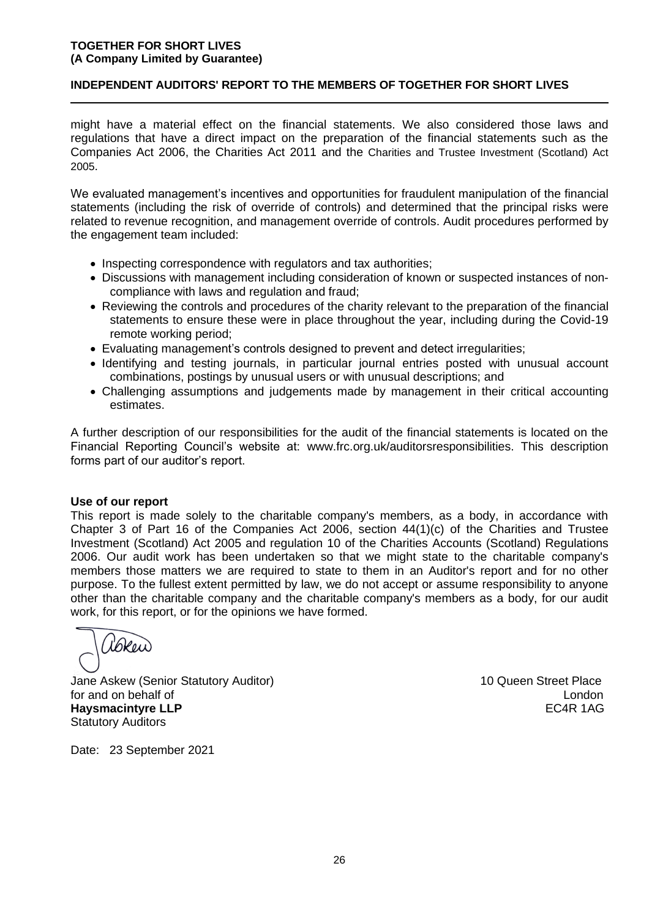might have a material effect on the financial statements. We also considered those laws and regulations that have a direct impact on the preparation of the financial statements such as the Companies Act 2006, the Charities Act 2011 and the Charities and Trustee Investment (Scotland) Act 2005.

We evaluated management's incentives and opportunities for fraudulent manipulation of the financial statements (including the risk of override of controls) and determined that the principal risks were related to revenue recognition, and management override of controls. Audit procedures performed by the engagement team included:

- Inspecting correspondence with regulators and tax authorities;
- Discussions with management including consideration of known or suspected instances of non-compliance with laws and regulation and fraud;
- Reviewing the controls and procedures of the charity relevant to the preparation of the financial statements to ensure these were in place throughout the year, including during the Covid-19 remote working period;
- Evaluating management's controls designed to prevent and detect irregularities;
- Identifying and testing journals, in particular journal entries posted with unusual account combinations, postings by unusual users or with unusual descriptions; and
- Challenging assumptions and judgements made by management in their critical accounting estimates.

A further description of our responsibilities for the audit of the financial statements is located on the Financial Reporting Council's website at: www.frc.org.uk/auditorsresponsibilities. This description forms part of our auditor's report.

**Use of our report**

This report is made solely to the charitable company's members, as a body, in accordance with Chapter 3 of Part 16 of the Companies Act 2006, section 44(1)(c) of the Charities and Trustee Investment (Scotland) Act 2005 and regulation 10 of the Charities Accounts (Scotland) Regulations 2006. Our audit work has been undertaken so that we might state to the charitable company's members those matters we are required to state to them in an Auditor's report and for no other purpose. To the fullest extent permitted by law, we do not accept or assume responsibility to anyone other than the charitable company and the charitable company's members as a body, for our audit work, for this report, or for the opinions we have formed.

Jane Askew (Senior Statutory Auditor)
for and on behalf of
**Haysmacintyre LLP**
Statutory Auditors

10 Queen Street Place
London
EC4R 1AG

Date: 23 September 2021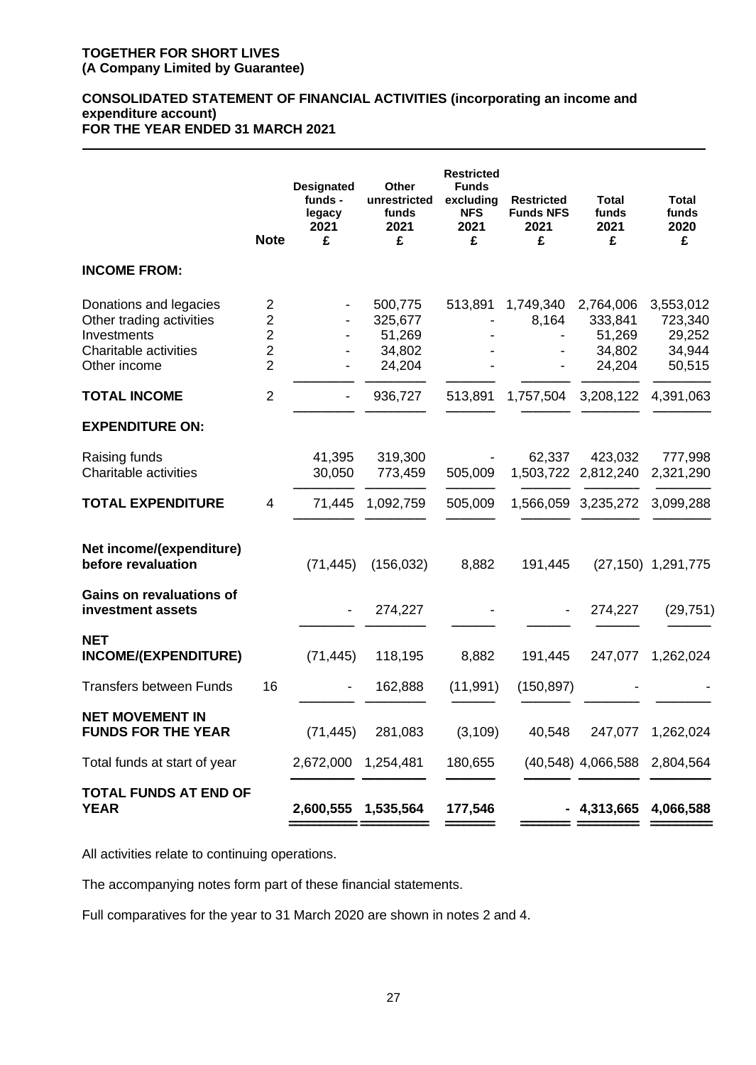**TOGETHER FOR SHORT LIVES**
**(A Company Limited by Guarantee)**

## CONSOLIDATED STATEMENT OF FINANCIAL ACTIVITIES (incorporating an income and expenditure account)
## FOR THE YEAR ENDED 31 MARCH 2021

| | Note | Designated funds - legacy 2021 £ | Other unrestricted funds 2021 £ | Restricted Funds excluding NFS 2021 £ | Restricted Funds NFS 2021 £ | Total funds 2021 £ | Total funds 2020 £ |
|---|---|---|---|---|---|---|---|
| **INCOME FROM:** | | | | | | | |
| Donations and legacies | 2 | - | 500,775 | 513,891 | 1,749,340 | 2,764,006 | 3,553,012 |
| Other trading activities | 2 | - | 325,677 | - | 8,164 | 333,841 | 723,340 |
| Investments | 2 | - | 51,269 | - | - | 51,269 | 29,252 |
| Charitable activities | 2 | - | 34,802 | - | - | 34,802 | 34,944 |
| Other income | 2 | - | 24,204 | - | - | 24,204 | 50,515 |
| **TOTAL INCOME** | 2 | - | 936,727 | 513,891 | 1,757,504 | 3,208,122 | 4,391,063 |
| **EXPENDITURE ON:** | | | | | | | |
| Raising funds | | 41,395 | 319,300 | - | 62,337 | 423,032 | 777,998 |
| Charitable activities | | 30,050 | 773,459 | 505,009 | 1,503,722 | 2,812,240 | 2,321,290 |
| **TOTAL EXPENDITURE** | 4 | 71,445 | 1,092,759 | 505,009 | 1,566,059 | 3,235,272 | 3,099,288 |
| **Net income/(expenditure) before revaluation** | | (71,445) | (156,032) | 8,882 | 191,445 | (27,150) | 1,291,775 |
| **Gains on revaluations of investment assets** | | - | 274,227 | - | - | 274,227 | (29,751) |
| **NET INCOME/(EXPENDITURE)** | | (71,445) | 118,195 | 8,882 | 191,445 | 247,077 | 1,262,024 |
| Transfers between Funds | 16 | - | 162,888 | (11,991) | (150,897) | - | - |
| **NET MOVEMENT IN FUNDS FOR THE YEAR** | | (71,445) | 281,083 | (3,109) | 40,548 | 247,077 | 1,262,024 |
| Total funds at start of year | | 2,672,000 | 1,254,481 | 180,655 | (40,548) | 4,066,588 | 2,804,564 |
| **TOTAL FUNDS AT END OF YEAR** | | **2,600,555** | **1,535,564** | **177,546** | **-** | **4,313,665** | **4,066,588** |

All activities relate to continuing operations.

The accompanying notes form part of these financial statements.

Full comparatives for the year to 31 March 2020 are shown in notes 2 and 4.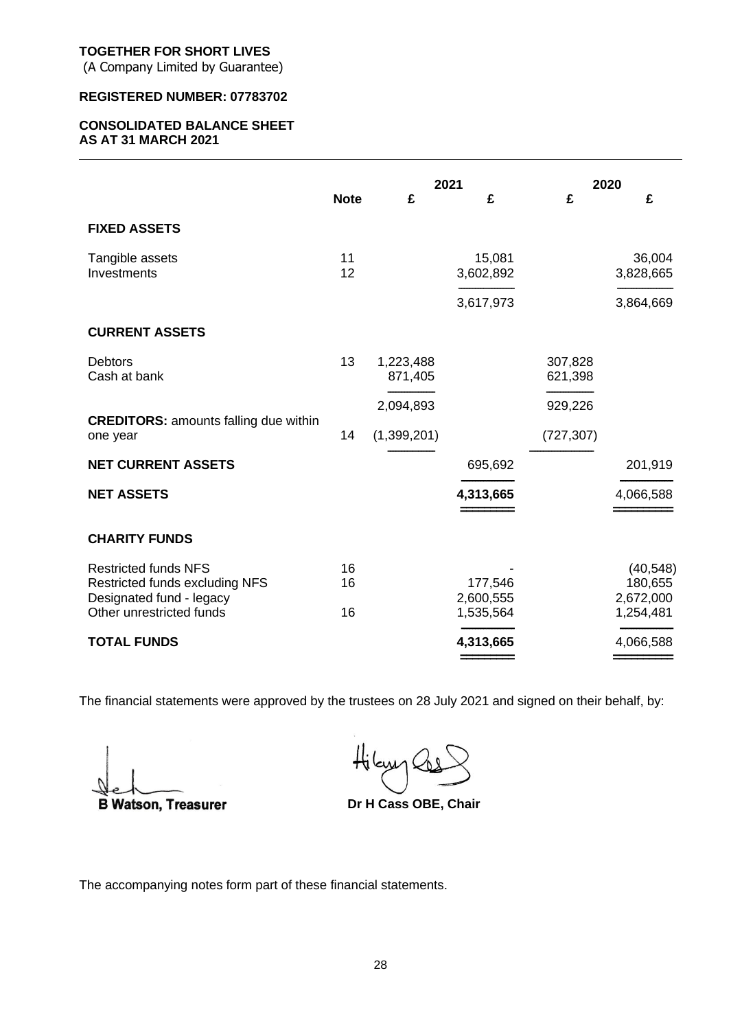**TOGETHER FOR SHORT LIVES**
(A Company Limited by Guarantee)

**REGISTERED NUMBER: 07783702**

**CONSOLIDATED BALANCE SHEET**
**AS AT 31 MARCH 2021**

| | Note | 2021 £ | 2021 £ | 2020 £ | 2020 £ |
|---|---|---|---|---|---|
| **FIXED ASSETS** | | | | | |
| Tangible assets | 11 | | 15,081 | | 36,004 |
| Investments | 12 | | 3,602,892 | | 3,828,665 |
| | | | 3,617,973 | | 3,864,669 |
| **CURRENT ASSETS** | | | | | |
| Debtors | 13 | 1,223,488 | | 307,828 | |
| Cash at bank | | 871,405 | | 621,398 | |
| | | 2,094,893 | | 929,226 | |
| **CREDITORS:** amounts falling due within one year | 14 | (1,399,201) | | (727,307) | |
| **NET CURRENT ASSETS** | | | 695,692 | | 201,919 |
| **NET ASSETS** | | | **4,313,665** | | 4,066,588 |
| **CHARITY FUNDS** | | | | | |
| Restricted funds NFS | 16 | | - | | (40,548) |
| Restricted funds excluding NFS | 16 | | 177,546 | | 180,655 |
| Designated fund - legacy | | | 2,600,555 | | 2,672,000 |
| Other unrestricted funds | 16 | | 1,535,564 | | 1,254,481 |
| **TOTAL FUNDS** | | | **4,313,665** | | 4,066,588 |

The financial statements were approved by the trustees on 28 July 2021 and signed on their behalf, by:

**B Watson, Treasurer**

**Dr H Cass OBE, Chair**

The accompanying notes form part of these financial statements.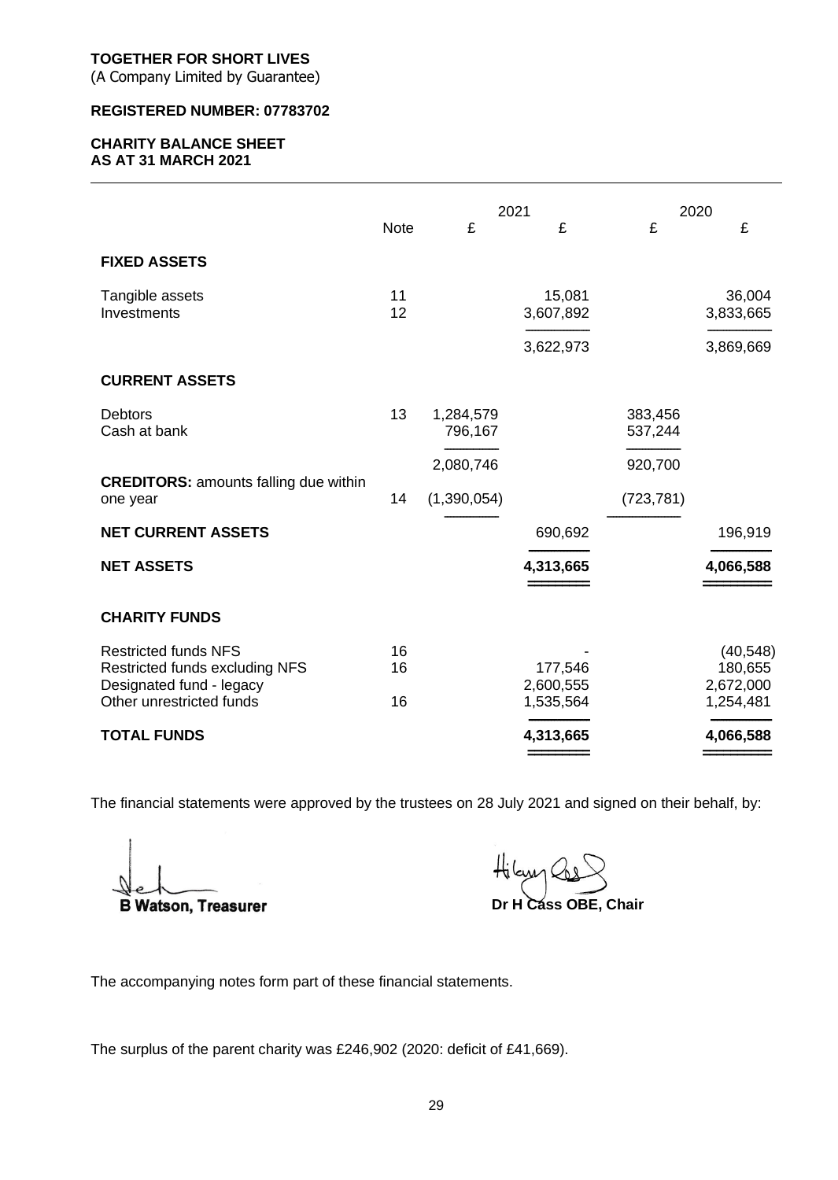**TOGETHER FOR SHORT LIVES**
(A Company Limited by Guarantee)

**REGISTERED NUMBER: 07783702**

**CHARITY BALANCE SHEET**
**AS AT 31 MARCH 2021**

| | Note | 2021 £ | 2021 £ | 2020 £ | 2020 £ |
|---|---|---|---|---|---|
| **FIXED ASSETS** | | | | | |
| Tangible assets | 11 | | 15,081 | | 36,004 |
| Investments | 12 | | 3,607,892 | | 3,833,665 |
| | | | 3,622,973 | | 3,869,669 |
| **CURRENT ASSETS** | | | | | |
| Debtors | 13 | 1,284,579 | | 383,456 | |
| Cash at bank | | 796,167 | | 537,244 | |
| | | 2,080,746 | | 920,700 | |
| **CREDITORS:** amounts falling due within one year | 14 | (1,390,054) | | (723,781) | |
| **NET CURRENT ASSETS** | | | 690,692 | | 196,919 |
| **NET ASSETS** | | | **4,313,665** | | **4,066,588** |
| **CHARITY FUNDS** | | | | | |
| Restricted funds NFS | 16 | | - | | (40,548) |
| Restricted funds excluding NFS | 16 | | 177,546 | | 180,655 |
| Designated fund - legacy | | | 2,600,555 | | 2,672,000 |
| Other unrestricted funds | 16 | | 1,535,564 | | 1,254,481 |
| **TOTAL FUNDS** | | | **4,313,665** | | **4,066,588** |

The financial statements were approved by the trustees on 28 July 2021 and signed on their behalf, by:

**B Watson, Treasurer**

**Dr H Cass OBE, Chair**

The accompanying notes form part of these financial statements.

The surplus of the parent charity was £246,902 (2020: deficit of £41,669).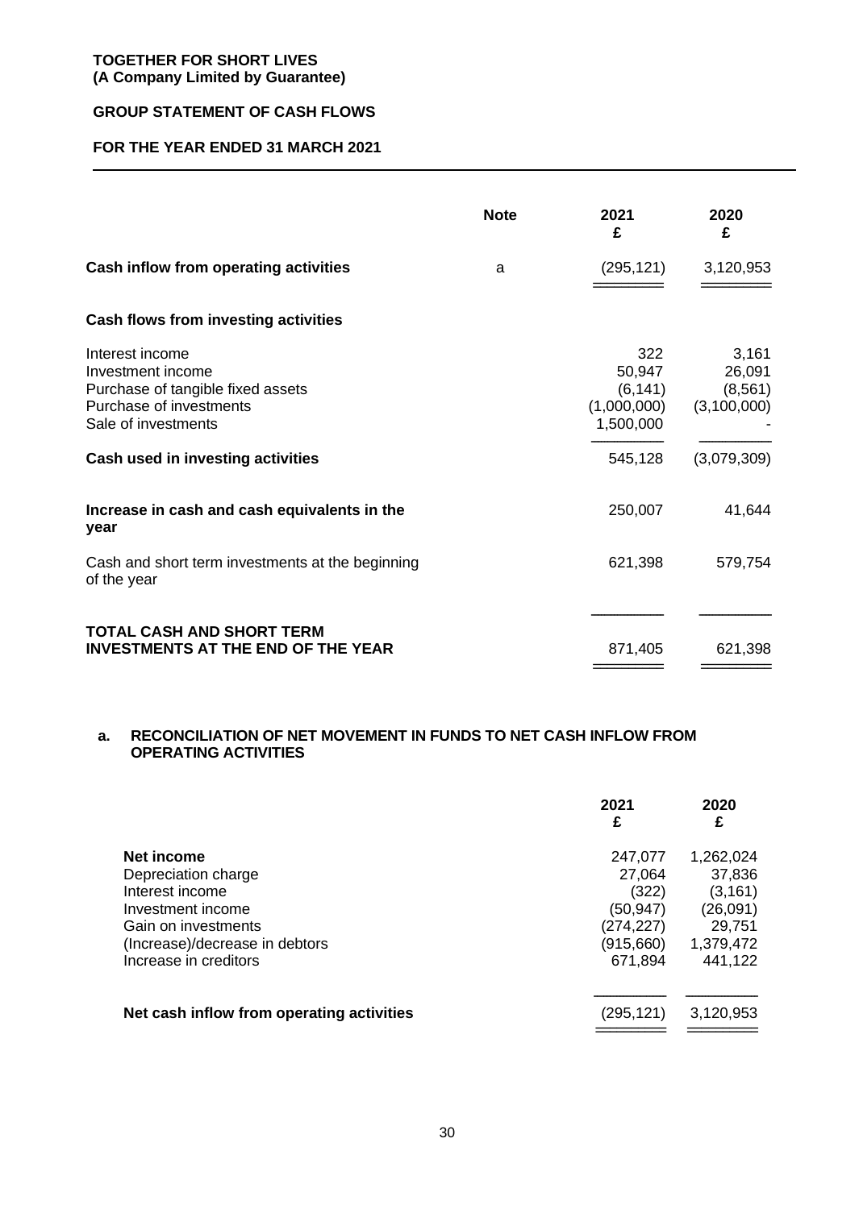**TOGETHER FOR SHORT LIVES**
**(A Company Limited by Guarantee)**

## GROUP STATEMENT OF CASH FLOWS

### FOR THE YEAR ENDED 31 MARCH 2021

| | Note | 2021 £ | 2020 £ |
|---|---|---|---|
| **Cash inflow from operating activities** | a | (295,121) | 3,120,953 |
| **Cash flows from investing activities** | | | |
| Interest income | | 322 | 3,161 |
| Investment income | | 50,947 | 26,091 |
| Purchase of tangible fixed assets | | (6,141) | (8,561) |
| Purchase of investments | | (1,000,000) | (3,100,000) |
| Sale of investments | | 1,500,000 | - |
| **Cash used in investing activities** | | 545,128 | (3,079,309) |
| **Increase in cash and cash equivalents in the year** | | 250,007 | 41,644 |
| Cash and short term investments at the beginning of the year | | 621,398 | 579,754 |
| **TOTAL CASH AND SHORT TERM INVESTMENTS AT THE END OF THE YEAR** | | 871,405 | 621,398 |

**a. RECONCILIATION OF NET MOVEMENT IN FUNDS TO NET CASH INFLOW FROM OPERATING ACTIVITIES**

| | 2021 £ | 2020 £ |
|---|---|---|
| **Net income** | 247,077 | 1,262,024 |
| Depreciation charge | 27,064 | 37,836 |
| Interest income | (322) | (3,161) |
| Investment income | (50,947) | (26,091) |
| Gain on investments | (274,227) | 29,751 |
| (Increase)/decrease in debtors | (915,660) | 1,379,472 |
| Increase in creditors | 671,894 | 441,122 |
| **Net cash inflow from operating activities** | (295,121) | 3,120,953 |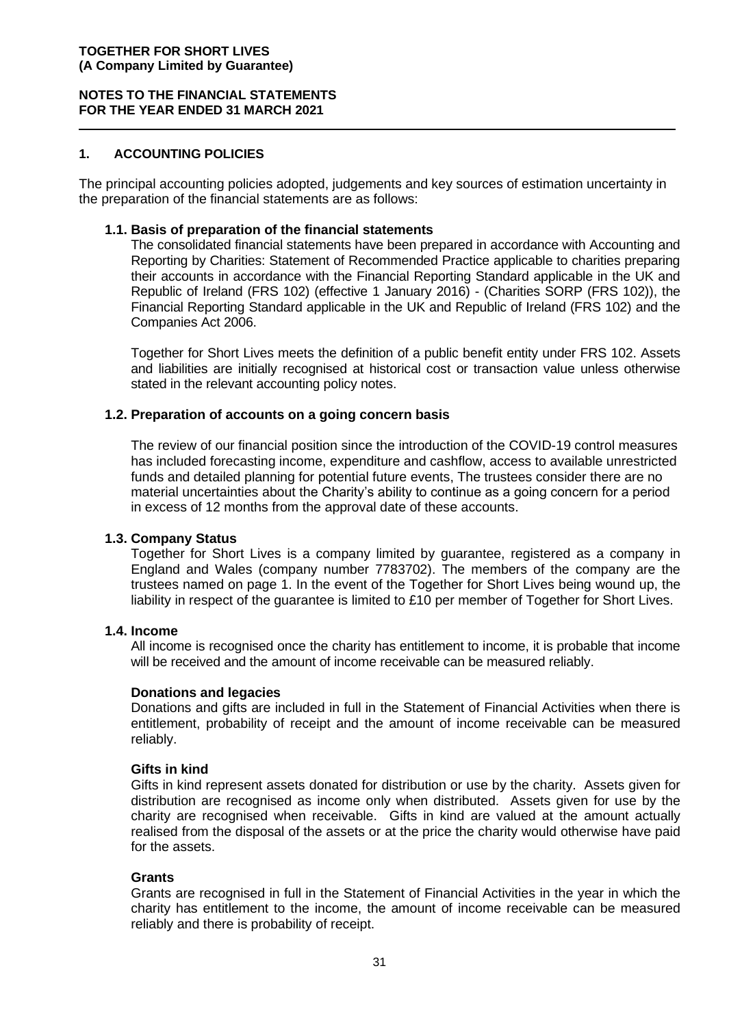**TOGETHER FOR SHORT LIVES**
**(A Company Limited by Guarantee)**

**NOTES TO THE FINANCIAL STATEMENTS**
**FOR THE YEAR ENDED 31 MARCH 2021**

## 1. ACCOUNTING POLICIES

The principal accounting policies adopted, judgements and key sources of estimation uncertainty in the preparation of the financial statements are as follows:

### 1.1. Basis of preparation of the financial statements

The consolidated financial statements have been prepared in accordance with Accounting and Reporting by Charities: Statement of Recommended Practice applicable to charities preparing their accounts in accordance with the Financial Reporting Standard applicable in the UK and Republic of Ireland (FRS 102) (effective 1 January 2016) - (Charities SORP (FRS 102)), the Financial Reporting Standard applicable in the UK and Republic of Ireland (FRS 102) and the Companies Act 2006.

Together for Short Lives meets the definition of a public benefit entity under FRS 102. Assets and liabilities are initially recognised at historical cost or transaction value unless otherwise stated in the relevant accounting policy notes.

### 1.2. Preparation of accounts on a going concern basis

The review of our financial position since the introduction of the COVID-19 control measures has included forecasting income, expenditure and cashflow, access to available unrestricted funds and detailed planning for potential future events, The trustees consider there are no material uncertainties about the Charity's ability to continue as a going concern for a period in excess of 12 months from the approval date of these accounts.

### 1.3. Company Status

Together for Short Lives is a company limited by guarantee, registered as a company in England and Wales (company number 7783702). The members of the company are the trustees named on page 1. In the event of the Together for Short Lives being wound up, the liability in respect of the guarantee is limited to £10 per member of Together for Short Lives.

### 1.4. Income

All income is recognised once the charity has entitlement to income, it is probable that income will be received and the amount of income receivable can be measured reliably.

**Donations and legacies**

Donations and gifts are included in full in the Statement of Financial Activities when there is entitlement, probability of receipt and the amount of income receivable can be measured reliably.

**Gifts in kind**

Gifts in kind represent assets donated for distribution or use by the charity. Assets given for distribution are recognised as income only when distributed. Assets given for use by the charity are recognised when receivable. Gifts in kind are valued at the amount actually realised from the disposal of the assets or at the price the charity would otherwise have paid for the assets.

**Grants**

Grants are recognised in full in the Statement of Financial Activities in the year in which the charity has entitlement to the income, the amount of income receivable can be measured reliably and there is probability of receipt.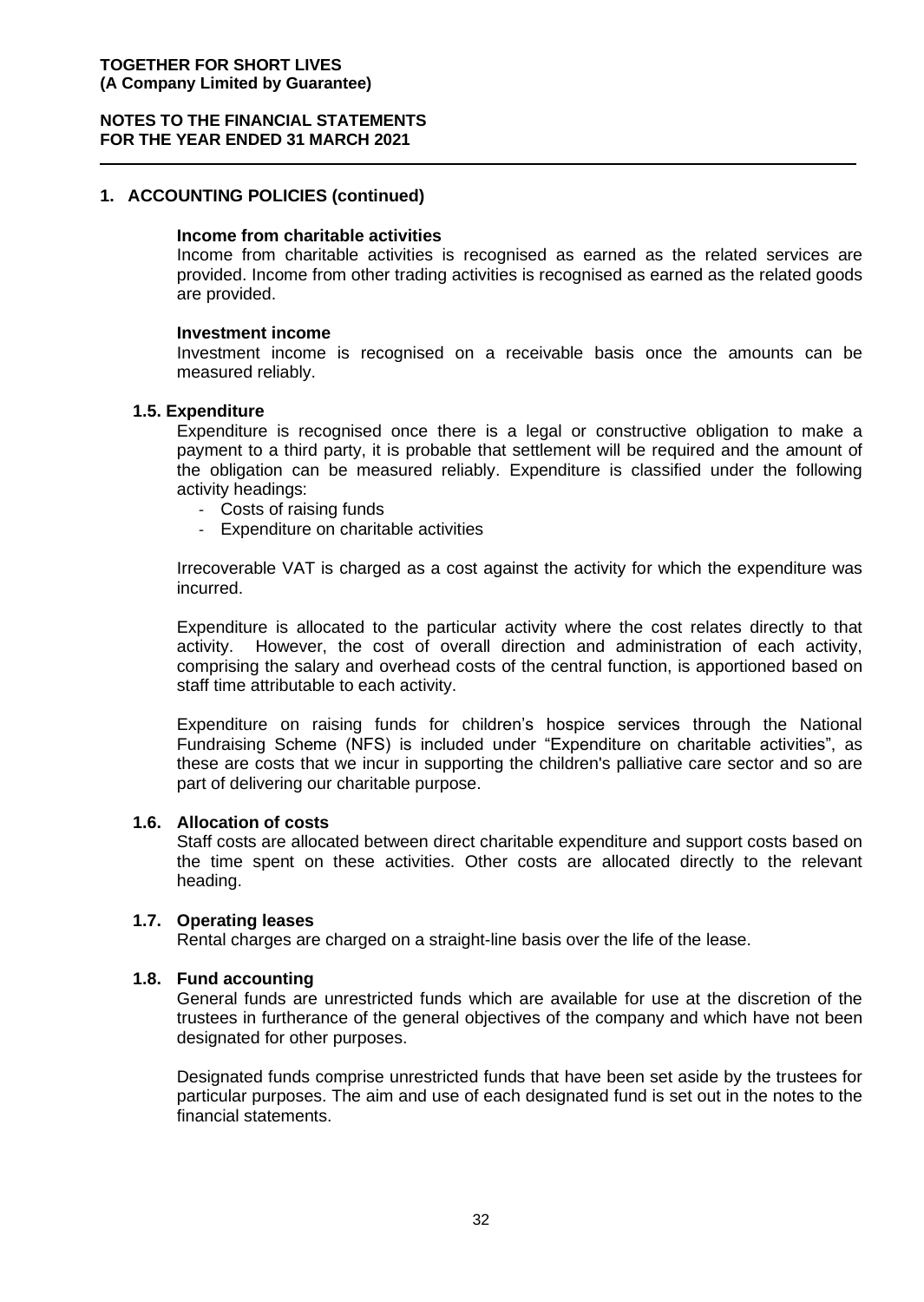## 1. ACCOUNTING POLICIES (continued)

**Income from charitable activities**

Income from charitable activities is recognised as earned as the related services are provided. Income from other trading activities is recognised as earned as the related goods are provided.

**Investment income**

Investment income is recognised on a receivable basis once the amounts can be measured reliably.

### 1.5. Expenditure

Expenditure is recognised once there is a legal or constructive obligation to make a payment to a third party, it is probable that settlement will be required and the amount of the obligation can be measured reliably. Expenditure is classified under the following activity headings:

- Costs of raising funds
- Expenditure on charitable activities

Irrecoverable VAT is charged as a cost against the activity for which the expenditure was incurred.

Expenditure is allocated to the particular activity where the cost relates directly to that activity. However, the cost of overall direction and administration of each activity, comprising the salary and overhead costs of the central function, is apportioned based on staff time attributable to each activity.

Expenditure on raising funds for children's hospice services through the National Fundraising Scheme (NFS) is included under "Expenditure on charitable activities", as these are costs that we incur in supporting the children's palliative care sector and so are part of delivering our charitable purpose.

### 1.6. Allocation of costs

Staff costs are allocated between direct charitable expenditure and support costs based on the time spent on these activities. Other costs are allocated directly to the relevant heading.

### 1.7. Operating leases

Rental charges are charged on a straight-line basis over the life of the lease.

### 1.8. Fund accounting

General funds are unrestricted funds which are available for use at the discretion of the trustees in furtherance of the general objectives of the company and which have not been designated for other purposes.

Designated funds comprise unrestricted funds that have been set aside by the trustees for particular purposes. The aim and use of each designated fund is set out in the notes to the financial statements.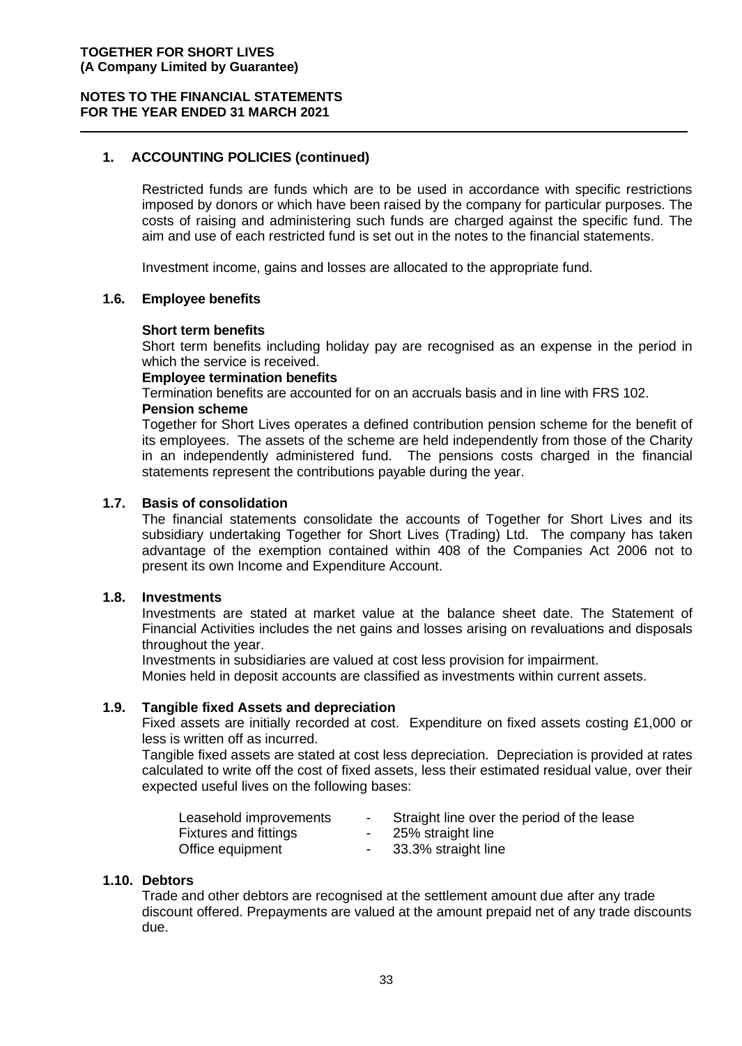**TOGETHER FOR SHORT LIVES**
**(A Company Limited by Guarantee)**

**NOTES TO THE FINANCIAL STATEMENTS**
**FOR THE YEAR ENDED 31 MARCH 2021**

## 1. ACCOUNTING POLICIES (continued)

Restricted funds are funds which are to be used in accordance with specific restrictions imposed by donors or which have been raised by the company for particular purposes. The costs of raising and administering such funds are charged against the specific fund. The aim and use of each restricted fund is set out in the notes to the financial statements.

Investment income, gains and losses are allocated to the appropriate fund.

### 1.6. Employee benefits

**Short term benefits**
Short term benefits including holiday pay are recognised as an expense in the period in which the service is received.

**Employee termination benefits**
Termination benefits are accounted for on an accruals basis and in line with FRS 102.

**Pension scheme**
Together for Short Lives operates a defined contribution pension scheme for the benefit of its employees. The assets of the scheme are held independently from those of the Charity in an independently administered fund. The pensions costs charged in the financial statements represent the contributions payable during the year.

### 1.7. Basis of consolidation

The financial statements consolidate the accounts of Together for Short Lives and its subsidiary undertaking Together for Short Lives (Trading) Ltd. The company has taken advantage of the exemption contained within 408 of the Companies Act 2006 not to present its own Income and Expenditure Account.

### 1.8. Investments

Investments are stated at market value at the balance sheet date. The Statement of Financial Activities includes the net gains and losses arising on revaluations and disposals throughout the year.
Investments in subsidiaries are valued at cost less provision for impairment.
Monies held in deposit accounts are classified as investments within current assets.

### 1.9. Tangible fixed Assets and depreciation

Fixed assets are initially recorded at cost. Expenditure on fixed assets costing £1,000 or less is written off as incurred.
Tangible fixed assets are stated at cost less depreciation. Depreciation is provided at rates calculated to write off the cost of fixed assets, less their estimated residual value, over their expected useful lives on the following bases:

| | | |
|---|---|---|
| Leasehold improvements | - | Straight line over the period of the lease |
| Fixtures and fittings | - | 25% straight line |
| Office equipment | - | 33.3% straight line |

### 1.10. Debtors

Trade and other debtors are recognised at the settlement amount due after any trade discount offered. Prepayments are valued at the amount prepaid net of any trade discounts due.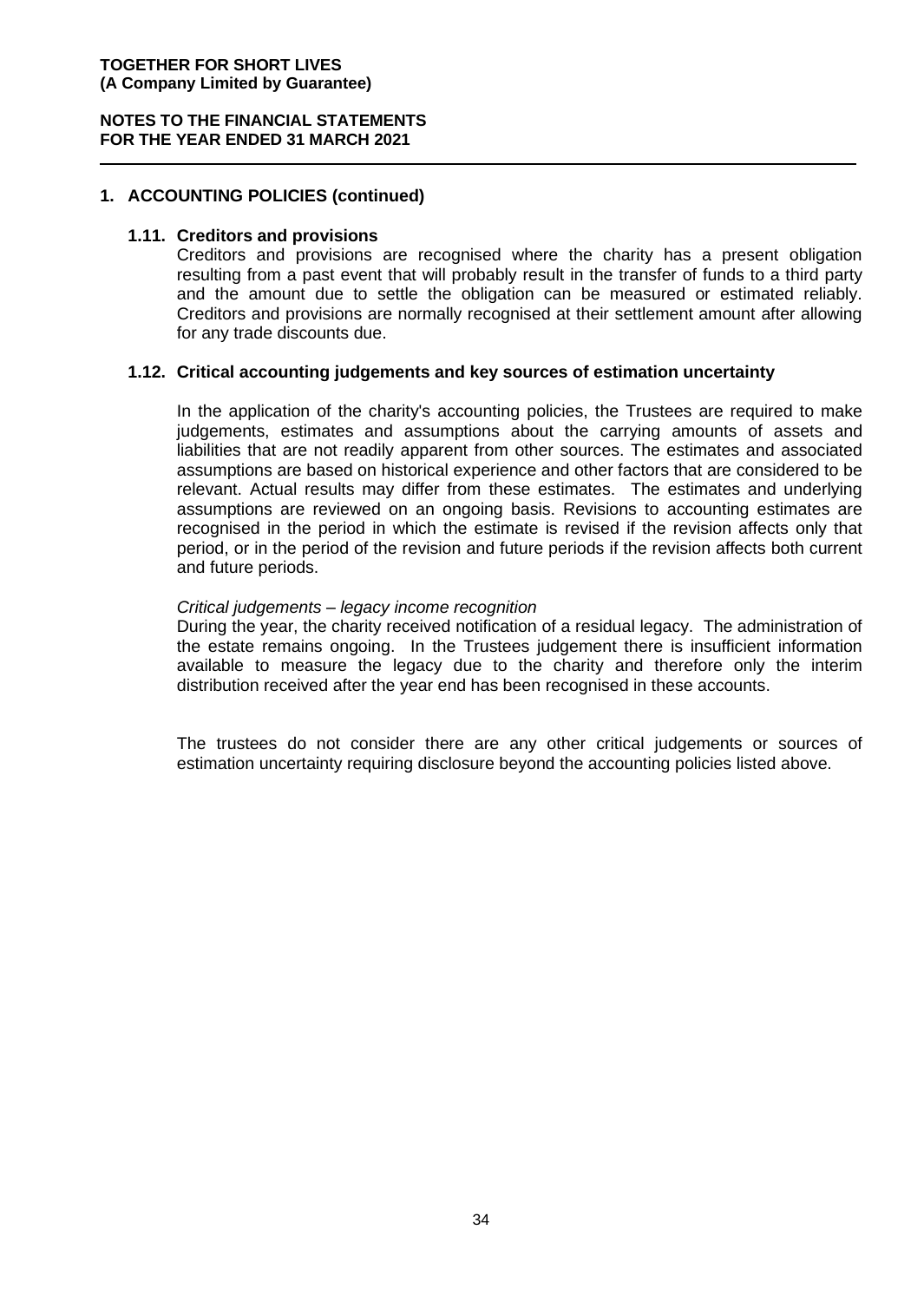**TOGETHER FOR SHORT LIVES**
**(A Company Limited by Guarantee)**

**NOTES TO THE FINANCIAL STATEMENTS**
**FOR THE YEAR ENDED 31 MARCH 2021**

## 1. ACCOUNTING POLICIES (continued)

### 1.11. Creditors and provisions

Creditors and provisions are recognised where the charity has a present obligation resulting from a past event that will probably result in the transfer of funds to a third party and the amount due to settle the obligation can be measured or estimated reliably. Creditors and provisions are normally recognised at their settlement amount after allowing for any trade discounts due.

### 1.12. Critical accounting judgements and key sources of estimation uncertainty

In the application of the charity's accounting policies, the Trustees are required to make judgements, estimates and assumptions about the carrying amounts of assets and liabilities that are not readily apparent from other sources. The estimates and associated assumptions are based on historical experience and other factors that are considered to be relevant. Actual results may differ from these estimates. The estimates and underlying assumptions are reviewed on an ongoing basis. Revisions to accounting estimates are recognised in the period in which the estimate is revised if the revision affects only that period, or in the period of the revision and future periods if the revision affects both current and future periods.

*Critical judgements – legacy income recognition*

During the year, the charity received notification of a residual legacy. The administration of the estate remains ongoing. In the Trustees judgement there is insufficient information available to measure the legacy due to the charity and therefore only the interim distribution received after the year end has been recognised in these accounts.

The trustees do not consider there are any other critical judgements or sources of estimation uncertainty requiring disclosure beyond the accounting policies listed above.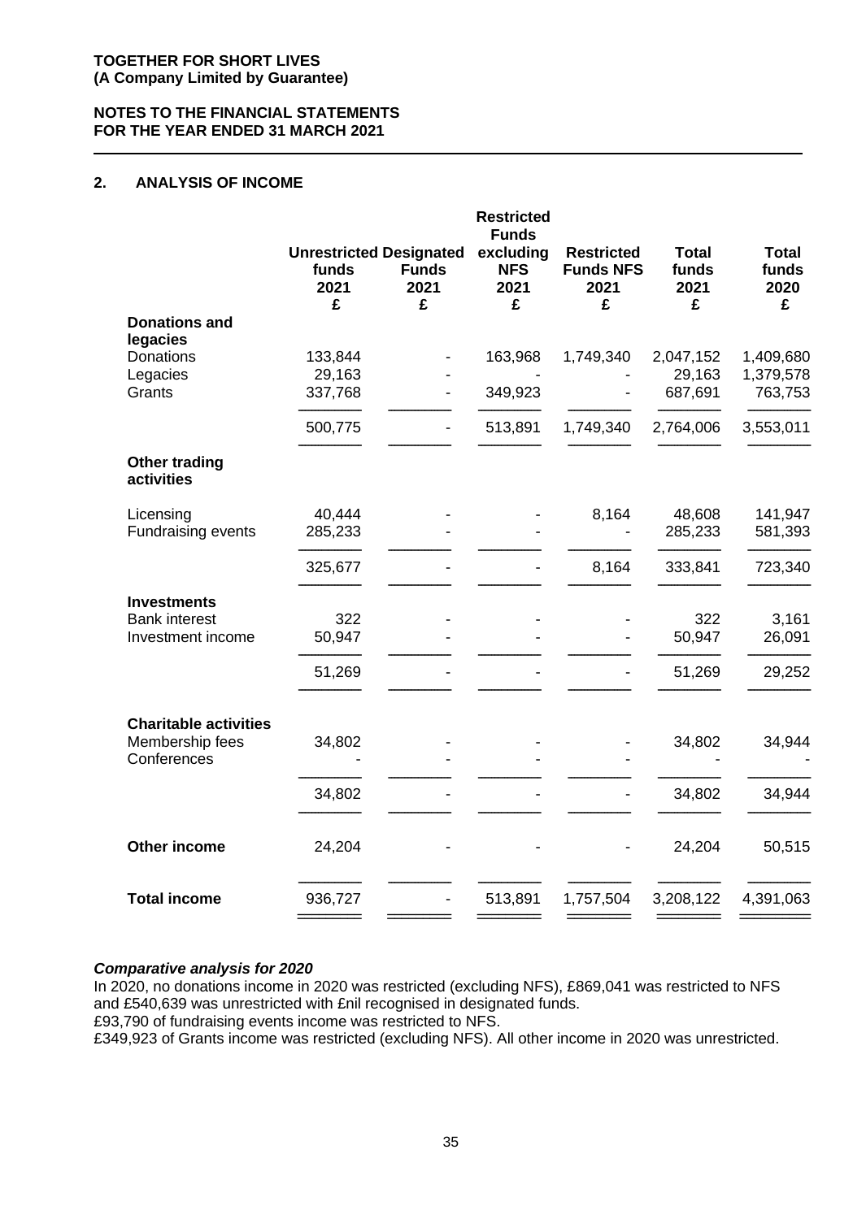**TOGETHER FOR SHORT LIVES**
**(A Company Limited by Guarantee)**

**NOTES TO THE FINANCIAL STATEMENTS**
**FOR THE YEAR ENDED 31 MARCH 2021**

## 2. ANALYSIS OF INCOME

| | Unrestricted funds 2021 £ | Designated Funds 2021 £ | Restricted Funds excluding NFS 2021 £ | Restricted Funds NFS 2021 £ | Total funds 2021 £ | Total funds 2020 £ |
|---|---|---|---|---|---|---|
| **Donations and legacies** | | | | | | |
| Donations | 133,844 | - | 163,968 | 1,749,340 | 2,047,152 | 1,409,680 |
| Legacies | 29,163 | - | - | - | 29,163 | 1,379,578 |
| Grants | 337,768 | - | 349,923 | - | 687,691 | 763,753 |
| | 500,775 | - | 513,891 | 1,749,340 | 2,764,006 | 3,553,011 |
| **Other trading activities** | | | | | | |
| Licensing | 40,444 | - | - | 8,164 | 48,608 | 141,947 |
| Fundraising events | 285,233 | - | - | - | 285,233 | 581,393 |
| | 325,677 | - | - | 8,164 | 333,841 | 723,340 |
| **Investments** | | | | | | |
| Bank interest | 322 | - | - | - | 322 | 3,161 |
| Investment income | 50,947 | - | - | - | 50,947 | 26,091 |
| | 51,269 | - | - | - | 51,269 | 29,252 |
| **Charitable activities** | | | | | | |
| Membership fees | 34,802 | - | - | - | 34,802 | 34,944 |
| Conferences | - | - | - | - | - | - |
| | 34,802 | - | - | - | 34,802 | 34,944 |
| **Other income** | 24,204 | - | - | - | 24,204 | 50,515 |
| **Total income** | 936,727 | - | 513,891 | 1,757,504 | 3,208,122 | 4,391,063 |

***Comparative analysis for 2020***

In 2020, no donations income in 2020 was restricted (excluding NFS), £869,041 was restricted to NFS and £540,639 was unrestricted with £nil recognised in designated funds.
£93,790 of fundraising events income was restricted to NFS.
£349,923 of Grants income was restricted (excluding NFS). All other income in 2020 was unrestricted.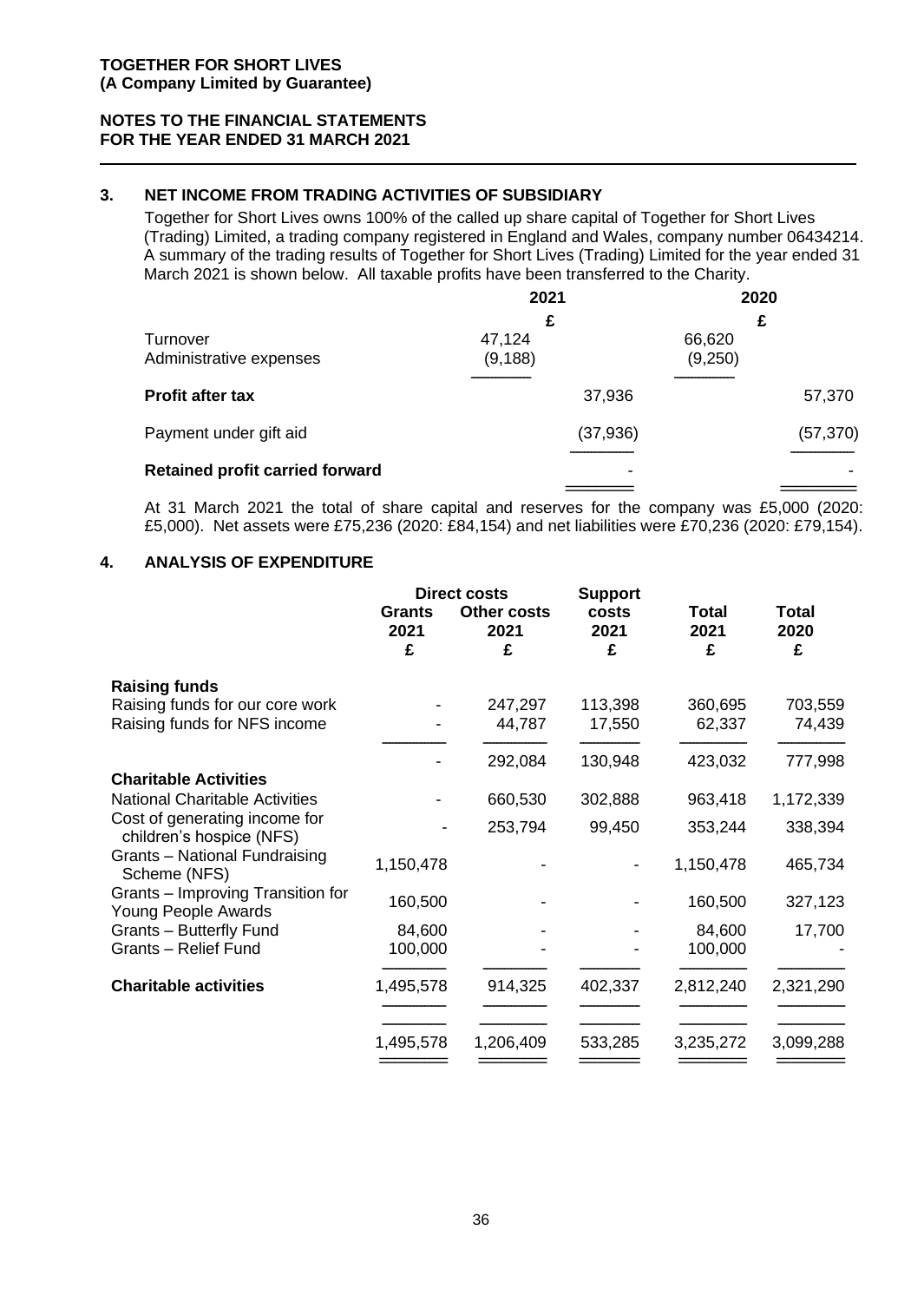**TOGETHER FOR SHORT LIVES**
**(A Company Limited by Guarantee)**

**NOTES TO THE FINANCIAL STATEMENTS**
**FOR THE YEAR ENDED 31 MARCH 2021**

## 3. NET INCOME FROM TRADING ACTIVITIES OF SUBSIDIARY

Together for Short Lives owns 100% of the called up share capital of Together for Short Lives (Trading) Limited, a trading company registered in England and Wales, company number 06434214. A summary of the trading results of Together for Short Lives (Trading) Limited for the year ended 31 March 2021 is shown below. All taxable profits have been transferred to the Charity.

| | 2021 | | 2020 | |
|---|---|---|---|---|
| | £ | | | £ |
| Turnover | 47,124 | | 66,620 | |
| Administrative expenses | (9,188) | | (9,250) | |
| **Profit after tax** | | 37,936 | | 57,370 |
| Payment under gift aid | | (37,936) | | (57,370) |
| **Retained profit carried forward** | | - | | - |

At 31 March 2021 the total of share capital and reserves for the company was £5,000 (2020: £5,000). Net assets were £75,236 (2020: £84,154) and net liabilities were £70,236 (2020: £79,154).

## 4. ANALYSIS OF EXPENDITURE

| | Direct costs | | Support | | |
|---|---|---|---|---|---|
| | Grants 2021 £ | Other costs 2021 £ | costs 2021 £ | Total 2021 £ | Total 2020 £ |
| **Raising funds** | | | | | |
| Raising funds for our core work | - | 247,297 | 113,398 | 360,695 | 703,559 |
| Raising funds for NFS income | - | 44,787 | 17,550 | 62,337 | 74,439 |
| | - | 292,084 | 130,948 | 423,032 | 777,998 |
| **Charitable Activities** | | | | | |
| National Charitable Activities | - | 660,530 | 302,888 | 963,418 | 1,172,339 |
| Cost of generating income for children's hospice (NFS) | - | 253,794 | 99,450 | 353,244 | 338,394 |
| Grants – National Fundraising Scheme (NFS) | 1,150,478 | - | - | 1,150,478 | 465,734 |
| Grants – Improving Transition for Young People Awards | 160,500 | - | - | 160,500 | 327,123 |
| Grants – Butterfly Fund | 84,600 | - | - | 84,600 | 17,700 |
| Grants – Relief Fund | 100,000 | - | - | 100,000 | - |
| **Charitable activities** | 1,495,578 | 914,325 | 402,337 | 2,812,240 | 2,321,290 |
| | 1,495,578 | 1,206,409 | 533,285 | 3,235,272 | 3,099,288 |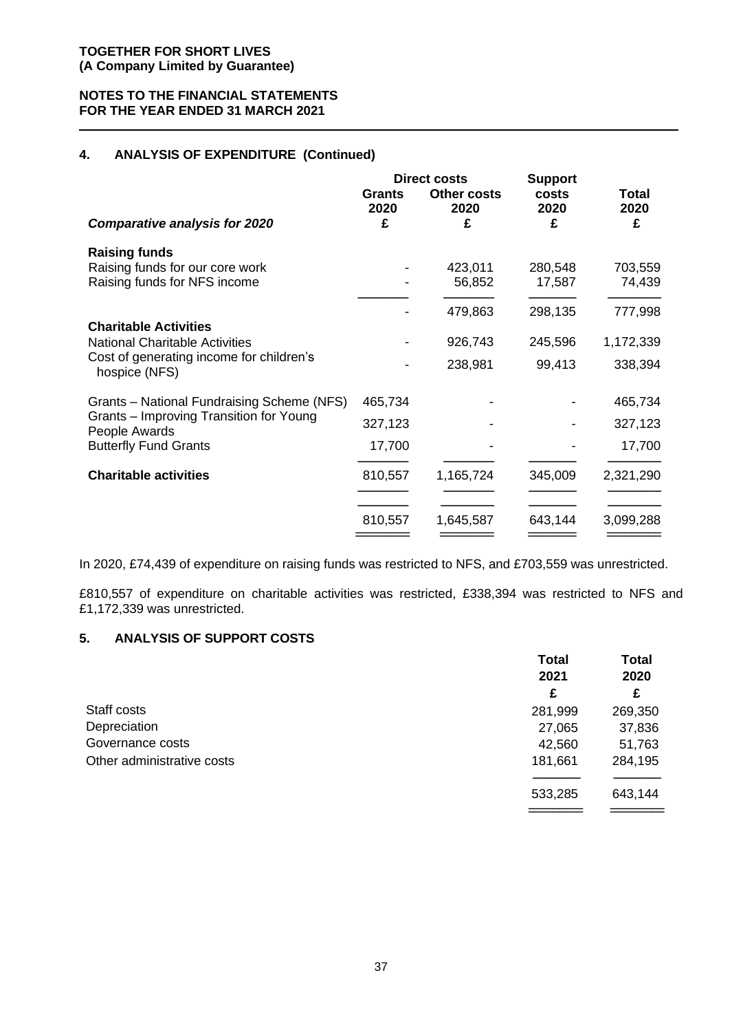**TOGETHER FOR SHORT LIVES**
**(A Company Limited by Guarantee)**

**NOTES TO THE FINANCIAL STATEMENTS**
**FOR THE YEAR ENDED 31 MARCH 2021**

## 4. ANALYSIS OF EXPENDITURE (Continued)

| *Comparative analysis for 2020* | Direct costs Grants 2020 £ | Direct costs Other costs 2020 £ | Support costs 2020 £ | Total 2020 £ |
|---|---|---|---|---|
| **Raising funds** | | | | |
| Raising funds for our core work | - | 423,011 | 280,548 | 703,559 |
| Raising funds for NFS income | - | 56,852 | 17,587 | 74,439 |
| | - | 479,863 | 298,135 | 777,998 |
| **Charitable Activities** | | | | |
| National Charitable Activities | - | 926,743 | 245,596 | 1,172,339 |
| Cost of generating income for children's hospice (NFS) | - | 238,981 | 99,413 | 338,394 |
| Grants – National Fundraising Scheme (NFS) | 465,734 | - | - | 465,734 |
| Grants – Improving Transition for Young People Awards | 327,123 | - | - | 327,123 |
| Butterfly Fund Grants | 17,700 | - | - | 17,700 |
| **Charitable activities** | 810,557 | 1,165,724 | 345,009 | 2,321,290 |
| | 810,557 | 1,645,587 | 643,144 | 3,099,288 |

In 2020, £74,439 of expenditure on raising funds was restricted to NFS, and £703,559 was unrestricted.

£810,557 of expenditure on charitable activities was restricted, £338,394 was restricted to NFS and £1,172,339 was unrestricted.

## 5. ANALYSIS OF SUPPORT COSTS

| | Total 2021 £ | Total 2020 £ |
|---|---|---|
| Staff costs | 281,999 | 269,350 |
| Depreciation | 27,065 | 37,836 |
| Governance costs | 42,560 | 51,763 |
| Other administrative costs | 181,661 | 284,195 |
| | 533,285 | 643,144 |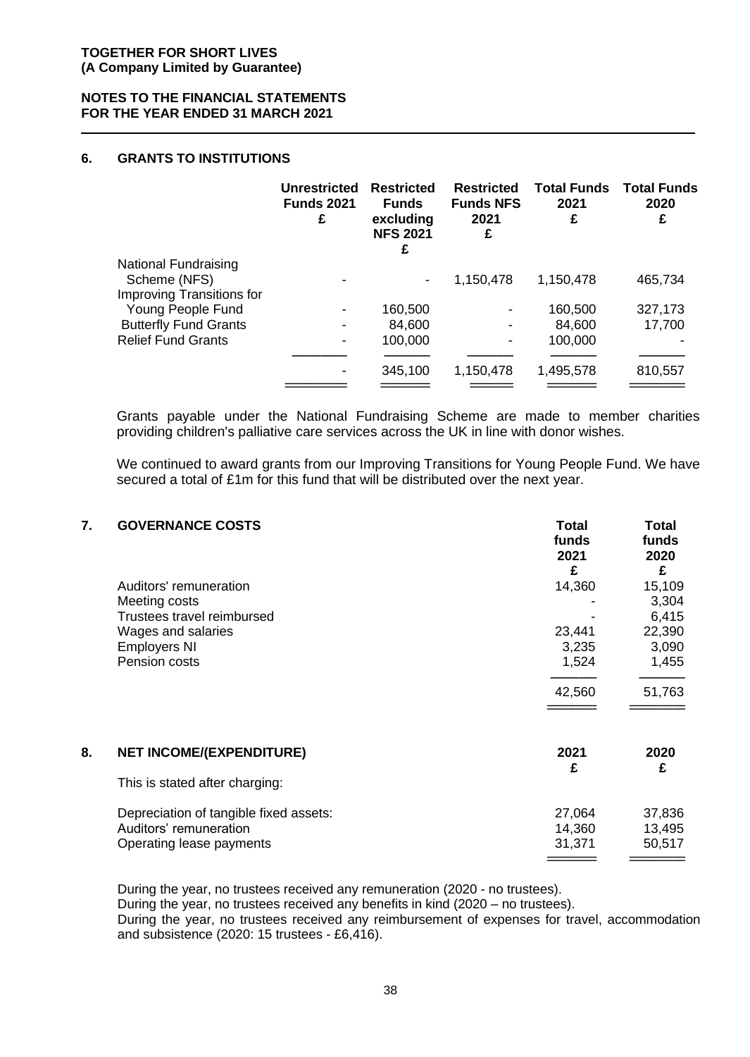## 6. GRANTS TO INSTITUTIONS

| | Unrestricted Funds 2021 £ | Restricted Funds excluding NFS 2021 £ | Restricted Funds NFS 2021 £ | Total Funds 2021 £ | Total Funds 2020 £ |
|---|---|---|---|---|---|
| National Fundraising Scheme (NFS) | - | - | 1,150,478 | 1,150,478 | 465,734 |
| Improving Transitions for Young People Fund | - | 160,500 | - | 160,500 | 327,173 |
| Butterfly Fund Grants | - | 84,600 | - | 84,600 | 17,700 |
| Relief Fund Grants | - | 100,000 | - | 100,000 | - |
| | - | 345,100 | 1,150,478 | 1,495,578 | 810,557 |

Grants payable under the National Fundraising Scheme are made to member charities providing children's palliative care services across the UK in line with donor wishes.

We continued to award grants from our Improving Transitions for Young People Fund. We have secured a total of £1m for this fund that will be distributed over the next year.

## 7. GOVERNANCE COSTS

| | Total funds 2021 £ | Total funds 2020 £ |
|---|---|---|
| Auditors' remuneration | 14,360 | 15,109 |
| Meeting costs | - | 3,304 |
| Trustees travel reimbursed | - | 6,415 |
| Wages and salaries | 23,441 | 22,390 |
| Employers NI | 3,235 | 3,090 |
| Pension costs | 1,524 | 1,455 |
| | 42,560 | 51,763 |

## 8. NET INCOME/(EXPENDITURE)

This is stated after charging:

| | 2021 £ | 2020 £ |
|---|---|---|
| Depreciation of tangible fixed assets: | 27,064 | 37,836 |
| Auditors' remuneration | 14,360 | 13,495 |
| Operating lease payments | 31,371 | 50,517 |

During the year, no trustees received any remuneration (2020 - no trustees).
During the year, no trustees received any benefits in kind (2020 – no trustees).
During the year, no trustees received any reimbursement of expenses for travel, accommodation and subsistence (2020: 15 trustees - £6,416).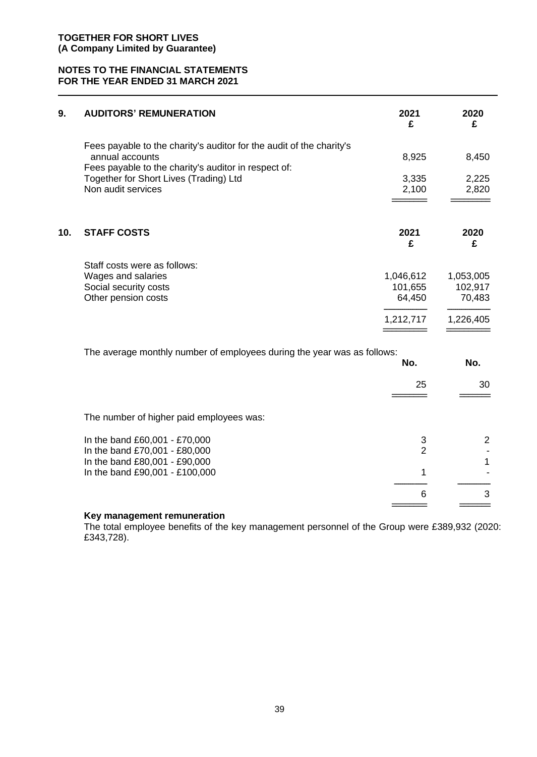**TOGETHER FOR SHORT LIVES**
**(A Company Limited by Guarantee)**

**NOTES TO THE FINANCIAL STATEMENTS**
**FOR THE YEAR ENDED 31 MARCH 2021**

## 9. AUDITORS' REMUNERATION

| | 2021 £ | 2020 £ |
|---|---|---|
| Fees payable to the charity's auditor for the audit of the charity's annual accounts | 8,925 | 8,450 |
| Fees payable to the charity's auditor in respect of: | | |
| Together for Short Lives (Trading) Ltd | 3,335 | 2,225 |
| Non audit services | 2,100 | 2,820 |

## 10. STAFF COSTS

| | 2021 £ | 2020 £ |
|---|---|---|
| Staff costs were as follows: | | |
| Wages and salaries | 1,046,612 | 1,053,005 |
| Social security costs | 101,655 | 102,917 |
| Other pension costs | 64,450 | 70,483 |
| | 1,212,717 | 1,226,405 |

The average monthly number of employees during the year was as follows:

| | No. | No. |
|---|---|---|
| | 25 | 30 |

The number of higher paid employees was:

| | 2021 | 2020 |
|---|---|---|
| In the band £60,001 - £70,000 | 3 | 2 |
| In the band £70,001 - £80,000 | 2 | - |
| In the band £80,001 - £90,000 | | 1 |
| In the band £90,001 - £100,000 | 1 | - |
| | 6 | 3 |

**Key management remuneration**

The total employee benefits of the key management personnel of the Group were £389,932 (2020: £343,728).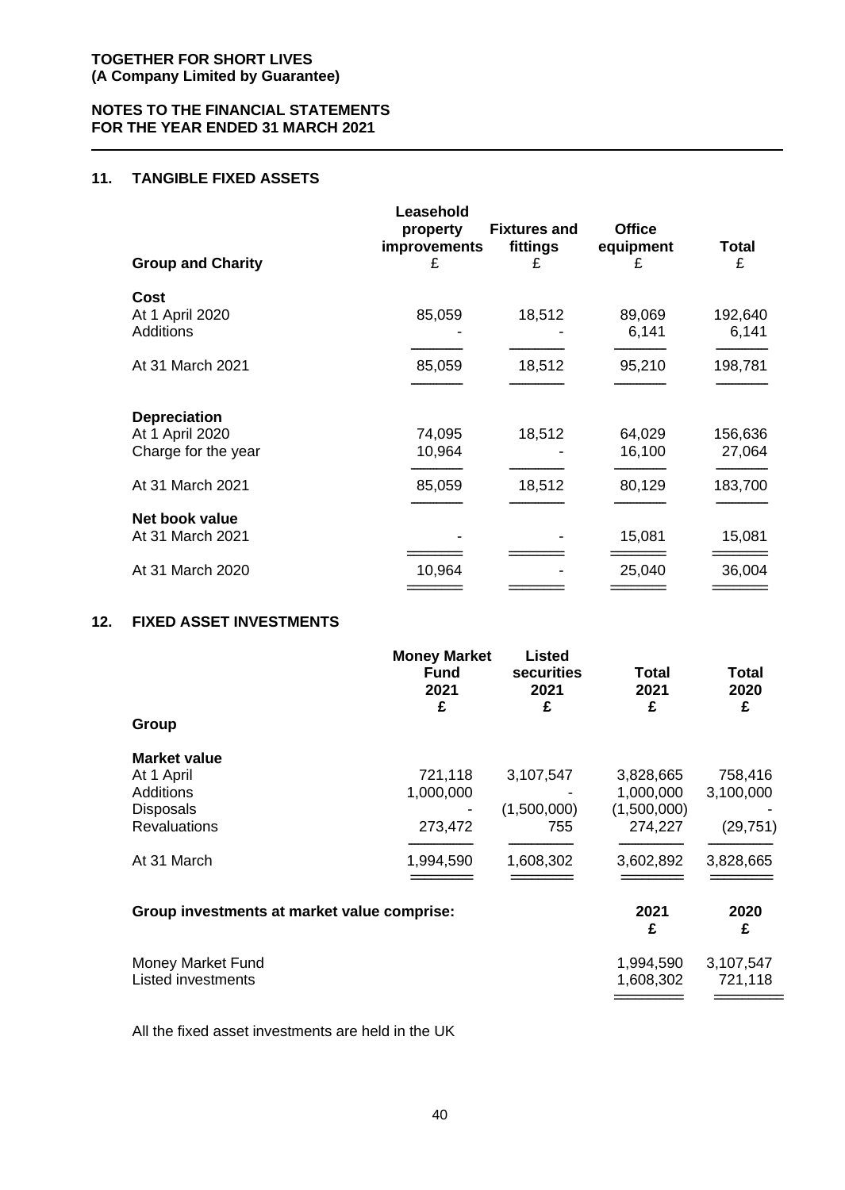**TOGETHER FOR SHORT LIVES**
**(A Company Limited by Guarantee)**

**NOTES TO THE FINANCIAL STATEMENTS**
**FOR THE YEAR ENDED 31 MARCH 2021**

## 11. TANGIBLE FIXED ASSETS

| Group and Charity | Leasehold property improvements £ | Fixtures and fittings £ | Office equipment £ | Total £ |
|---|---|---|---|---|
| **Cost** | | | | |
| At 1 April 2020 | 85,059 | 18,512 | 89,069 | 192,640 |
| Additions | - | - | 6,141 | 6,141 |
| At 31 March 2021 | 85,059 | 18,512 | 95,210 | 198,781 |
| **Depreciation** | | | | |
| At 1 April 2020 | 74,095 | 18,512 | 64,029 | 156,636 |
| Charge for the year | 10,964 | - | 16,100 | 27,064 |
| At 31 March 2021 | 85,059 | 18,512 | 80,129 | 183,700 |
| **Net book value** | | | | |
| At 31 March 2021 | - | - | 15,081 | 15,081 |
| At 31 March 2020 | 10,964 | - | 25,040 | 36,004 |

## 12. FIXED ASSET INVESTMENTS

| Group | Money Market Fund 2021 £ | Listed securities 2021 £ | Total 2021 £ | Total 2020 £ |
|---|---|---|---|---|
| **Market value** | | | | |
| At 1 April | 721,118 | 3,107,547 | 3,828,665 | 758,416 |
| Additions | 1,000,000 | - | 1,000,000 | 3,100,000 |
| Disposals | - | (1,500,000) | (1,500,000) | - |
| Revaluations | 273,472 | 755 | 274,227 | (29,751) |
| At 31 March | 1,994,590 | 1,608,302 | 3,602,892 | 3,828,665 |

| Group investments at market value comprise: | 2021 £ | 2020 £ |
|---|---|---|
| Money Market Fund | 1,994,590 | 3,107,547 |
| Listed investments | 1,608,302 | 721,118 |

All the fixed asset investments are held in the UK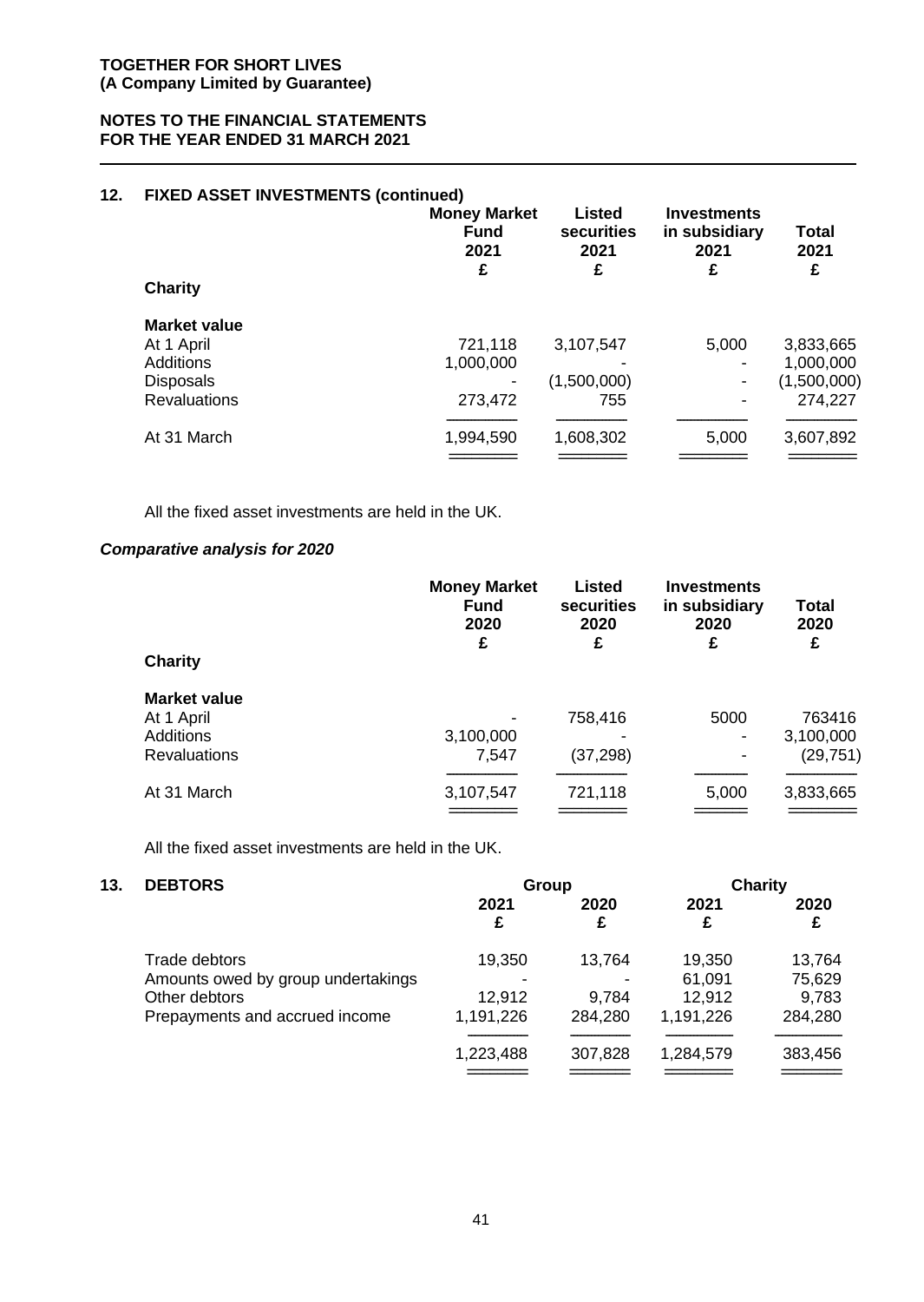**TOGETHER FOR SHORT LIVES**
**(A Company Limited by Guarantee)**

**NOTES TO THE FINANCIAL STATEMENTS**
**FOR THE YEAR ENDED 31 MARCH 2021**

## 12. FIXED ASSET INVESTMENTS (continued)

| | Money Market Fund 2021 £ | Listed securities 2021 £ | Investments in subsidiary 2021 £ | Total 2021 £ |
|---|---|---|---|---|
| **Charity** | | | | |
| **Market value** | | | | |
| At 1 April | 721,118 | 3,107,547 | 5,000 | 3,833,665 |
| Additions | 1,000,000 | - | - | 1,000,000 |
| Disposals | - | (1,500,000) | - | (1,500,000) |
| Revaluations | 273,472 | 755 | - | 274,227 |
| At 31 March | 1,994,590 | 1,608,302 | 5,000 | 3,607,892 |

All the fixed asset investments are held in the UK.

***Comparative analysis for 2020***

| | Money Market Fund 2020 £ | Listed securities 2020 £ | Investments in subsidiary 2020 £ | Total 2020 £ |
|---|---|---|---|---|
| **Charity** | | | | |
| **Market value** | | | | |
| At 1 April | - | 758,416 | 5000 | 763416 |
| Additions | 3,100,000 | - | - | 3,100,000 |
| Revaluations | 7,547 | (37,298) | - | (29,751) |
| At 31 March | 3,107,547 | 721,118 | 5,000 | 3,833,665 |

All the fixed asset investments are held in the UK.

## 13. DEBTORS

| | Group | | Charity | |
|---|---|---|---|---|
| | 2021 £ | 2020 £ | 2021 £ | 2020 £ |
| Trade debtors | 19,350 | 13,764 | 19,350 | 13,764 |
| Amounts owed by group undertakings | - | - | 61,091 | 75,629 |
| Other debtors | 12,912 | 9,784 | 12,912 | 9,783 |
| Prepayments and accrued income | 1,191,226 | 284,280 | 1,191,226 | 284,280 |
| | 1,223,488 | 307,828 | 1,284,579 | 383,456 |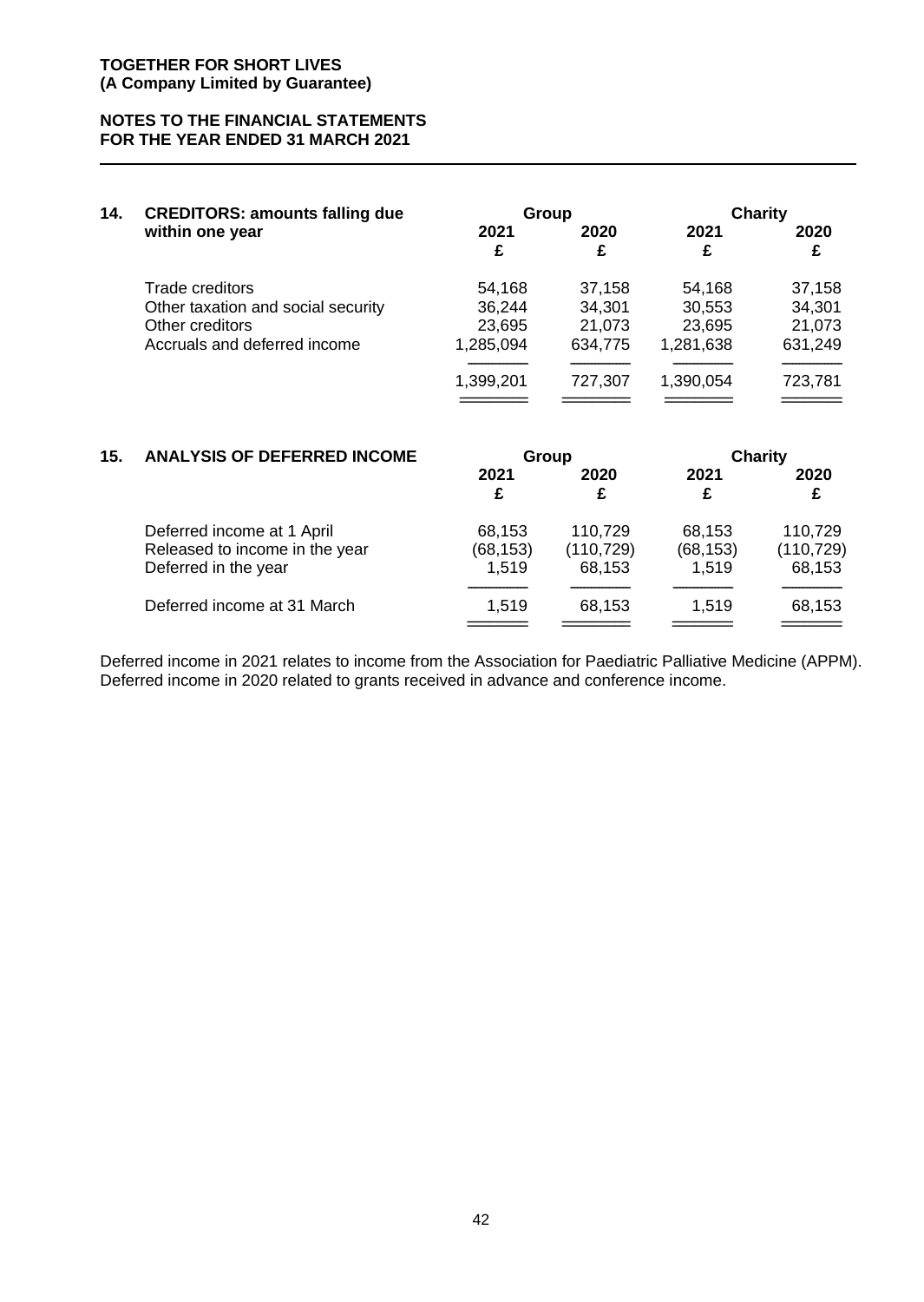**TOGETHER FOR SHORT LIVES**
**(A Company Limited by Guarantee)**

**NOTES TO THE FINANCIAL STATEMENTS**
**FOR THE YEAR ENDED 31 MARCH 2021**

## 14. CREDITORS: amounts falling due within one year

| | Group | | Charity | |
|---|---|---|---|---|
| | 2021 £ | 2020 £ | 2021 £ | 2020 £ |
| Trade creditors | 54,168 | 37,158 | 54,168 | 37,158 |
| Other taxation and social security | 36,244 | 34,301 | 30,553 | 34,301 |
| Other creditors | 23,695 | 21,073 | 23,695 | 21,073 |
| Accruals and deferred income | 1,285,094 | 634,775 | 1,281,638 | 631,249 |
| | 1,399,201 | 727,307 | 1,390,054 | 723,781 |

## 15. ANALYSIS OF DEFERRED INCOME

| | Group | | Charity | |
|---|---|---|---|---|
| | 2021 £ | 2020 £ | 2021 £ | 2020 £ |
| Deferred income at 1 April | 68,153 | 110,729 | 68,153 | 110,729 |
| Released to income in the year | (68,153) | (110,729) | (68,153) | (110,729) |
| Deferred in the year | 1,519 | 68,153 | 1,519 | 68,153 |
| Deferred income at 31 March | 1,519 | 68,153 | 1,519 | 68,153 |

Deferred income in 2021 relates to income from the Association for Paediatric Palliative Medicine (APPM). Deferred income in 2020 related to grants received in advance and conference income.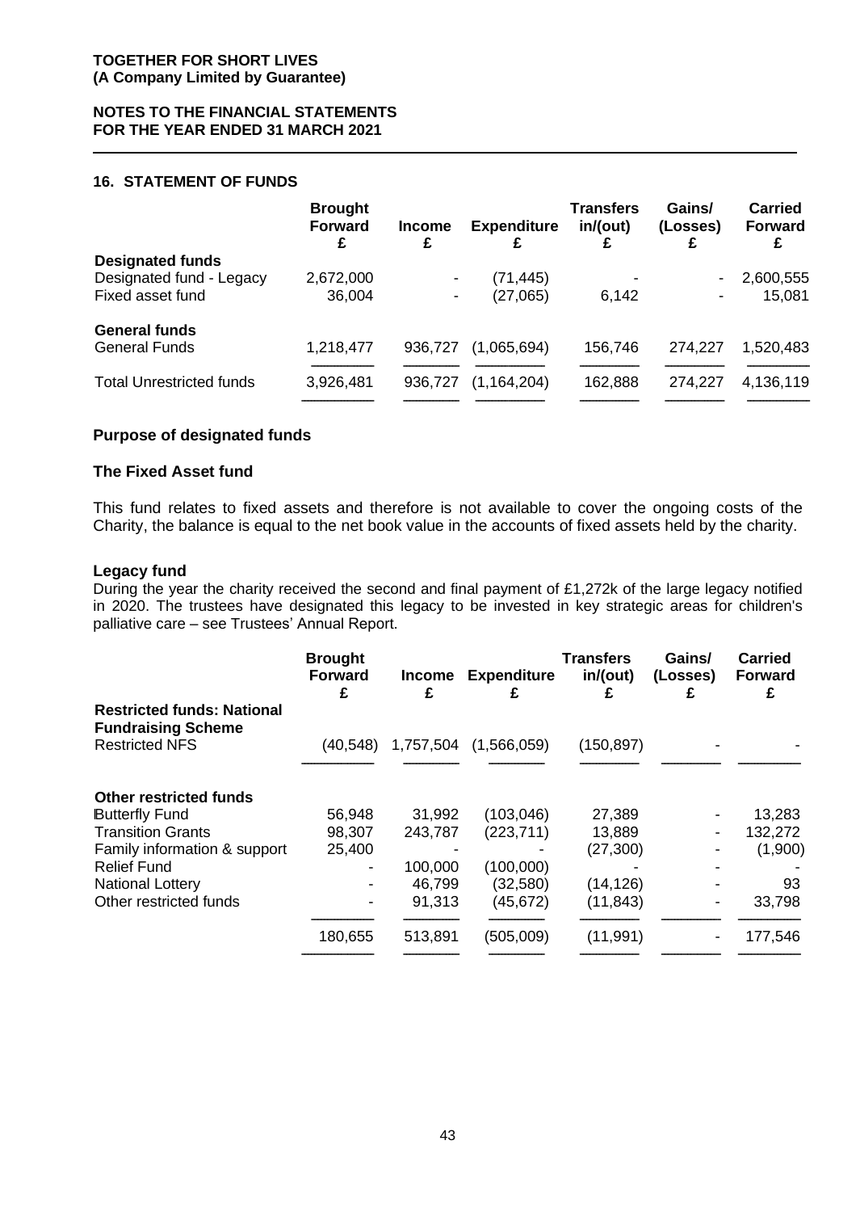**TOGETHER FOR SHORT LIVES**
**(A Company Limited by Guarantee)**

**NOTES TO THE FINANCIAL STATEMENTS**
**FOR THE YEAR ENDED 31 MARCH 2021**

## 16. STATEMENT OF FUNDS

| | Brought Forward £ | Income £ | Expenditure £ | Transfers in/(out) £ | Gains/ (Losses) £ | Carried Forward £ |
|---|---|---|---|---|---|---|
| **Designated funds** | | | | | | |
| Designated fund - Legacy | 2,672,000 | - | (71,445) | - | - | 2,600,555 |
| Fixed asset fund | 36,004 | - | (27,065) | 6,142 | - | 15,081 |
| **General funds** | | | | | | |
| General Funds | 1,218,477 | 936,727 | (1,065,694) | 156,746 | 274,227 | 1,520,483 |
| Total Unrestricted funds | 3,926,481 | 936,727 | (1,164,204) | 162,888 | 274,227 | 4,136,119 |

### Purpose of designated funds

### The Fixed Asset fund

This fund relates to fixed assets and therefore is not available to cover the ongoing costs of the Charity, the balance is equal to the net book value in the accounts of fixed assets held by the charity.

### Legacy fund

During the year the charity received the second and final payment of £1,272k of the large legacy notified in 2020. The trustees have designated this legacy to be invested in key strategic areas for children's palliative care – see Trustees' Annual Report.

| | Brought Forward £ | Income £ | Expenditure £ | Transfers in/(out) £ | Gains/ (Losses) £ | Carried Forward £ |
|---|---|---|---|---|---|---|
| **Restricted funds: National Fundraising Scheme** | | | | | | |
| Restricted NFS | (40,548) | 1,757,504 | (1,566,059) | (150,897) | - | - |
| **Other restricted funds** | | | | | | |
| Butterfly Fund | 56,948 | 31,992 | (103,046) | 27,389 | - | 13,283 |
| Transition Grants | 98,307 | 243,787 | (223,711) | 13,889 | - | 132,272 |
| Family information & support | 25,400 | - | - | (27,300) | - | (1,900) |
| Relief Fund | - | 100,000 | (100,000) | - | - | - |
| National Lottery | - | 46,799 | (32,580) | (14,126) | - | 93 |
| Other restricted funds | - | 91,313 | (45,672) | (11,843) | - | 33,798 |
| | 180,655 | 513,891 | (505,009) | (11,991) | - | 177,546 |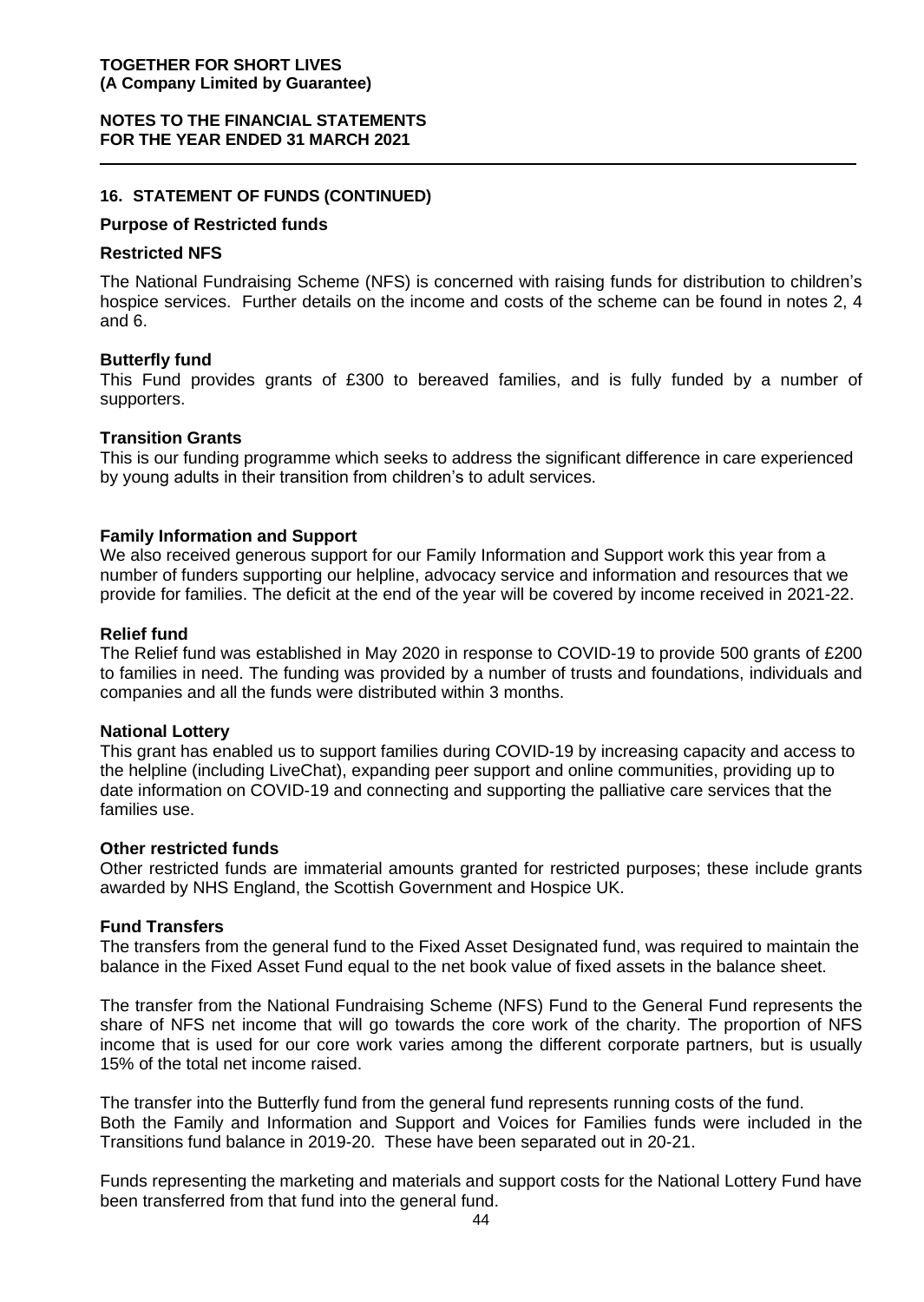## 16. STATEMENT OF FUNDS (CONTINUED)

### Purpose of Restricted funds

#### Restricted NFS

The National Fundraising Scheme (NFS) is concerned with raising funds for distribution to children's hospice services. Further details on the income and costs of the scheme can be found in notes 2, 4 and 6.

#### Butterfly fund

This Fund provides grants of £300 to bereaved families, and is fully funded by a number of supporters.

#### Transition Grants

This is our funding programme which seeks to address the significant difference in care experienced by young adults in their transition from children's to adult services.

#### Family Information and Support

We also received generous support for our Family Information and Support work this year from a number of funders supporting our helpline, advocacy service and information and resources that we provide for families. The deficit at the end of the year will be covered by income received in 2021-22.

#### Relief fund

The Relief fund was established in May 2020 in response to COVID-19 to provide 500 grants of £200 to families in need. The funding was provided by a number of trusts and foundations, individuals and companies and all the funds were distributed within 3 months.

#### National Lottery

This grant has enabled us to support families during COVID-19 by increasing capacity and access to the helpline (including LiveChat), expanding peer support and online communities, providing up to date information on COVID-19 and connecting and supporting the palliative care services that the families use.

#### Other restricted funds

Other restricted funds are immaterial amounts granted for restricted purposes; these include grants awarded by NHS England, the Scottish Government and Hospice UK.

#### Fund Transfers

The transfers from the general fund to the Fixed Asset Designated fund, was required to maintain the balance in the Fixed Asset Fund equal to the net book value of fixed assets in the balance sheet.

The transfer from the National Fundraising Scheme (NFS) Fund to the General Fund represents the share of NFS net income that will go towards the core work of the charity. The proportion of NFS income that is used for our core work varies among the different corporate partners, but is usually 15% of the total net income raised.

The transfer into the Butterfly fund from the general fund represents running costs of the fund.
Both the Family and Information and Support and Voices for Families funds were included in the Transitions fund balance in 2019-20. These have been separated out in 20-21.

Funds representing the marketing and materials and support costs for the National Lottery Fund have been transferred from that fund into the general fund.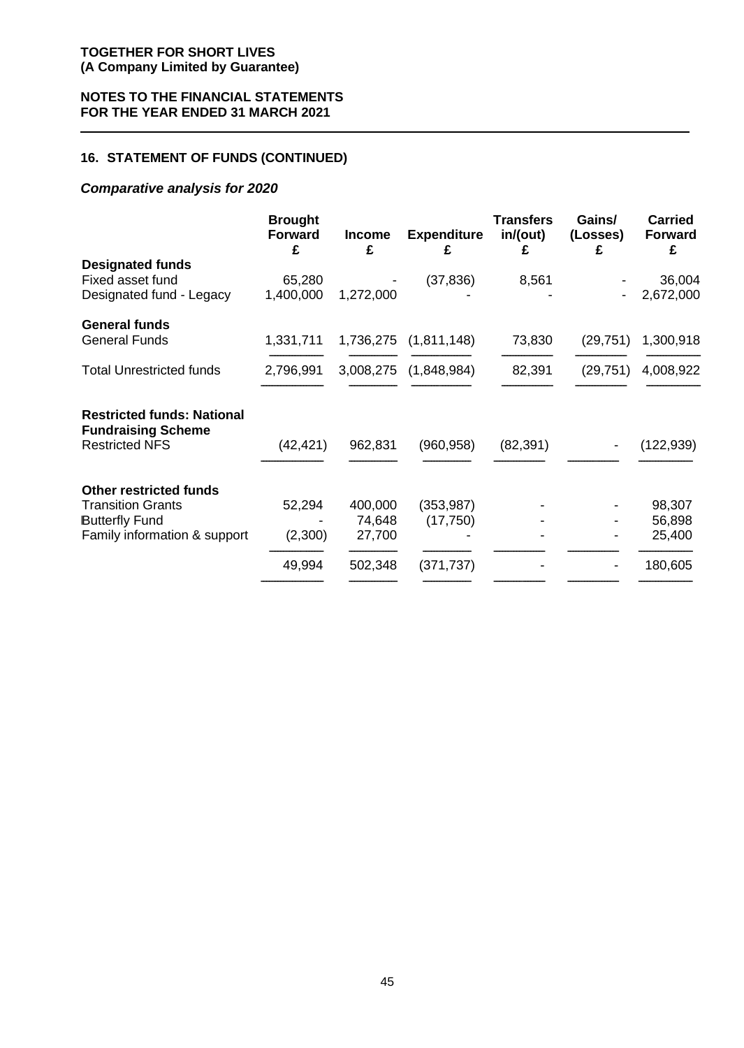**TOGETHER FOR SHORT LIVES**
**(A Company Limited by Guarantee)**

**NOTES TO THE FINANCIAL STATEMENTS**
**FOR THE YEAR ENDED 31 MARCH 2021**

## 16. STATEMENT OF FUNDS (CONTINUED)

### *Comparative analysis for 2020*

| | Brought Forward £ | Income £ | Expenditure £ | Transfers in/(out) £ | Gains/ (Losses) £ | Carried Forward £ |
|---|---|---|---|---|---|---|
| **Designated funds** | | | | | | |
| Fixed asset fund | 65,280 | - | (37,836) | 8,561 | - | 36,004 |
| Designated fund - Legacy | 1,400,000 | 1,272,000 | - | - | - | 2,672,000 |
| **General funds** | | | | | | |
| General Funds | 1,331,711 | 1,736,275 | (1,811,148) | 73,830 | (29,751) | 1,300,918 |
| Total Unrestricted funds | 2,796,991 | 3,008,275 | (1,848,984) | 82,391 | (29,751) | 4,008,922 |
| **Restricted funds: National Fundraising Scheme** | | | | | | |
| Restricted NFS | (42,421) | 962,831 | (960,958) | (82,391) | - | (122,939) |
| **Other restricted funds** | | | | | | |
| Transition Grants | 52,294 | 400,000 | (353,987) | - | - | 98,307 |
| Butterfly Fund | - | 74,648 | (17,750) | - | - | 56,898 |
| Family information & support | (2,300) | 27,700 | - | - | - | 25,400 |
| | 49,994 | 502,348 | (371,737) | - | - | 180,605 |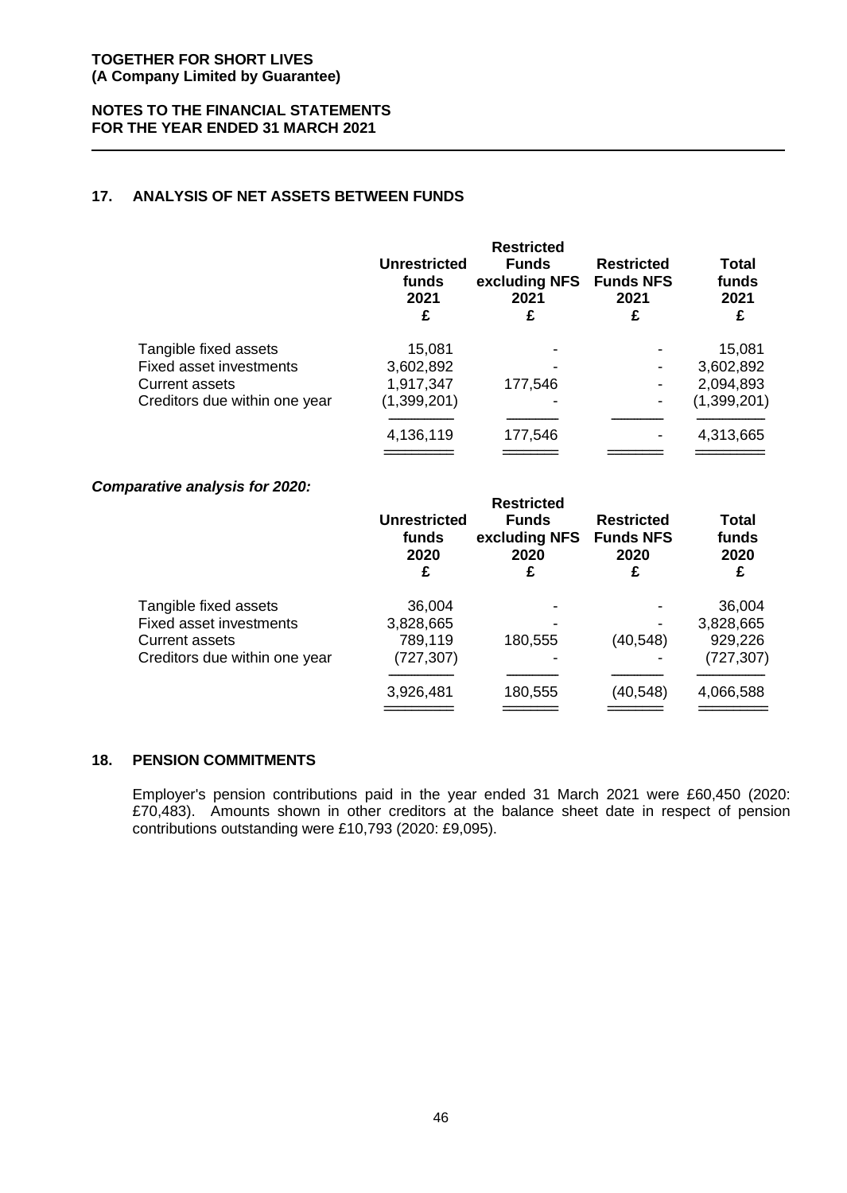## 17. ANALYSIS OF NET ASSETS BETWEEN FUNDS

| | Unrestricted funds 2021 £ | Restricted Funds excluding NFS 2021 £ | Restricted Funds NFS 2021 £ | Total funds 2021 £ |
|---|---|---|---|---|
| Tangible fixed assets | 15,081 | - | - | 15,081 |
| Fixed asset investments | 3,602,892 | - | - | 3,602,892 |
| Current assets | 1,917,347 | 177,546 | - | 2,094,893 |
| Creditors due within one year | (1,399,201) | - | - | (1,399,201) |
| | 4,136,119 | 177,546 | - | 4,313,665 |

***Comparative analysis for 2020:***

| | Unrestricted funds 2020 £ | Restricted Funds excluding NFS 2020 £ | Restricted Funds NFS 2020 £ | Total funds 2020 £ |
|---|---|---|---|---|
| Tangible fixed assets | 36,004 | - | - | 36,004 |
| Fixed asset investments | 3,828,665 | - | - | 3,828,665 |
| Current assets | 789,119 | 180,555 | (40,548) | 929,226 |
| Creditors due within one year | (727,307) | - | - | (727,307) |
| | 3,926,481 | 180,555 | (40,548) | 4,066,588 |

## 18. PENSION COMMITMENTS

Employer's pension contributions paid in the year ended 31 March 2021 were £60,450 (2020: £70,483). Amounts shown in other creditors at the balance sheet date in respect of pension contributions outstanding were £10,793 (2020: £9,095).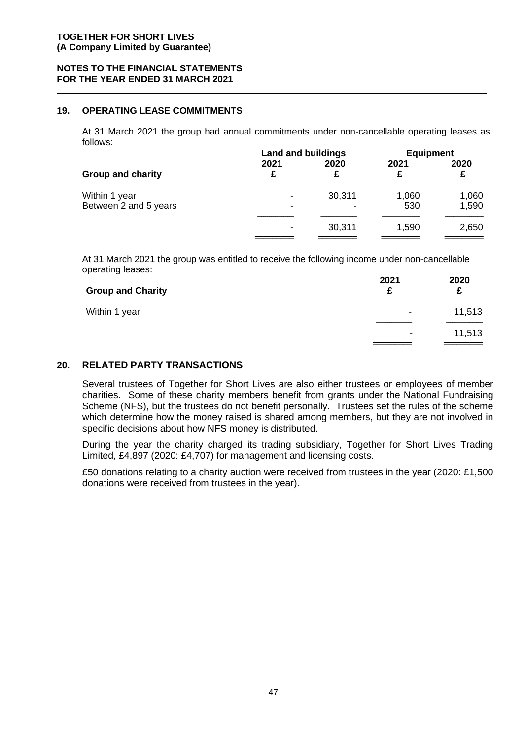**TOGETHER FOR SHORT LIVES**
**(A Company Limited by Guarantee)**

**NOTES TO THE FINANCIAL STATEMENTS**
**FOR THE YEAR ENDED 31 MARCH 2021**

## 19. OPERATING LEASE COMMITMENTS

At 31 March 2021 the group had annual commitments under non-cancellable operating leases as follows:

| | Land and buildings | | Equipment | |
|---|---|---|---|---|
| **Group and charity** | **2021** **£** | **2020** **£** | **2021** **£** | **2020** **£** |
| Within 1 year | - | 30,311 | 1,060 | 1,060 |
| Between 2 and 5 years | - | - | 530 | 1,590 |
| | - | 30,311 | 1,590 | 2,650 |

At 31 March 2021 the group was entitled to receive the following income under non-cancellable operating leases:

| **Group and Charity** | **2021** **£** | **2020** **£** |
|---|---|---|
| Within 1 year | - | 11,513 |
| | - | 11,513 |

## 20. RELATED PARTY TRANSACTIONS

Several trustees of Together for Short Lives are also either trustees or employees of member charities. Some of these charity members benefit from grants under the National Fundraising Scheme (NFS), but the trustees do not benefit personally. Trustees set the rules of the scheme which determine how the money raised is shared among members, but they are not involved in specific decisions about how NFS money is distributed.

During the year the charity charged its trading subsidiary, Together for Short Lives Trading Limited, £4,897 (2020: £4,707) for management and licensing costs.

£50 donations relating to a charity auction were received from trustees in the year (2020: £1,500 donations were received from trustees in the year).